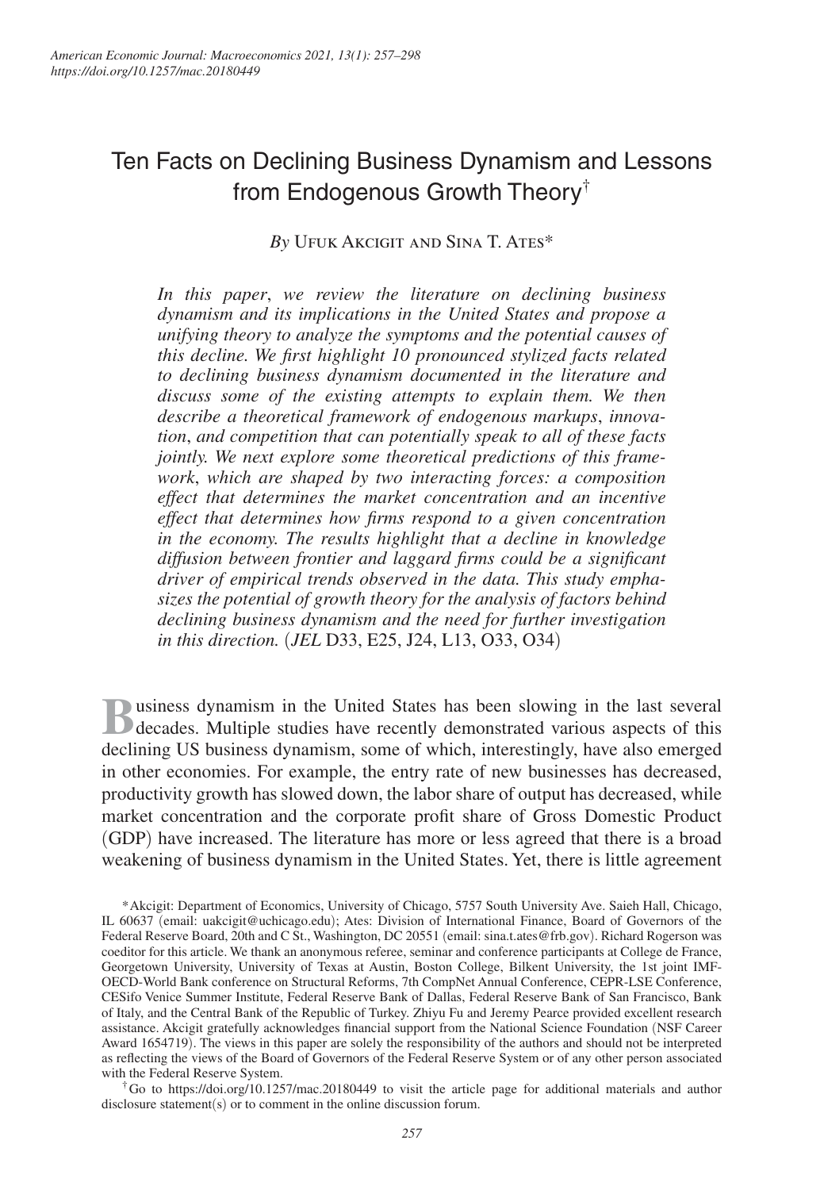# Ten Facts on Declining Business Dynamism and Lessons from Endogenous Growth Theory†

*By* Ufuk Akcigit and Sina T. Ates*

*In this paper, we review the literature on declining business dynamism and its implications in the United States and propose a unifying theory to analyze the symptoms and the potential causes of this decline. We first highlight 10 pronounced stylized facts related to declining business dynamism documented in the literature and discuss some of the existing attempts to explain them. We then describe a theoretical framework of endogenous markups, innovation, and competition that can potentially speak to all of these facts jointly. We next explore some theoretical predictions of this framework, which are shaped by two interacting forces: a composition effect that determines the market concentration and an incentive effect that determines how firms respond to a given concentration in the economy. The results highlight that a decline in knowledge diffusion between frontier and laggard firms could be a significant driver of empirical trends observed in the data. This study emphasizes the potential of growth theory for the analysis of factors behind declining business dynamism and the need for further investigation in this direction.* (*JEL* D33, E25, J24, L13, O33, O34)

Business dynamism in the United States has been slowing in the last several decades. Multiple studies have recently demonstrated various aspects of this declining US business dynamism, some of which, interestingly, have also emerged in other economies. For example, the entry rate of new businesses has decreased, productivity growth has slowed down, the labor share of output has decreased, while market concentration and the corporate profit share of Gross Domestic Product (GDP) have increased. The literature has more or less agreed that there is a broad weakening of business dynamism in the United States. Yet, there is little agreement

*Akcigit: Department of Economics, University of Chicago, 5757 South University Ave. Saieh Hall, Chicago, IL 60637 (email: uakcigit@uchicago.edu); Ates: Division of International Finance, Board of Governors of the Federal Reserve Board, 20th and C St., Washington, DC 20551 (email: sina.t.ates@frb.gov). Richard Rogerson was coeditor for this article. We thank an anonymous referee, seminar and conference participants at College de France, Georgetown University, University of Texas at Austin, Boston College, Bilkent University, the 1st joint IMF-OECD-World Bank conference on Structural Reforms, 7th CompNet Annual Conference, CEPR-LSE Conference, CESifo Venice Summer Institute, Federal Reserve Bank of Dallas, Federal Reserve Bank of San Francisco, Bank of Italy, and the Central Bank of the Republic of Turkey. Zhiyu Fu and Jeremy Pearce provided excellent research assistance. Akcigit gratefully acknowledges financial support from the National Science Foundation (NSF Career Award 1654719). The views in this paper are solely the responsibility of the authors and should not be interpreted as reflecting the views of the Board of Governors of the Federal Reserve System or of any other person associated with the Federal Reserve System.

†Go to https://doi.org/10.1257/mac.20180449 to visit the article page for additional materials and author disclosure statement(s) or to comment in the online discussion forum.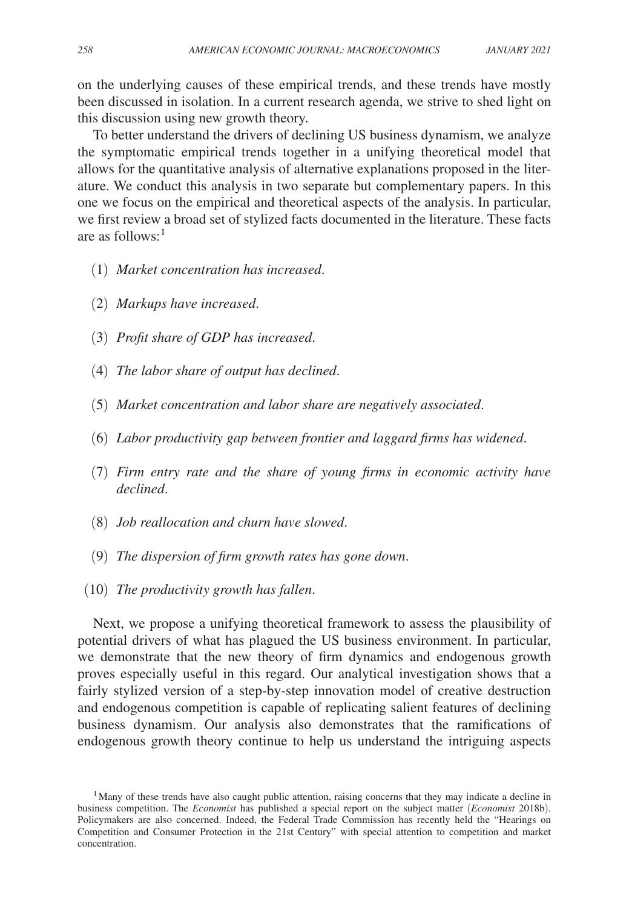on the underlying causes of these empirical trends, and these trends have mostly been discussed in isolation. In a current research agenda, we strive to shed light on this discussion using new growth theory.

To better understand the drivers of declining US business dynamism, we analyze the symptomatic empirical trends together in a unifying theoretical model that allows for the quantitative analysis of alternative explanations proposed in the literature. We conduct this analysis in two separate but complementary papers. In this one we focus on the empirical and theoretical aspects of the analysis. In particular, we first review a broad set of stylized facts documented in the literature. These facts are as follows:[1]

(1) *Market concentration has increased.*

(2) *Markups have increased.*

(3) *Profit share of GDP has increased.*

(4) *The labor share of output has declined.*

(5) *Market concentration and labor share are negatively associated.*

(6) *Labor productivity gap between frontier and laggard firms has widened.*

(7) *Firm entry rate and the share of young firms in economic activity have declined.*

(8) *Job reallocation and churn have slowed.*

(9) *The dispersion of firm growth rates has gone down.*

(10) *The productivity growth has fallen.*

Next, we propose a unifying theoretical framework to assess the plausibility of potential drivers of what has plagued the US business environment. In particular, we demonstrate that the new theory of firm dynamics and endogenous growth proves especially useful in this regard. Our analytical investigation shows that a fairly stylized version of a step-by-step innovation model of creative destruction and endogenous competition is capable of replicating salient features of declining business dynamism. Our analysis also demonstrates that the ramifications of endogenous growth theory continue to help us understand the intriguing aspects

[1] Many of these trends have also caught public attention, raising concerns that they may indicate a decline in business competition. The *Economist* has published a special report on the subject matter (*Economist* 2018b). Policymakers are also concerned. Indeed, the Federal Trade Commission has recently held the "Hearings on Competition and Consumer Protection in the 21st Century" with special attention to competition and market concentration.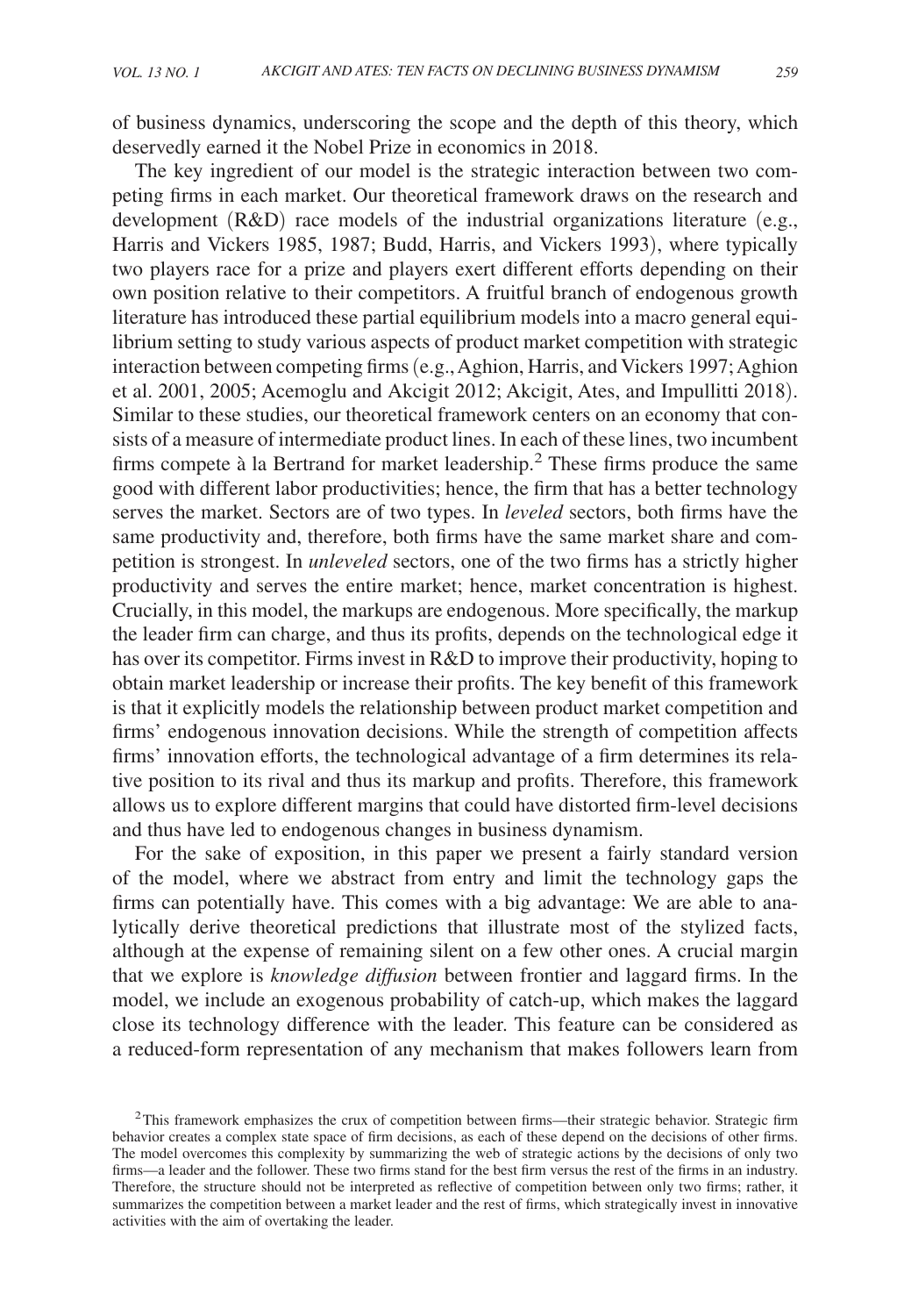of business dynamics, underscoring the scope and the depth of this theory, which deservedly earned it the Nobel Prize in economics in 2018.

The key ingredient of our model is the strategic interaction between two competing firms in each market. Our theoretical framework draws on the research and development (R&D) race models of the industrial organizations literature (e.g., Harris and Vickers 1985, 1987; Budd, Harris, and Vickers 1993), where typically two players race for a prize and players exert different efforts depending on their own position relative to their competitors. A fruitful branch of endogenous growth literature has introduced these partial equilibrium models into a macro general equilibrium setting to study various aspects of product market competition with strategic interaction between competing firms (e.g., Aghion, Harris, and Vickers 1997; Aghion et al. 2001, 2005; Acemoglu and Akcigit 2012; Akcigit, Ates, and Impullitti 2018). Similar to these studies, our theoretical framework centers on an economy that consists of a measure of intermediate product lines. In each of these lines, two incumbent firms compete à la Bertrand for market leadership.[2] These firms produce the same good with different labor productivities; hence, the firm that has a better technology serves the market. Sectors are of two types. In *leveled* sectors, both firms have the same productivity and, therefore, both firms have the same market share and competition is strongest. In *unleveled* sectors, one of the two firms has a strictly higher productivity and serves the entire market; hence, market concentration is highest. Crucially, in this model, the markups are endogenous. More specifically, the markup the leader firm can charge, and thus its profits, depends on the technological edge it has over its competitor. Firms invest in R&D to improve their productivity, hoping to obtain market leadership or increase their profits. The key benefit of this framework is that it explicitly models the relationship between product market competition and firms' endogenous innovation decisions. While the strength of competition affects firms' innovation efforts, the technological advantage of a firm determines its relative position to its rival and thus its markup and profits. Therefore, this framework allows us to explore different margins that could have distorted firm-level decisions and thus have led to endogenous changes in business dynamism.

For the sake of exposition, in this paper we present a fairly standard version of the model, where we abstract from entry and limit the technology gaps the firms can potentially have. This comes with a big advantage: We are able to analytically derive theoretical predictions that illustrate most of the stylized facts, although at the expense of remaining silent on a few other ones. A crucial margin that we explore is *knowledge diffusion* between frontier and laggard firms. In the model, we include an exogenous probability of catch-up, which makes the laggard close its technology difference with the leader. This feature can be considered as a reduced-form representation of any mechanism that makes followers learn from

[2] This framework emphasizes the crux of competition between firms—their strategic behavior. Strategic firm behavior creates a complex state space of firm decisions, as each of these depend on the decisions of other firms. The model overcomes this complexity by summarizing the web of strategic actions by the decisions of only two firms—a leader and the follower. These two firms stand for the best firm versus the rest of the firms in an industry. Therefore, the structure should not be interpreted as reflective of competition between only two firms; rather, it summarizes the competition between a market leader and the rest of firms, which strategically invest in innovative activities with the aim of overtaking the leader.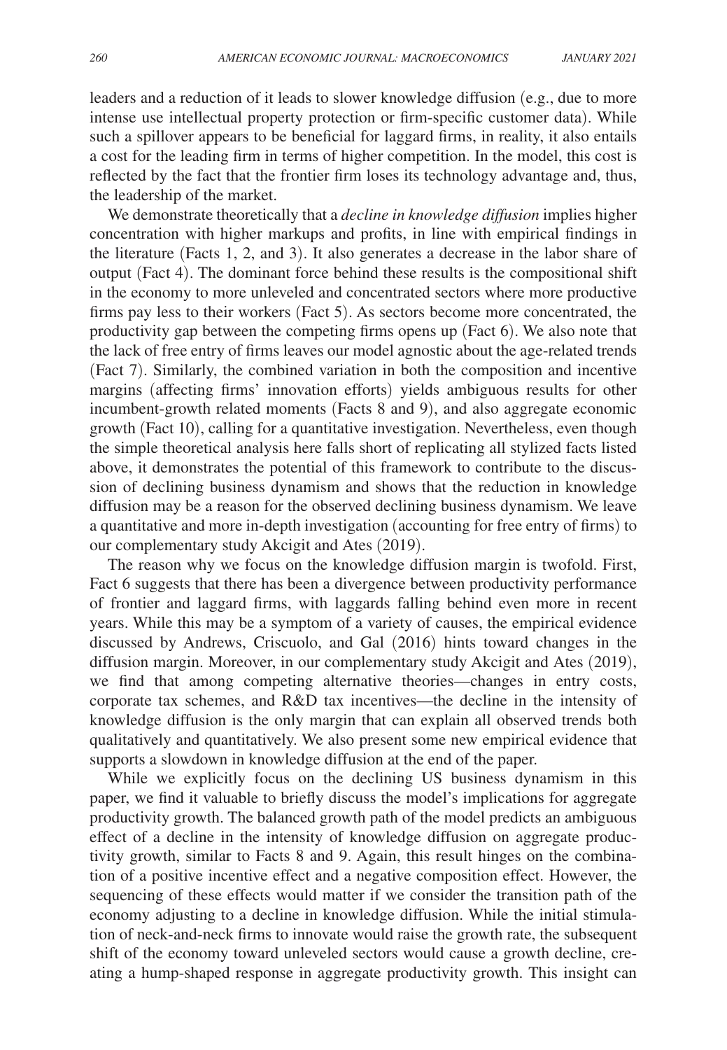leaders and a reduction of it leads to slower knowledge diffusion (e.g., due to more intense use intellectual property protection or firm-specific customer data). While such a spillover appears to be beneficial for laggard firms, in reality, it also entails a cost for the leading firm in terms of higher competition. In the model, this cost is reflected by the fact that the frontier firm loses its technology advantage and, thus, the leadership of the market.

We demonstrate theoretically that a *decline in knowledge diffusion* implies higher concentration with higher markups and profits, in line with empirical findings in the literature (Facts 1, 2, and 3). It also generates a decrease in the labor share of output (Fact 4). The dominant force behind these results is the compositional shift in the economy to more unleveled and concentrated sectors where more productive firms pay less to their workers (Fact 5). As sectors become more concentrated, the productivity gap between the competing firms opens up (Fact 6). We also note that the lack of free entry of firms leaves our model agnostic about the age-related trends (Fact 7). Similarly, the combined variation in both the composition and incentive margins (affecting firms' innovation efforts) yields ambiguous results for other incumbent-growth related moments (Facts 8 and 9), and also aggregate economic growth (Fact 10), calling for a quantitative investigation. Nevertheless, even though the simple theoretical analysis here falls short of replicating all stylized facts listed above, it demonstrates the potential of this framework to contribute to the discussion of declining business dynamism and shows that the reduction in knowledge diffusion may be a reason for the observed declining business dynamism. We leave a quantitative and more in-depth investigation (accounting for free entry of firms) to our complementary study Akcigit and Ates (2019).

The reason why we focus on the knowledge diffusion margin is twofold. First, Fact 6 suggests that there has been a divergence between productivity performance of frontier and laggard firms, with laggards falling behind even more in recent years. While this may be a symptom of a variety of causes, the empirical evidence discussed by Andrews, Criscuolo, and Gal (2016) hints toward changes in the diffusion margin. Moreover, in our complementary study Akcigit and Ates (2019), we find that among competing alternative theories—changes in entry costs, corporate tax schemes, and R&D tax incentives—the decline in the intensity of knowledge diffusion is the only margin that can explain all observed trends both qualitatively and quantitatively. We also present some new empirical evidence that supports a slowdown in knowledge diffusion at the end of the paper.

While we explicitly focus on the declining US business dynamism in this paper, we find it valuable to briefly discuss the model's implications for aggregate productivity growth. The balanced growth path of the model predicts an ambiguous effect of a decline in the intensity of knowledge diffusion on aggregate productivity growth, similar to Facts 8 and 9. Again, this result hinges on the combination of a positive incentive effect and a negative composition effect. However, the sequencing of these effects would matter if we consider the transition path of the economy adjusting to a decline in knowledge diffusion. While the initial stimulation of neck-and-neck firms to innovate would raise the growth rate, the subsequent shift of the economy toward unleveled sectors would cause a growth decline, creating a hump-shaped response in aggregate productivity growth. This insight can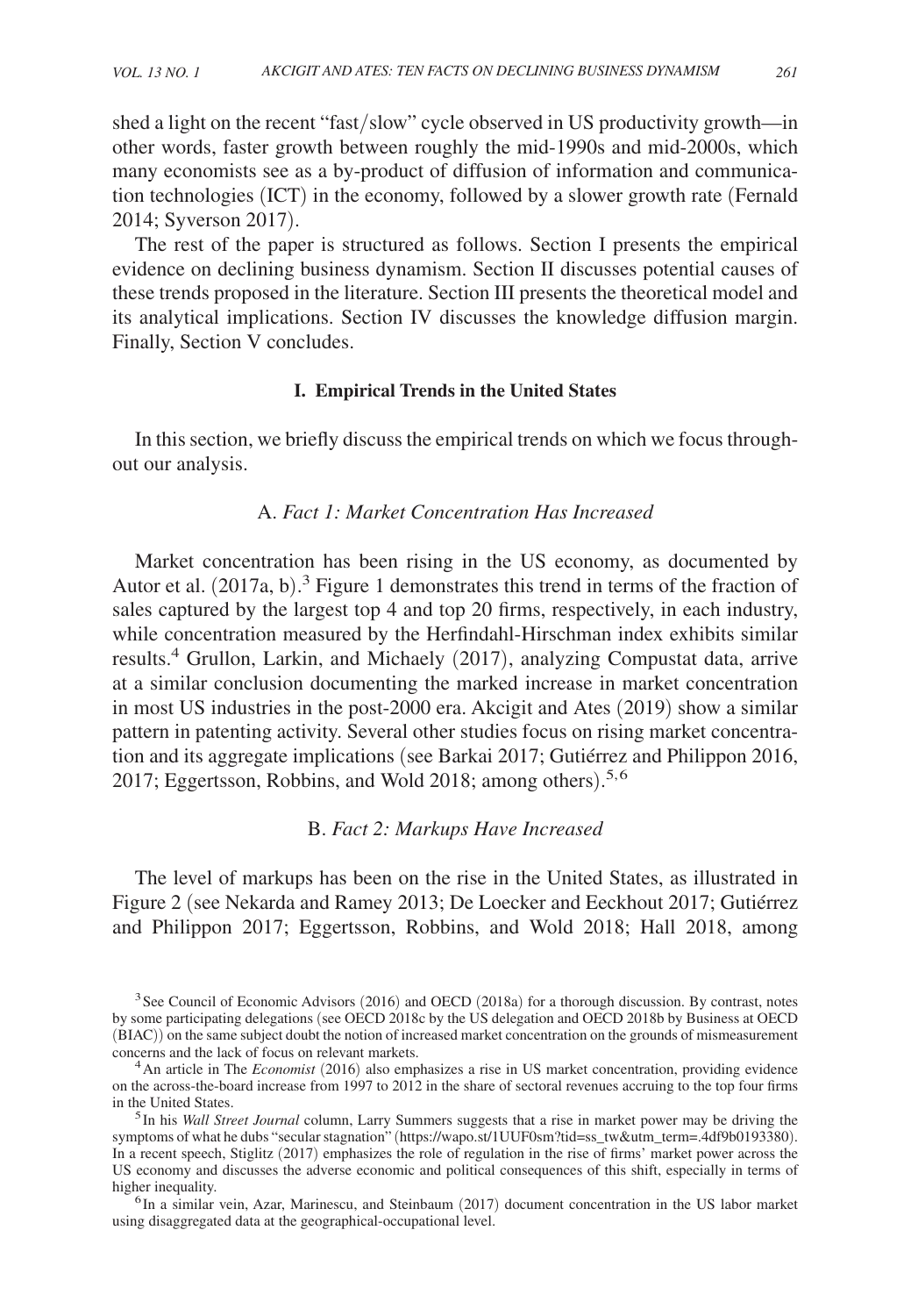shed a light on the recent "fast/slow" cycle observed in US productivity growth—in other words, faster growth between roughly the mid-1990s and mid-2000s, which many economists see as a by-product of diffusion of information and communication technologies (ICT) in the economy, followed by a slower growth rate (Fernald 2014; Syverson 2017).

The rest of the paper is structured as follows. Section I presents the empirical evidence on declining business dynamism. Section II discusses potential causes of these trends proposed in the literature. Section III presents the theoretical model and its analytical implications. Section IV discusses the knowledge diffusion margin. Finally, Section V concludes.

## I. Empirical Trends in the United States

In this section, we briefly discuss the empirical trends on which we focus throughout our analysis.

### A. *Fact 1: Market Concentration Has Increased*

Market concentration has been rising in the US economy, as documented by Autor et al. (2017a, b).[3] Figure 1 demonstrates this trend in terms of the fraction of sales captured by the largest top 4 and top 20 firms, respectively, in each industry, while concentration measured by the Herfindahl-Hirschman index exhibits similar results.[4] Grullon, Larkin, and Michaely (2017), analyzing Compustat data, arrive at a similar conclusion documenting the marked increase in market concentration in most US industries in the post-2000 era. Akcigit and Ates (2019) show a similar pattern in patenting activity. Several other studies focus on rising market concentration and its aggregate implications (see Barkai 2017; Gutiérrez and Philippon 2016, 2017; Eggertsson, Robbins, and Wold 2018; among others).[5,6]

### B. *Fact 2: Markups Have Increased*

The level of markups has been on the rise in the United States, as illustrated in Figure 2 (see Nekarda and Ramey 2013; De Loecker and Eeckhout 2017; Gutiérrez and Philippon 2017; Eggertsson, Robbins, and Wold 2018; Hall 2018, among

[3] See Council of Economic Advisors (2016) and OECD (2018a) for a thorough discussion. By contrast, notes by some participating delegations (see OECD 2018c by the US delegation and OECD 2018b by Business at OECD (BIAC)) on the same subject doubt the notion of increased market concentration on the grounds of mismeasurement concerns and the lack of focus on relevant markets.

[4] An article in The *Economist* (2016) also emphasizes a rise in US market concentration, providing evidence on the across-the-board increase from 1997 to 2012 in the share of sectoral revenues accruing to the top four firms in the United States.

[5] In his *Wall Street Journal* column, Larry Summers suggests that a rise in market power may be driving the symptoms of what he dubs "secular stagnation" (https://wapo.st/1UUF0sm?tid=ss_tw&utm_term=.4df9b0193380). In a recent speech, Stiglitz (2017) emphasizes the role of regulation in the rise of firms' market power across the US economy and discusses the adverse economic and political consequences of this shift, especially in terms of higher inequality.

[6] In a similar vein, Azar, Marinescu, and Steinbaum (2017) document concentration in the US labor market using disaggregated data at the geographical-occupational level.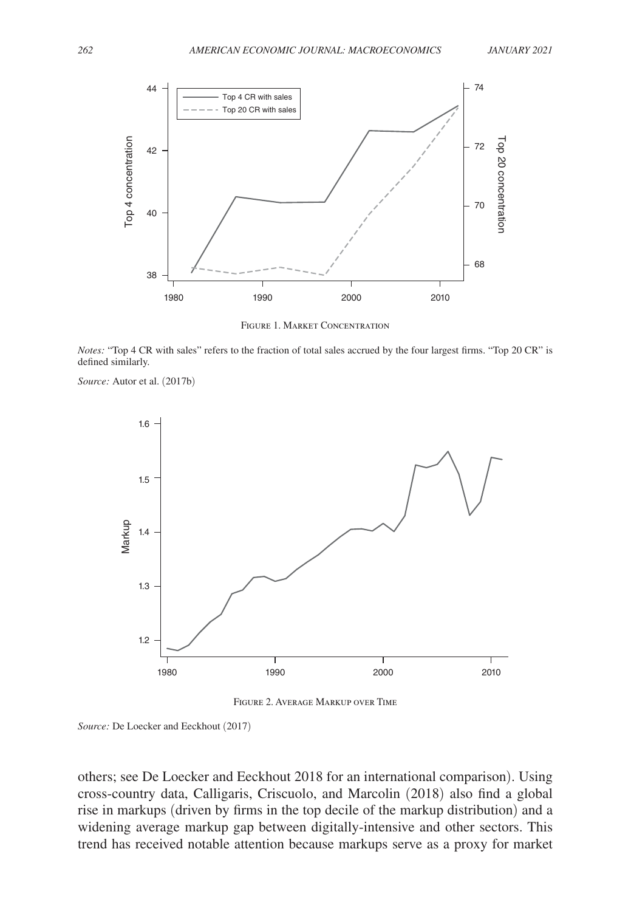Figure 1. Market Concentration

*Notes:* "Top 4 CR with sales" refers to the fraction of total sales accrued by the four largest firms. "Top 20 CR" is defined similarly.

*Source:* Autor et al. (2017b)

Figure 2. Average Markup over Time

*Source:* De Loecker and Eeckhout (2017)

others; see De Loecker and Eeckhout 2018 for an international comparison). Using cross-country data, Calligaris, Criscuolo, and Marcolin (2018) also find a global rise in markups (driven by firms in the top decile of the markup distribution) and a widening average markup gap between digitally-intensive and other sectors. This trend has received notable attention because markups serve as a proxy for market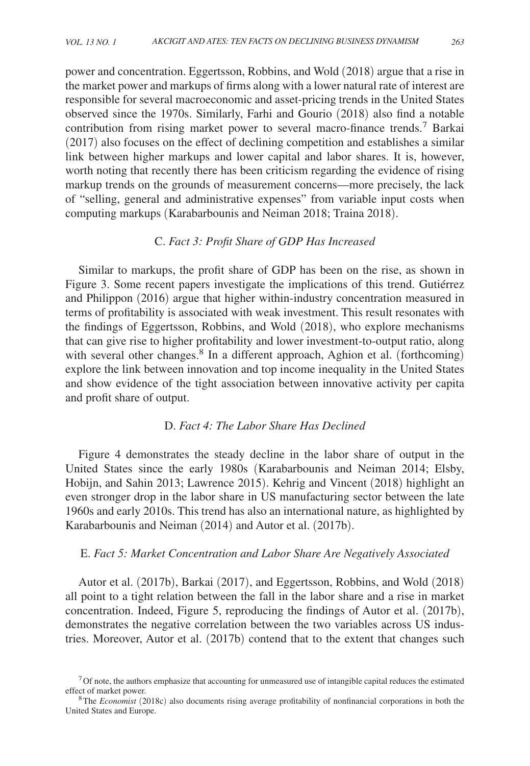power and concentration. Eggertsson, Robbins, and Wold (2018) argue that a rise in the market power and markups of firms along with a lower natural rate of interest are responsible for several macroeconomic and asset-pricing trends in the United States observed since the 1970s. Similarly, Farhi and Gourio (2018) also find a notable contribution from rising market power to several macro-finance trends.[7] Barkai (2017) also focuses on the effect of declining competition and establishes a similar link between higher markups and lower capital and labor shares. It is, however, worth noting that recently there has been criticism regarding the evidence of rising markup trends on the grounds of measurement concerns—more precisely, the lack of "selling, general and administrative expenses" from variable input costs when computing markups (Karabarbounis and Neiman 2018; Traina 2018).

### C. *Fact 3: Profit Share of GDP Has Increased*

Similar to markups, the profit share of GDP has been on the rise, as shown in Figure 3. Some recent papers investigate the implications of this trend. Gutiérrez and Philippon (2016) argue that higher within-industry concentration measured in terms of profitability is associated with weak investment. This result resonates with the findings of Eggertsson, Robbins, and Wold (2018), who explore mechanisms that can give rise to higher profitability and lower investment-to-output ratio, along with several other changes.[8] In a different approach, Aghion et al. (forthcoming) explore the link between innovation and top income inequality in the United States and show evidence of the tight association between innovative activity per capita and profit share of output.

### D. *Fact 4: The Labor Share Has Declined*

Figure 4 demonstrates the steady decline in the labor share of output in the United States since the early 1980s (Karabarbounis and Neiman 2014; Elsby, Hobijn, and Sahin 2013; Lawrence 2015). Kehrig and Vincent (2018) highlight an even stronger drop in the labor share in US manufacturing sector between the late 1960s and early 2010s. This trend has also an international nature, as highlighted by Karabarbounis and Neiman (2014) and Autor et al. (2017b).

### E. *Fact 5: Market Concentration and Labor Share Are Negatively Associated*

Autor et al. (2017b), Barkai (2017), and Eggertsson, Robbins, and Wold (2018) all point to a tight relation between the fall in the labor share and a rise in market concentration. Indeed, Figure 5, reproducing the findings of Autor et al. (2017b), demonstrates the negative correlation between the two variables across US industries. Moreover, Autor et al. (2017b) contend that to the extent that changes such

---

[7] Of note, the authors emphasize that accounting for unmeasured use of intangible capital reduces the estimated effect of market power.

[8] The *Economist* (2018c) also documents rising average profitability of nonfinancial corporations in both the United States and Europe.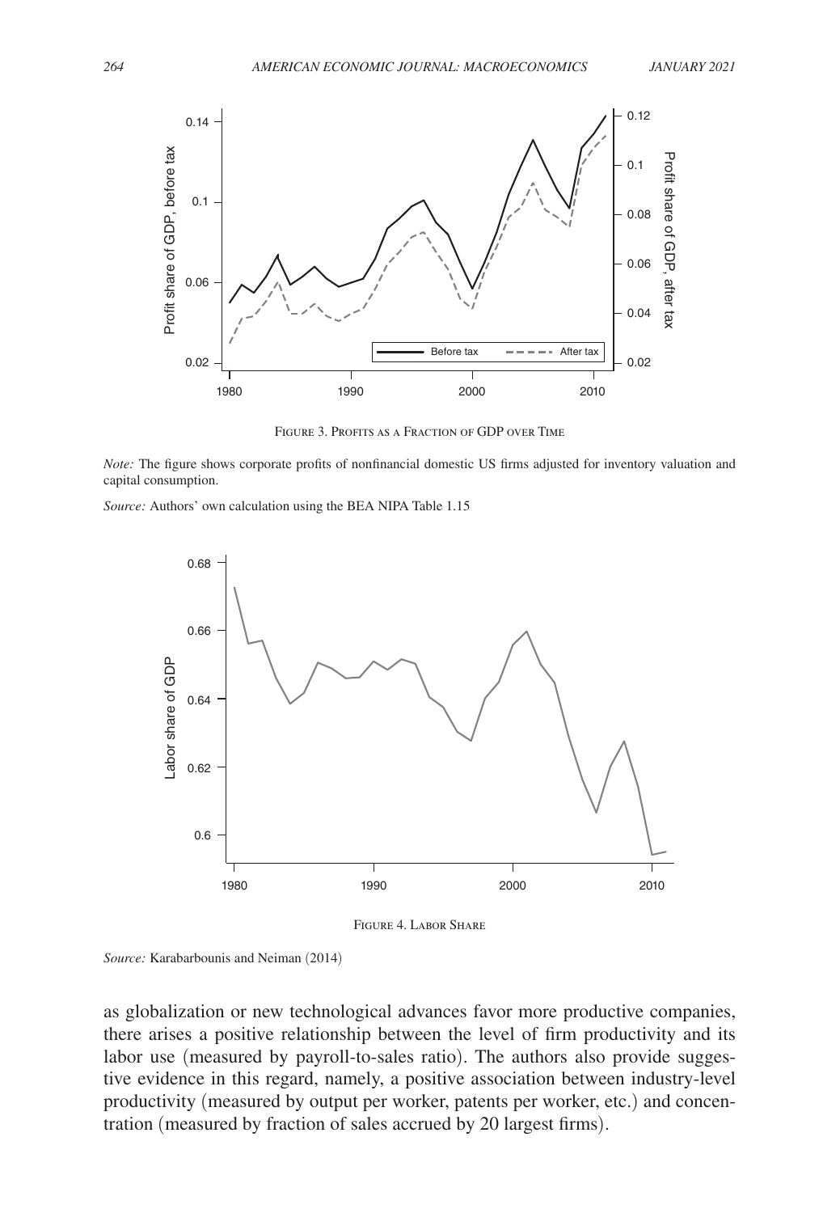Figure 3. Profits as a Fraction of GDP over Time

*Note:* The figure shows corporate profits of nonfinancial domestic US firms adjusted for inventory valuation and capital consumption.

*Source:* Authors' own calculation using the BEA NIPA Table 1.15

Figure 4. Labor Share

*Source:* Karabarbounis and Neiman (2014)

as globalization or new technological advances favor more productive companies, there arises a positive relationship between the level of firm productivity and its labor use (measured by payroll-to-sales ratio). The authors also provide suggestive evidence in this regard, namely, a positive association between industry-level productivity (measured by output per worker, patents per worker, etc.) and concentration (measured by fraction of sales accrued by 20 largest firms).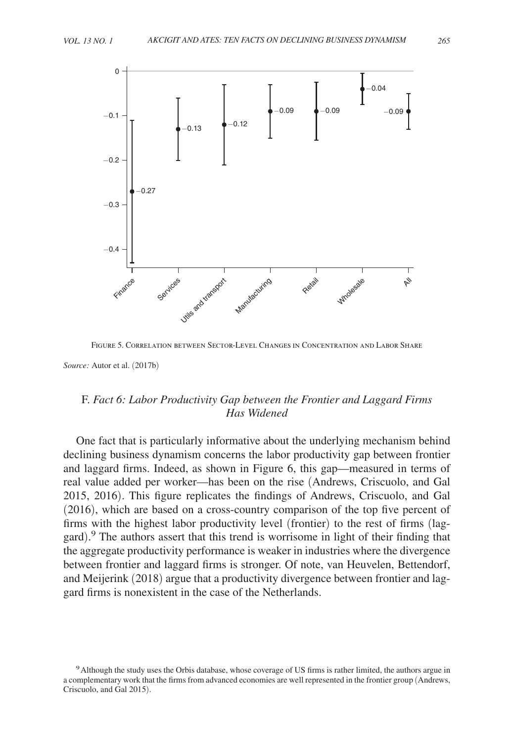Figure 5. Correlation between Sector-Level Changes in Concentration and Labor Share

*Source:* Autor et al. (2017b)

## F. *Fact 6: Labor Productivity Gap between the Frontier and Laggard Firms Has Widened*

One fact that is particularly informative about the underlying mechanism behind declining business dynamism concerns the labor productivity gap between frontier and laggard firms. Indeed, as shown in Figure 6, this gap—measured in terms of real value added per worker—has been on the rise (Andrews, Criscuolo, and Gal 2015, 2016). This figure replicates the findings of Andrews, Criscuolo, and Gal (2016), which are based on a cross-country comparison of the top five percent of firms with the highest labor productivity level (frontier) to the rest of firms (laggard).[9] The authors assert that this trend is worrisome in light of their finding that the aggregate productivity performance is weaker in industries where the divergence between frontier and laggard firms is stronger. Of note, van Heuvelen, Bettendorf, and Meijerink (2018) argue that a productivity divergence between frontier and laggard firms is nonexistent in the case of the Netherlands.

[9] Although the study uses the Orbis database, whose coverage of US firms is rather limited, the authors argue in a complementary work that the firms from advanced economies are well represented in the frontier group (Andrews, Criscuolo, and Gal 2015).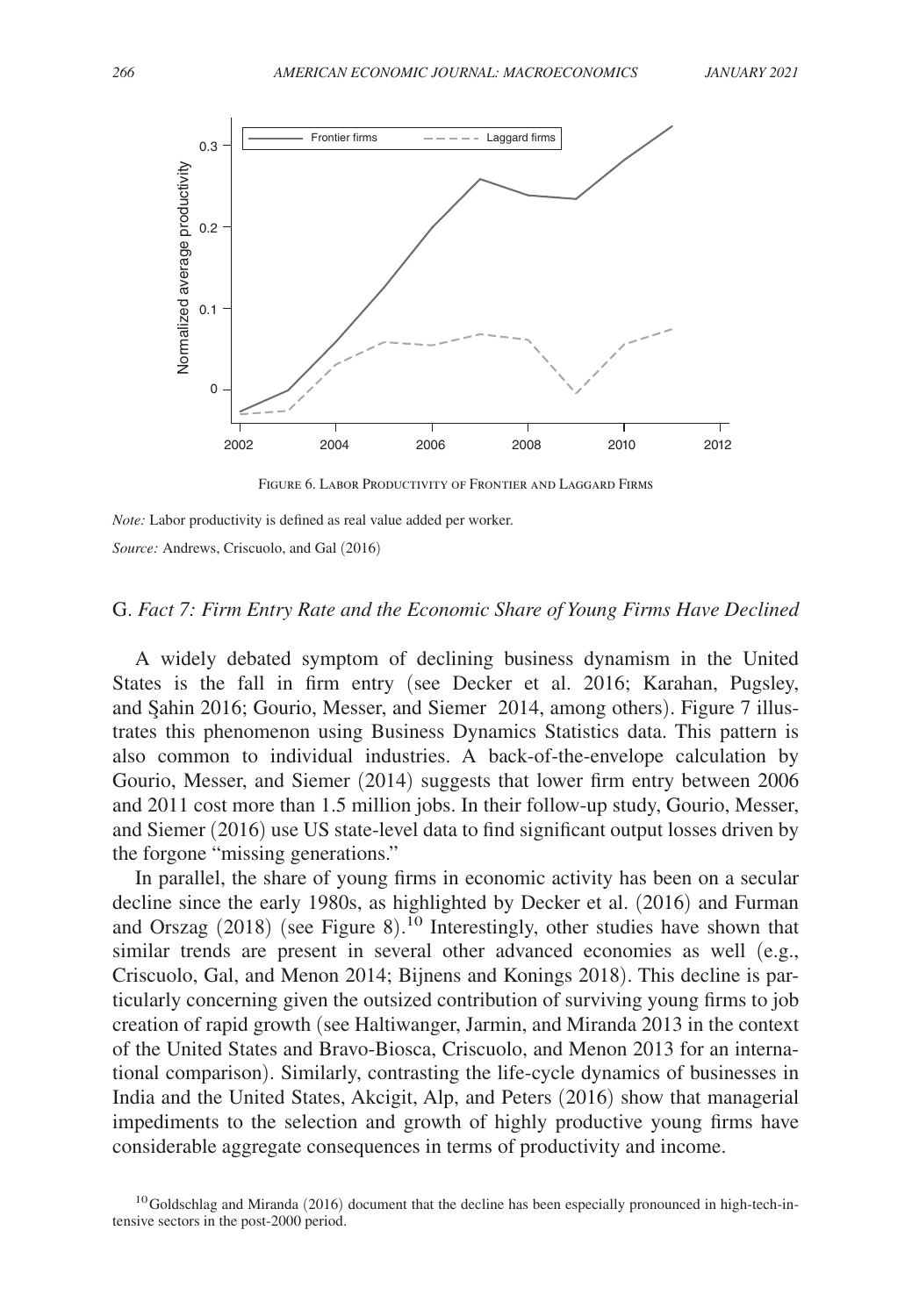Figure 6. Labor Productivity of Frontier and Laggard Firms

*Note:* Labor productivity is defined as real value added per worker.

*Source:* Andrews, Criscuolo, and Gal (2016)

## G. *Fact 7: Firm Entry Rate and the Economic Share of Young Firms Have Declined*

A widely debated symptom of declining business dynamism in the United States is the fall in firm entry (see Decker et al. 2016; Karahan, Pugsley, and Şahin 2016; Gourio, Messer, and Siemer 2014, among others). Figure 7 illustrates this phenomenon using Business Dynamics Statistics data. This pattern is also common to individual industries. A back-of-the-envelope calculation by Gourio, Messer, and Siemer (2014) suggests that lower firm entry between 2006 and 2011 cost more than 1.5 million jobs. In their follow-up study, Gourio, Messer, and Siemer (2016) use US state-level data to find significant output losses driven by the forgone "missing generations."

In parallel, the share of young firms in economic activity has been on a secular decline since the early 1980s, as highlighted by Decker et al. (2016) and Furman and Orszag (2018) (see Figure 8).[10] Interestingly, other studies have shown that similar trends are present in several other advanced economies as well (e.g., Criscuolo, Gal, and Menon 2014; Bijnens and Konings 2018). This decline is particularly concerning given the outsized contribution of surviving young firms to job creation of rapid growth (see Haltiwanger, Jarmin, and Miranda 2013 in the context of the United States and Bravo-Biosca, Criscuolo, and Menon 2013 for an international comparison). Similarly, contrasting the life-cycle dynamics of businesses in India and the United States, Akcigit, Alp, and Peters (2016) show that managerial impediments to the selection and growth of highly productive young firms have considerable aggregate consequences in terms of productivity and income.

[10] Goldschlag and Miranda (2016) document that the decline has been especially pronounced in high-tech-intensive sectors in the post-2000 period.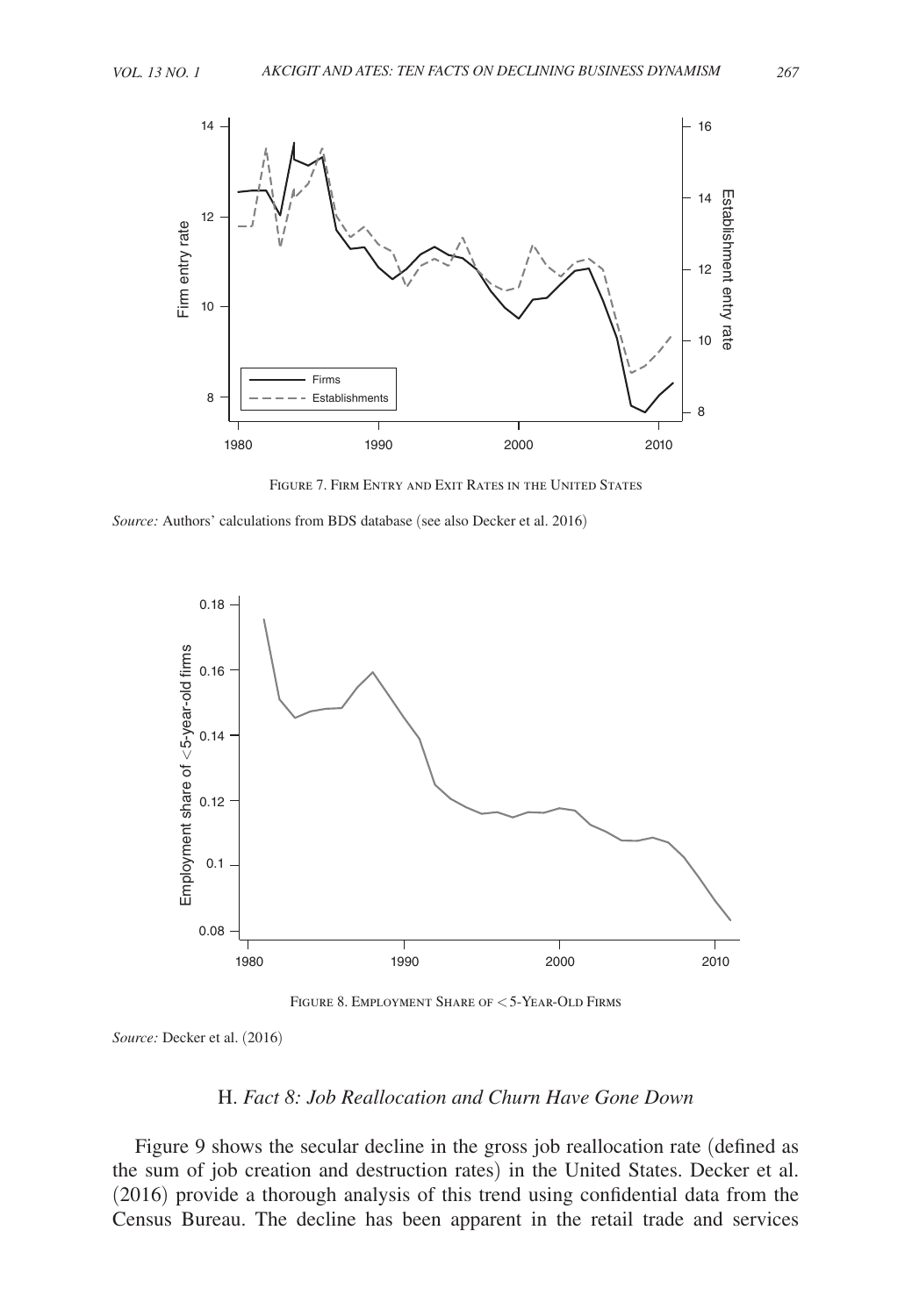Figure 7. Firm Entry and Exit Rates in the United States

*Source:* Authors' calculations from BDS database (see also Decker et al. 2016)

Figure 8. Employment Share of < 5-Year-Old Firms

*Source:* Decker et al. (2016)

### H. *Fact 8: Job Reallocation and Churn Have Gone Down*

Figure 9 shows the secular decline in the gross job reallocation rate (defined as the sum of job creation and destruction rates) in the United States. Decker et al. (2016) provide a thorough analysis of this trend using confidential data from the Census Bureau. The decline has been apparent in the retail trade and services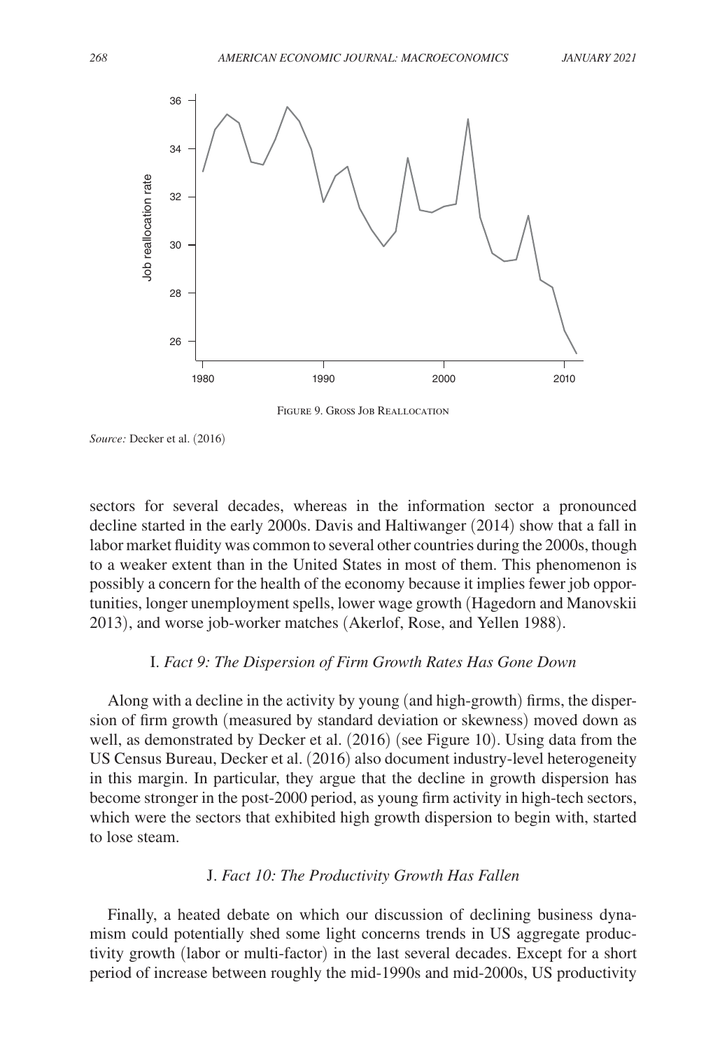Figure 9. Gross Job Reallocation

*Source:* Decker et al. (2016)

sectors for several decades, whereas in the information sector a pronounced decline started in the early 2000s. Davis and Haltiwanger (2014) show that a fall in labor market fluidity was common to several other countries during the 2000s, though to a weaker extent than in the United States in most of them. This phenomenon is possibly a concern for the health of the economy because it implies fewer job opportunities, longer unemployment spells, lower wage growth (Hagedorn and Manovskii 2013), and worse job-worker matches (Akerlof, Rose, and Yellen 1988).

### I. *Fact 9: The Dispersion of Firm Growth Rates Has Gone Down*

Along with a decline in the activity by young (and high-growth) firms, the dispersion of firm growth (measured by standard deviation or skewness) moved down as well, as demonstrated by Decker et al. (2016) (see Figure 10). Using data from the US Census Bureau, Decker et al. (2016) also document industry-level heterogeneity in this margin. In particular, they argue that the decline in growth dispersion has become stronger in the post-2000 period, as young firm activity in high-tech sectors, which were the sectors that exhibited high growth dispersion to begin with, started to lose steam.

### J. *Fact 10: The Productivity Growth Has Fallen*

Finally, a heated debate on which our discussion of declining business dynamism could potentially shed some light concerns trends in US aggregate productivity growth (labor or multi-factor) in the last several decades. Except for a short period of increase between roughly the mid-1990s and mid-2000s, US productivity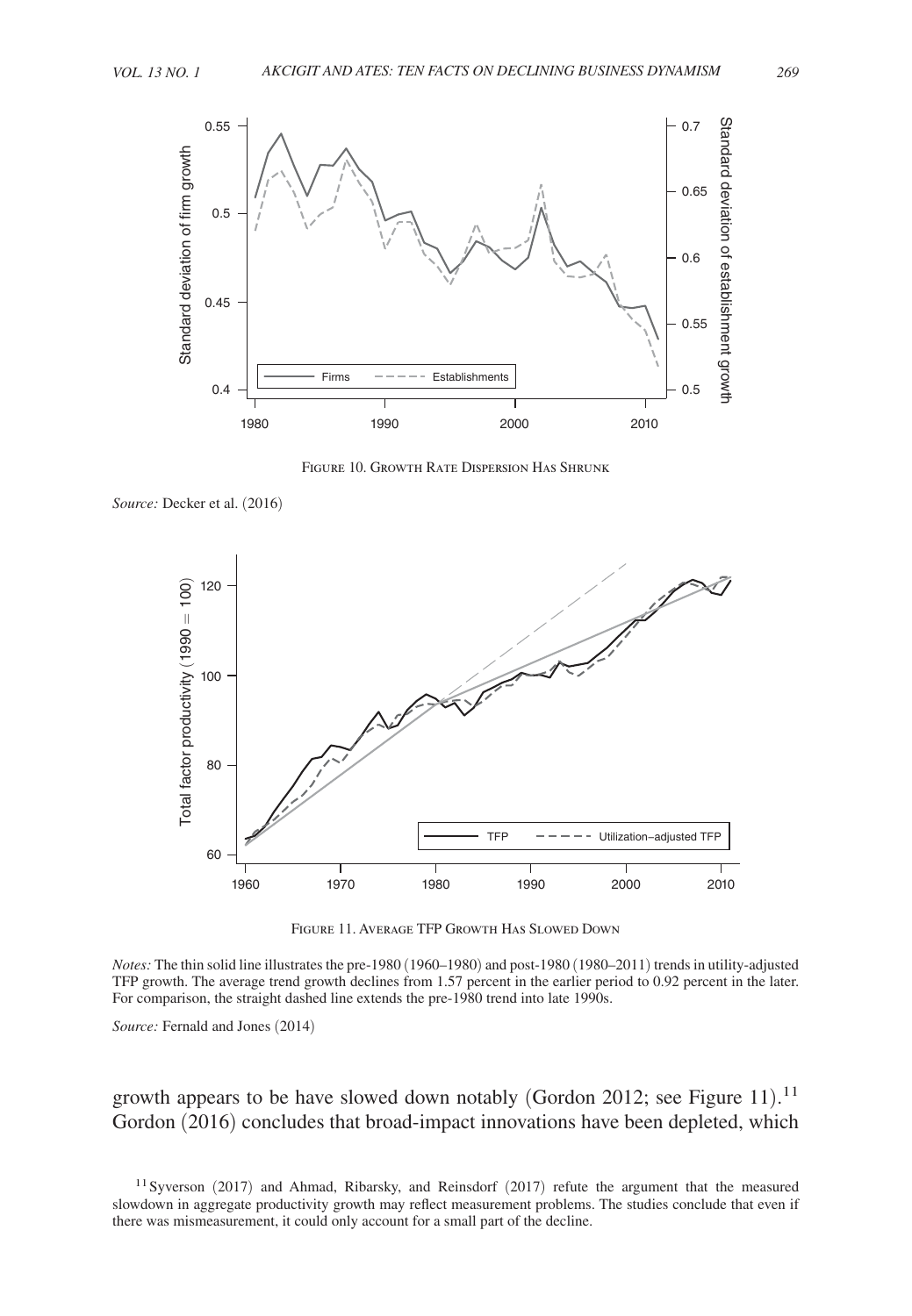Figure 10. Growth Rate Dispersion Has Shrunk

*Source:* Decker et al. (2016)

Figure 11. Average TFP Growth Has Slowed Down

*Notes:* The thin solid line illustrates the pre-1980 (1960–1980) and post-1980 (1980–2011) trends in utility-adjusted TFP growth. The average trend growth declines from 1.57 percent in the earlier period to 0.92 percent in the later. For comparison, the straight dashed line extends the pre-1980 trend into late 1990s.

*Source:* Fernald and Jones (2014)

growth appears to be have slowed down notably (Gordon 2012; see Figure 11).[11] Gordon (2016) concludes that broad-impact innovations have been depleted, which

[11] Syverson (2017) and Ahmad, Ribarsky, and Reinsdorf (2017) refute the argument that the measured slowdown in aggregate productivity growth may reflect measurement problems. The studies conclude that even if there was mismeasurement, it could only account for a small part of the decline.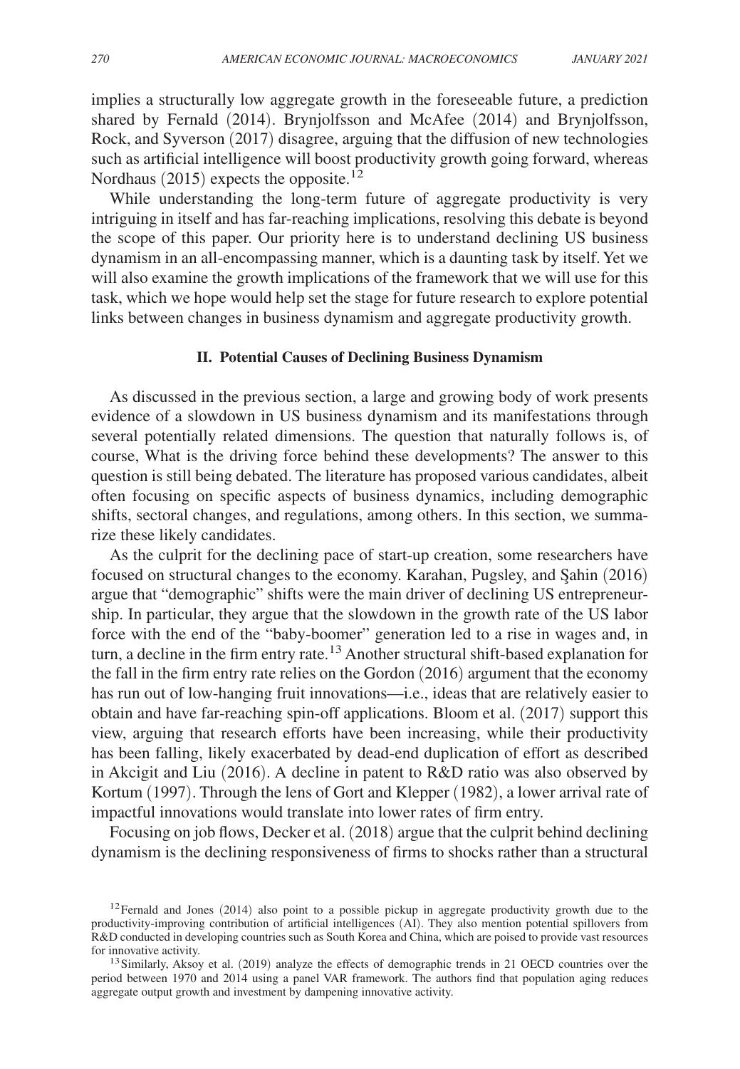implies a structurally low aggregate growth in the foreseeable future, a prediction shared by Fernald (2014). Brynjolfsson and McAfee (2014) and Brynjolfsson, Rock, and Syverson (2017) disagree, arguing that the diffusion of new technologies such as artificial intelligence will boost productivity growth going forward, whereas Nordhaus (2015) expects the opposite.[12]

While understanding the long-term future of aggregate productivity is very intriguing in itself and has far-reaching implications, resolving this debate is beyond the scope of this paper. Our priority here is to understand declining US business dynamism in an all-encompassing manner, which is a daunting task by itself. Yet we will also examine the growth implications of the framework that we will use for this task, which we hope would help set the stage for future research to explore potential links between changes in business dynamism and aggregate productivity growth.

## II. Potential Causes of Declining Business Dynamism

As discussed in the previous section, a large and growing body of work presents evidence of a slowdown in US business dynamism and its manifestations through several potentially related dimensions. The question that naturally follows is, of course, What is the driving force behind these developments? The answer to this question is still being debated. The literature has proposed various candidates, albeit often focusing on specific aspects of business dynamics, including demographic shifts, sectoral changes, and regulations, among others. In this section, we summarize these likely candidates.

As the culprit for the declining pace of start-up creation, some researchers have focused on structural changes to the economy. Karahan, Pugsley, and Şahin (2016) argue that "demographic" shifts were the main driver of declining US entrepreneurship. In particular, they argue that the slowdown in the growth rate of the US labor force with the end of the "baby-boomer" generation led to a rise in wages and, in turn, a decline in the firm entry rate.[13] Another structural shift-based explanation for the fall in the firm entry rate relies on the Gordon (2016) argument that the economy has run out of low-hanging fruit innovations—i.e., ideas that are relatively easier to obtain and have far-reaching spin-off applications. Bloom et al. (2017) support this view, arguing that research efforts have been increasing, while their productivity has been falling, likely exacerbated by dead-end duplication of effort as described in Akcigit and Liu (2016). A decline in patent to R&D ratio was also observed by Kortum (1997). Through the lens of Gort and Klepper (1982), a lower arrival rate of impactful innovations would translate into lower rates of firm entry.

Focusing on job flows, Decker et al. (2018) argue that the culprit behind declining dynamism is the declining responsiveness of firms to shocks rather than a structural

[12] Fernald and Jones (2014) also point to a possible pickup in aggregate productivity growth due to the productivity-improving contribution of artificial intelligences (AI). They also mention potential spillovers from R&D conducted in developing countries such as South Korea and China, which are poised to provide vast resources for innovative activity.

[13] Similarly, Aksoy et al. (2019) analyze the effects of demographic trends in 21 OECD countries over the period between 1970 and 2014 using a panel VAR framework. The authors find that population aging reduces aggregate output growth and investment by dampening innovative activity.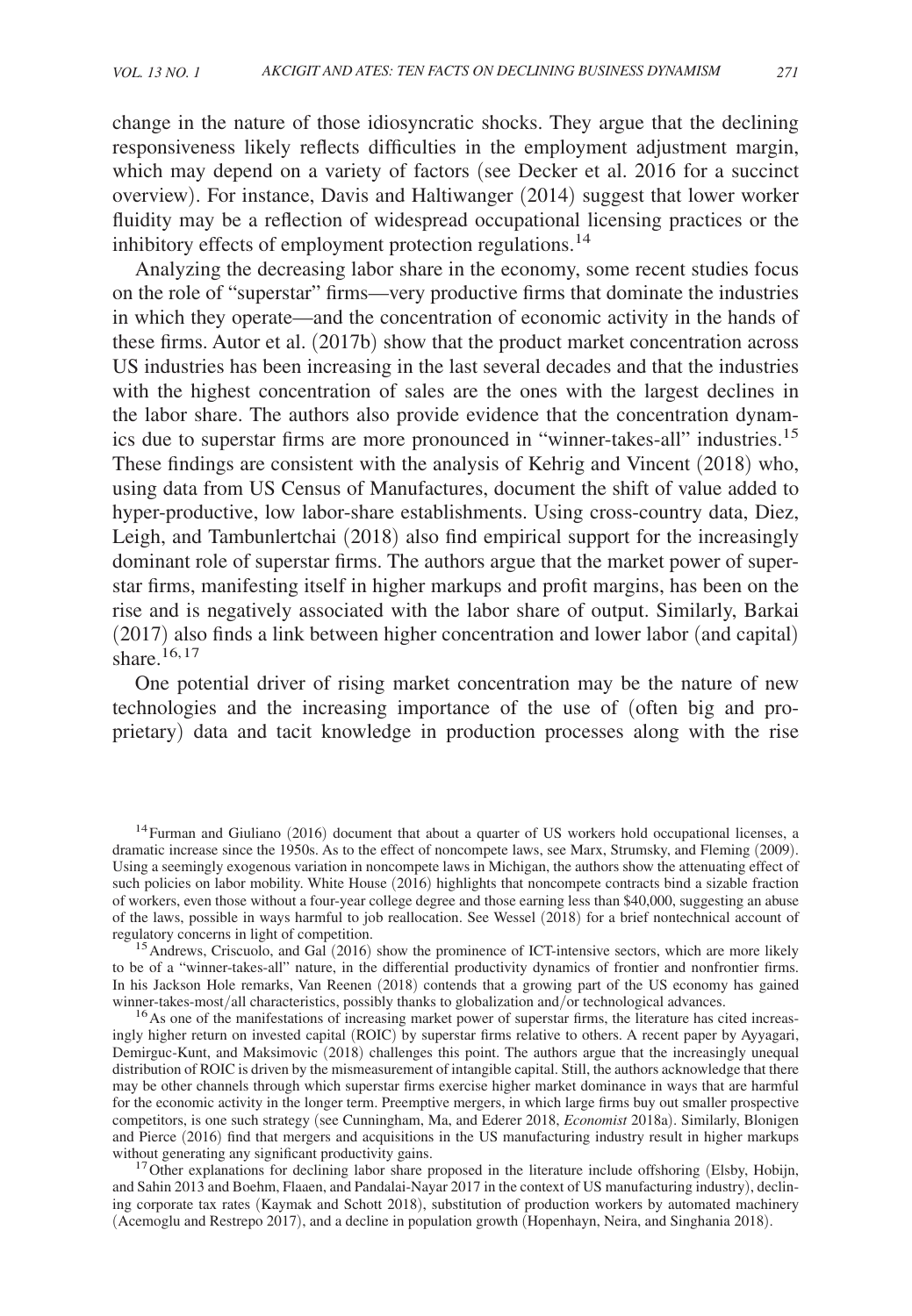change in the nature of those idiosyncratic shocks. They argue that the declining responsiveness likely reflects difficulties in the employment adjustment margin, which may depend on a variety of factors (see Decker et al. 2016 for a succinct overview). For instance, Davis and Haltiwanger (2014) suggest that lower worker fluidity may be a reflection of widespread occupational licensing practices or the inhibitory effects of employment protection regulations.[14]

Analyzing the decreasing labor share in the economy, some recent studies focus on the role of "superstar" firms—very productive firms that dominate the industries in which they operate—and the concentration of economic activity in the hands of these firms. Autor et al. (2017b) show that the product market concentration across US industries has been increasing in the last several decades and that the industries with the highest concentration of sales are the ones with the largest declines in the labor share. The authors also provide evidence that the concentration dynamics due to superstar firms are more pronounced in "winner-takes-all" industries.[15] These findings are consistent with the analysis of Kehrig and Vincent (2018) who, using data from US Census of Manufactures, document the shift of value added to hyper-productive, low labor-share establishments. Using cross-country data, Diez, Leigh, and Tambunlertchai (2018) also find empirical support for the increasingly dominant role of superstar firms. The authors argue that the market power of superstar firms, manifesting itself in higher markups and profit margins, has been on the rise and is negatively associated with the labor share of output. Similarly, Barkai (2017) also finds a link between higher concentration and lower labor (and capital) share.[16,17]

One potential driver of rising market concentration may be the nature of new technologies and the increasing importance of the use of (often big and proprietary) data and tacit knowledge in production processes along with the rise

[14] Furman and Giuliano (2016) document that about a quarter of US workers hold occupational licenses, a dramatic increase since the 1950s. As to the effect of noncompete laws, see Marx, Strumsky, and Fleming (2009). Using a seemingly exogenous variation in noncompete laws in Michigan, the authors show the attenuating effect of such policies on labor mobility. White House (2016) highlights that noncompete contracts bind a sizable fraction of workers, even those without a four-year college degree and those earning less than $40,000, suggesting an abuse of the laws, possible in ways harmful to job reallocation. See Wessel (2018) for a brief nontechnical account of regulatory concerns in light of competition.

[15] Andrews, Criscuolo, and Gal (2016) show the prominence of ICT-intensive sectors, which are more likely to be of a "winner-takes-all" nature, in the differential productivity dynamics of frontier and nonfrontier firms. In his Jackson Hole remarks, Van Reenen (2018) contends that a growing part of the US economy has gained winner-takes-most/all characteristics, possibly thanks to globalization and/or technological advances.

[16] As one of the manifestations of increasing market power of superstar firms, the literature has cited increasingly higher return on invested capital (ROIC) by superstar firms relative to others. A recent paper by Ayyagari, Demirguc-Kunt, and Maksimovic (2018) challenges this point. The authors argue that the increasingly unequal distribution of ROIC is driven by the mismeasurement of intangible capital. Still, the authors acknowledge that there may be other channels through which superstar firms exercise higher market dominance in ways that are harmful for the economic activity in the longer term. Preemptive mergers, in which large firms buy out smaller prospective competitors, is one such strategy (see Cunningham, Ma, and Ederer 2018, *Economist* 2018a). Similarly, Blonigen and Pierce (2016) find that mergers and acquisitions in the US manufacturing industry result in higher markups without generating any significant productivity gains.

[17] Other explanations for declining labor share proposed in the literature include offshoring (Elsby, Hobijn, and Sahin 2013 and Boehm, Flaaen, and Pandalai-Nayar 2017 in the context of US manufacturing industry), declining corporate tax rates (Kaymak and Schott 2018), substitution of production workers by automated machinery (Acemoglu and Restrepo 2017), and a decline in population growth (Hopenhayn, Neira, and Singhania 2018).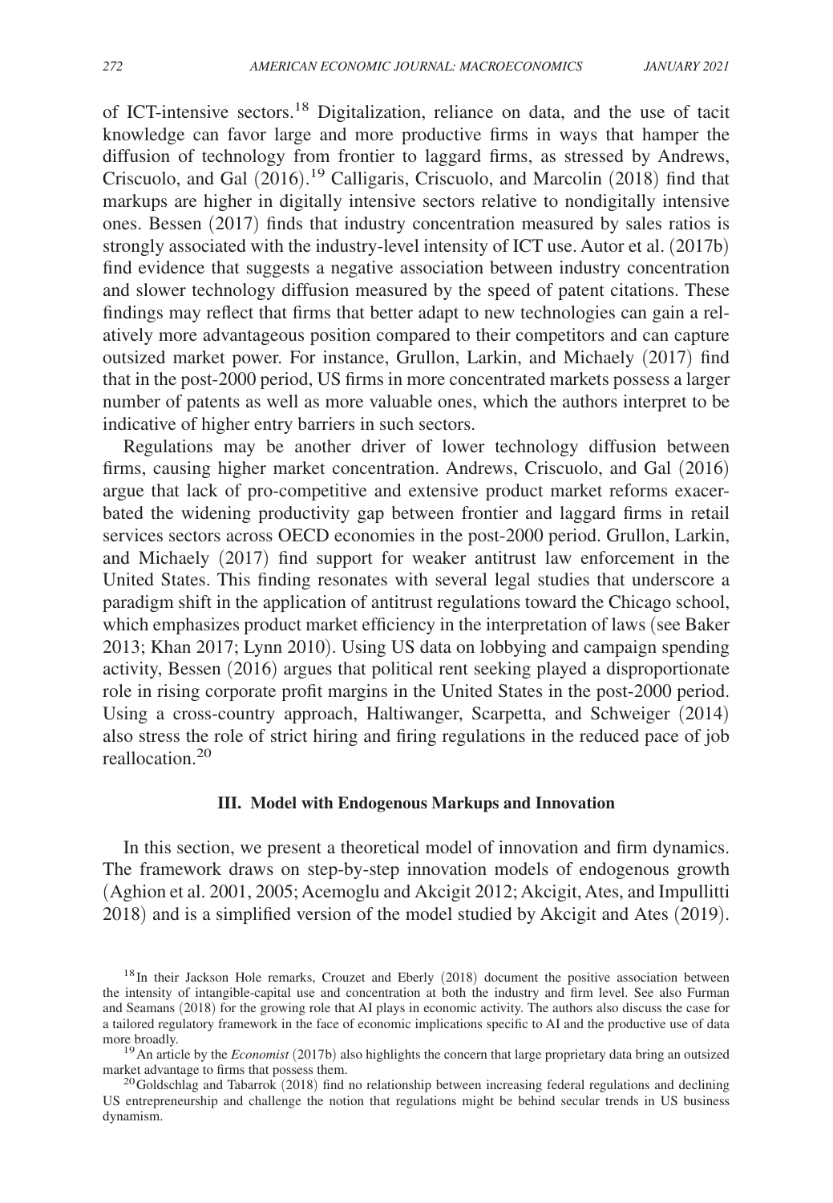of ICT-intensive sectors.[18] Digitalization, reliance on data, and the use of tacit knowledge can favor large and more productive firms in ways that hamper the diffusion of technology from frontier to laggard firms, as stressed by Andrews, Criscuolo, and Gal (2016).[19] Calligaris, Criscuolo, and Marcolin (2018) find that markups are higher in digitally intensive sectors relative to nondigitally intensive ones. Bessen (2017) finds that industry concentration measured by sales ratios is strongly associated with the industry-level intensity of ICT use. Autor et al. (2017b) find evidence that suggests a negative association between industry concentration and slower technology diffusion measured by the speed of patent citations. These findings may reflect that firms that better adapt to new technologies can gain a relatively more advantageous position compared to their competitors and can capture outsized market power. For instance, Grullon, Larkin, and Michaely (2017) find that in the post-2000 period, US firms in more concentrated markets possess a larger number of patents as well as more valuable ones, which the authors interpret to be indicative of higher entry barriers in such sectors.

Regulations may be another driver of lower technology diffusion between firms, causing higher market concentration. Andrews, Criscuolo, and Gal (2016) argue that lack of pro-competitive and extensive product market reforms exacerbated the widening productivity gap between frontier and laggard firms in retail services sectors across OECD economies in the post-2000 period. Grullon, Larkin, and Michaely (2017) find support for weaker antitrust law enforcement in the United States. This finding resonates with several legal studies that underscore a paradigm shift in the application of antitrust regulations toward the Chicago school, which emphasizes product market efficiency in the interpretation of laws (see Baker 2013; Khan 2017; Lynn 2010). Using US data on lobbying and campaign spending activity, Bessen (2016) argues that political rent seeking played a disproportionate role in rising corporate profit margins in the United States in the post-2000 period. Using a cross-country approach, Haltiwanger, Scarpetta, and Schweiger (2014) also stress the role of strict hiring and firing regulations in the reduced pace of job reallocation.[20]

## III. Model with Endogenous Markups and Innovation

In this section, we present a theoretical model of innovation and firm dynamics. The framework draws on step-by-step innovation models of endogenous growth (Aghion et al. 2001, 2005; Acemoglu and Akcigit 2012; Akcigit, Ates, and Impullitti 2018) and is a simplified version of the model studied by Akcigit and Ates (2019).

[18] In their Jackson Hole remarks, Crouzet and Eberly (2018) document the positive association between the intensity of intangible-capital use and concentration at both the industry and firm level. See also Furman and Seamans (2018) for the growing role that AI plays in economic activity. The authors also discuss the case for a tailored regulatory framework in the face of economic implications specific to AI and the productive use of data more broadly.

[19] An article by the *Economist* (2017b) also highlights the concern that large proprietary data bring an outsized market advantage to firms that possess them.

[20] Goldschlag and Tabarrok (2018) find no relationship between increasing federal regulations and declining US entrepreneurship and challenge the notion that regulations might be behind secular trends in US business dynamism.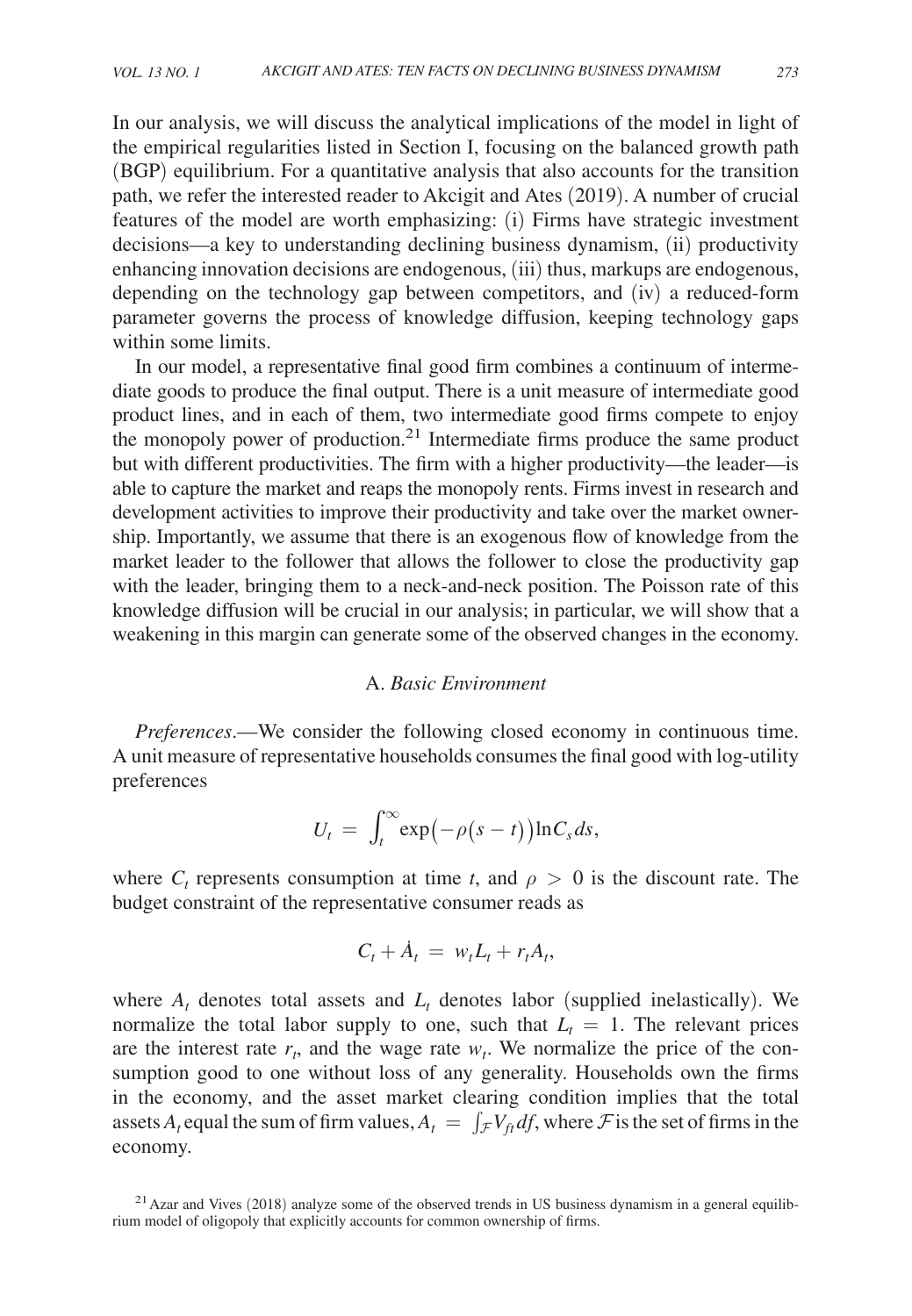In our analysis, we will discuss the analytical implications of the model in light of the empirical regularities listed in Section I, focusing on the balanced growth path (BGP) equilibrium. For a quantitative analysis that also accounts for the transition path, we refer the interested reader to Akcigit and Ates (2019). A number of crucial features of the model are worth emphasizing: (i) Firms have strategic investment decisions—a key to understanding declining business dynamism, (ii) productivity enhancing innovation decisions are endogenous, (iii) thus, markups are endogenous, depending on the technology gap between competitors, and (iv) a reduced-form parameter governs the process of knowledge diffusion, keeping technology gaps within some limits.

In our model, a representative final good firm combines a continuum of intermediate goods to produce the final output. There is a unit measure of intermediate good product lines, and in each of them, two intermediate good firms compete to enjoy the monopoly power of production.[21] Intermediate firms produce the same product but with different productivities. The firm with a higher productivity—the leader—is able to capture the market and reaps the monopoly rents. Firms invest in research and development activities to improve their productivity and take over the market ownership. Importantly, we assume that there is an exogenous flow of knowledge from the market leader to the follower that allows the follower to close the productivity gap with the leader, bringing them to a neck-and-neck position. The Poisson rate of this knowledge diffusion will be crucial in our analysis; in particular, we will show that a weakening in this margin can generate some of the observed changes in the economy.

### A. *Basic Environment*

*Preferences*.—We consider the following closed economy in continuous time. A unit measure of representative households consumes the final good with log-utility preferences

$$U_t = \int_t^{\infty} \exp\big(-\rho(s-t)\big) \ln C_s \, ds,$$

where $C_t$ represents consumption at time $t$, and $\rho > 0$ is the discount rate. The budget constraint of the representative consumer reads as

$$C_t + \dot{A}_t = w_t L_t + r_t A_t,$$

where $A_t$ denotes total assets and $L_t$ denotes labor (supplied inelastically). We normalize the total labor supply to one, such that $L_t = 1$. The relevant prices are the interest rate $r_t$, and the wage rate $w_t$. We normalize the price of the consumption good to one without loss of any generality. Households own the firms in the economy, and the asset market clearing condition implies that the total assets $A_t$ equal the sum of firm values, $A_t = \int_{\mathcal{F}} V_{ft} \, df$, where $\mathcal{F}$ is the set of firms in the economy.

[21] Azar and Vives (2018) analyze some of the observed trends in US business dynamism in a general equilibrium model of oligopoly that explicitly accounts for common ownership of firms.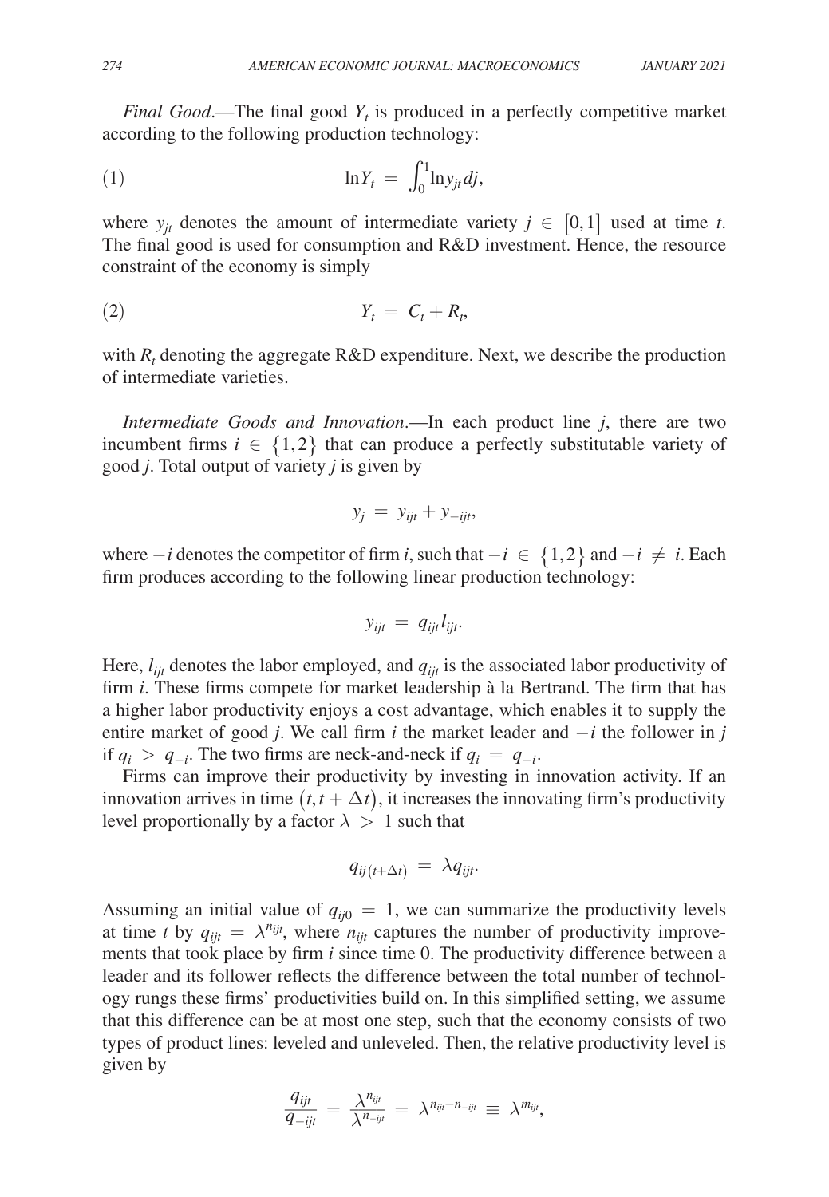*Final Good*.—The final good $Y_t$ is produced in a perfectly competitive market according to the following production technology:

$$\ln Y_t = \int_0^1 \ln y_{jt} dj, \tag{1}$$

where $y_{jt}$ denotes the amount of intermediate variety $j \in [0,1]$ used at time $t$. The final good is used for consumption and R&D investment. Hence, the resource constraint of the economy is simply

$$Y_t = C_t + R_t, \tag{2}$$

with $R_t$ denoting the aggregate R&D expenditure. Next, we describe the production of intermediate varieties.

*Intermediate Goods and Innovation*.—In each product line $j$, there are two incumbent firms $i \in \{1,2\}$ that can produce a perfectly substitutable variety of good $j$. Total output of variety $j$ is given by

$$y_j = y_{ijt} + y_{-ijt},$$

where $-i$ denotes the competitor of firm $i$, such that $-i \in \{1,2\}$ and $-i \neq i$. Each firm produces according to the following linear production technology:

$$y_{ijt} = q_{ijt} l_{ijt}.$$

Here, $l_{ijt}$ denotes the labor employed, and $q_{ijt}$ is the associated labor productivity of firm $i$. These firms compete for market leadership à la Bertrand. The firm that has a higher labor productivity enjoys a cost advantage, which enables it to supply the entire market of good $j$. We call firm $i$ the market leader and $-i$ the follower in $j$ if $q_i > q_{-i}$. The two firms are neck-and-neck if $q_i = q_{-i}$.

Firms can improve their productivity by investing in innovation activity. If an innovation arrives in time $(t, t + \Delta t)$, it increases the innovating firm's productivity level proportionally by a factor $\lambda > 1$ such that

$$q_{ij(t+\Delta t)} = \lambda q_{ijt}.$$

Assuming an initial value of $q_{ij0} = 1$, we can summarize the productivity levels at time $t$ by $q_{ijt} = \lambda^{n_{ijt}}$, where $n_{ijt}$ captures the number of productivity improvements that took place by firm $i$ since time 0. The productivity difference between a leader and its follower reflects the difference between the total number of technology rungs these firms' productivities build on. In this simplified setting, we assume that this difference can be at most one step, such that the economy consists of two types of product lines: leveled and unleveled. Then, the relative productivity level is given by

$$\frac{q_{ijt}}{q_{-ijt}} = \frac{\lambda^{n_{ijt}}}{\lambda^{n_{-ijt}}} = \lambda^{n_{ijt} - n_{-ijt}} \equiv \lambda^{m_{ijt}},$$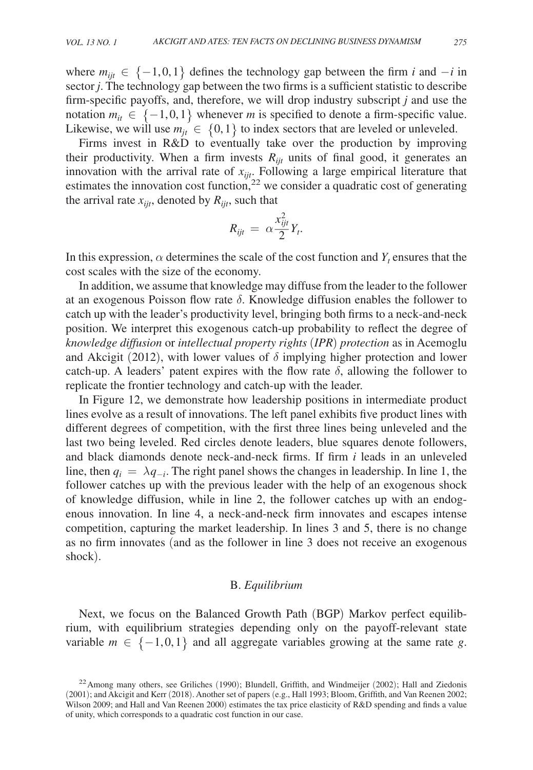where $m_{ijt} \in \{-1,0,1\}$ defines the technology gap between the firm $i$ and $-i$ in sector $j$. The technology gap between the two firms is a sufficient statistic to describe firm-specific payoffs, and, therefore, we will drop industry subscript $j$ and use the notation $m_{it} \in \{-1,0,1\}$ whenever $m$ is specified to denote a firm-specific value. Likewise, we will use $m_{jt} \in \{0,1\}$ to index sectors that are leveled or unleveled.

Firms invest in R&D to eventually take over the production by improving their productivity. When a firm invests $R_{ijt}$ units of final good, it generates an innovation with the arrival rate of $x_{ijt}$. Following a large empirical literature that estimates the innovation cost function,[22] we consider a quadratic cost of generating the arrival rate $x_{ijt}$, denoted by $R_{ijt}$, such that

$$R_{ijt} = \alpha \frac{x_{ijt}^2}{2} Y_t.$$

In this expression, $\alpha$ determines the scale of the cost function and $Y_t$ ensures that the cost scales with the size of the economy.

In addition, we assume that knowledge may diffuse from the leader to the follower at an exogenous Poisson flow rate $\delta$. Knowledge diffusion enables the follower to catch up with the leader's productivity level, bringing both firms to a neck-and-neck position. We interpret this exogenous catch-up probability to reflect the degree of *knowledge diffusion* or *intellectual property rights* (*IPR*) *protection* as in Acemoglu and Akcigit (2012), with lower values of $\delta$ implying higher protection and lower catch-up. A leaders' patent expires with the flow rate $\delta$, allowing the follower to replicate the frontier technology and catch-up with the leader.

In Figure 12, we demonstrate how leadership positions in intermediate product lines evolve as a result of innovations. The left panel exhibits five product lines with different degrees of competition, with the first three lines being unleveled and the last two being leveled. Red circles denote leaders, blue squares denote followers, and black diamonds denote neck-and-neck firms. If firm $i$ leads in an unleveled line, then $q_i = \lambda q_{-i}$. The right panel shows the changes in leadership. In line 1, the follower catches up with the previous leader with the help of an exogenous shock of knowledge diffusion, while in line 2, the follower catches up with an endogenous innovation. In line 4, a neck-and-neck firm innovates and escapes intense competition, capturing the market leadership. In lines 3 and 5, there is no change as no firm innovates (and as the follower in line 3 does not receive an exogenous shock).

## B. *Equilibrium*

Next, we focus on the Balanced Growth Path (BGP) Markov perfect equilibrium, with equilibrium strategies depending only on the payoff-relevant state variable $m \in \{-1,0,1\}$ and all aggregate variables growing at the same rate $g$.

[22] Among many others, see Griliches (1990); Blundell, Griffith, and Windmeijer (2002); Hall and Ziedonis (2001); and Akcigit and Kerr (2018). Another set of papers (e.g., Hall 1993; Bloom, Griffith, and Van Reenen 2002; Wilson 2009; and Hall and Van Reenen 2000) estimates the tax price elasticity of R&D spending and finds a value of unity, which corresponds to a quadratic cost function in our case.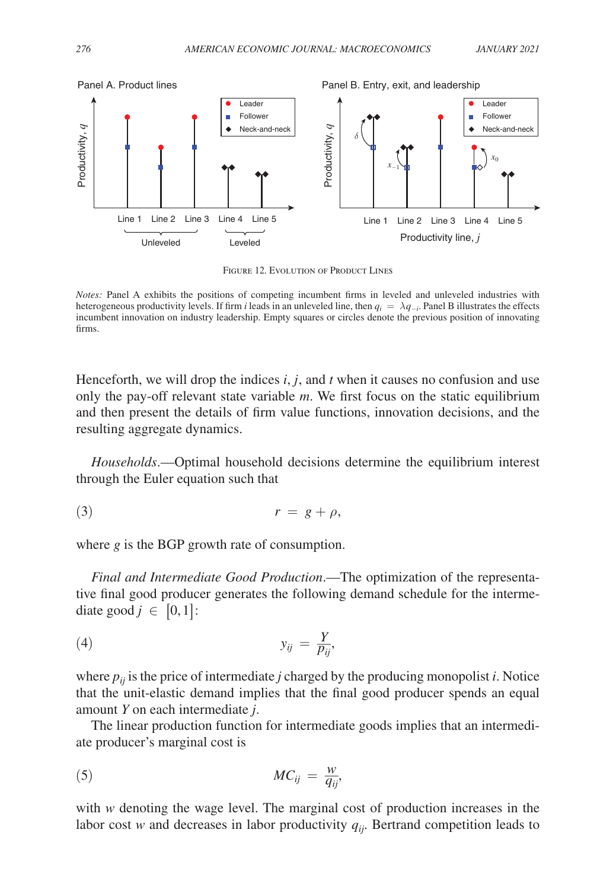Figure 12. Evolution of Product Lines

*Notes:* Panel A exhibits the positions of competing incumbent firms in leveled and unleveled industries with heterogeneous productivity levels. If firm $i$ leads in an unleveled line, then $q_i = \lambda q_{-i}$. Panel B illustrates the effects incumbent innovation on industry leadership. Empty squares or circles denote the previous position of innovating firms.

Henceforth, we will drop the indices $i$, $j$, and $t$ when it causes no confusion and use only the pay-off relevant state variable $m$. We first focus on the static equilibrium and then present the details of firm value functions, innovation decisions, and the resulting aggregate dynamics.

*Households*.—Optimal household decisions determine the equilibrium interest through the Euler equation such that

$$r = g + \rho, \tag{3}$$

where $g$ is the BGP growth rate of consumption.

*Final and Intermediate Good Production*.—The optimization of the representative final good producer generates the following demand schedule for the intermediate good $j \in [0,1]$:

$$y_{ij} = \frac{Y}{p_{ij}}, \tag{4}$$

where $p_{ij}$ is the price of intermediate $j$ charged by the producing monopolist $i$. Notice that the unit-elastic demand implies that the final good producer spends an equal amount $Y$ on each intermediate $j$.

The linear production function for intermediate goods implies that an intermediate producer's marginal cost is

$$MC_{ij} = \frac{w}{q_{ij}}, \tag{5}$$

with $w$ denoting the wage level. The marginal cost of production increases in the labor cost $w$ and decreases in labor productivity $q_{ij}$. Bertrand competition leads to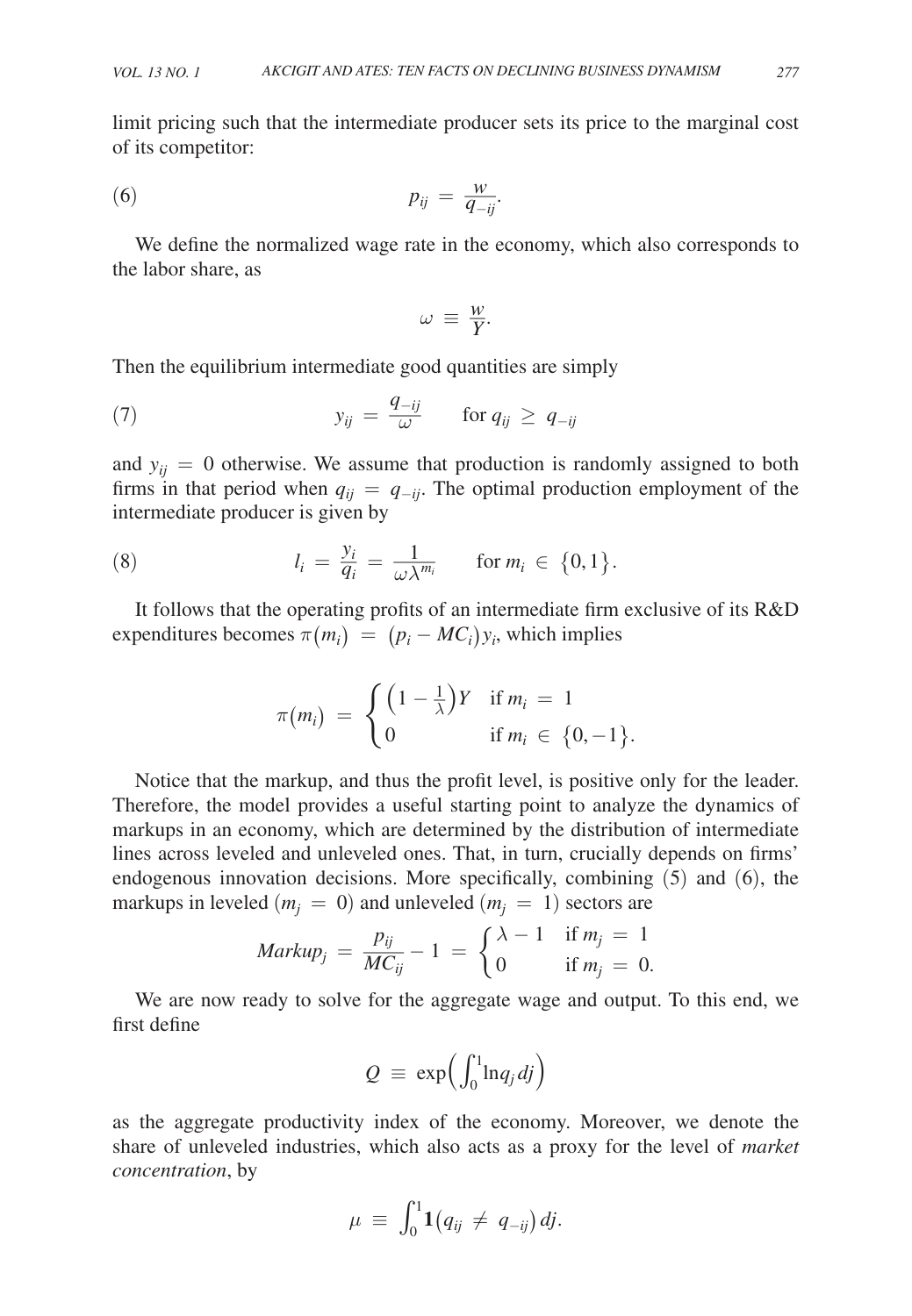limit pricing such that the intermediate producer sets its price to the marginal cost of its competitor:

$$p_{ij} = \frac{w}{q_{-ij}}. \tag{6}$$

We define the normalized wage rate in the economy, which also corresponds to the labor share, as

$$\omega \equiv \frac{w}{Y}.$$

Then the equilibrium intermediate good quantities are simply

$$y_{ij} = \frac{q_{-ij}}{\omega} \qquad \text{for } q_{ij} \geq q_{-ij} \tag{7}$$

and $y_{ij} = 0$ otherwise. We assume that production is randomly assigned to both firms in that period when $q_{ij} = q_{-ij}$. The optimal production employment of the intermediate producer is given by

$$l_i = \frac{y_i}{q_i} = \frac{1}{\omega \lambda^{m_i}} \qquad \text{for } m_i \in \{0,1\}. \tag{8}$$

It follows that the operating profits of an intermediate firm exclusive of its R&D expenditures becomes $\pi(m_i) = (p_i - MC_i) y_i$, which implies

$$\pi(m_i) = \begin{cases} \left(1 - \frac{1}{\lambda}\right) Y & \text{if } m_i = 1 \\ 0 & \text{if } m_i \in \{0, -1\}. \end{cases}$$

Notice that the markup, and thus the profit level, is positive only for the leader. Therefore, the model provides a useful starting point to analyze the dynamics of markups in an economy, which are determined by the distribution of intermediate lines across leveled and unleveled ones. That, in turn, crucially depends on firms' endogenous innovation decisions. More specifically, combining (5) and (6), the markups in leveled ($m_j = 0$) and unleveled ($m_j = 1$) sectors are

$$Markup_j = \frac{p_{ij}}{MC_{ij}} - 1 = \begin{cases} \lambda - 1 & \text{if } m_j = 1 \\ 0 & \text{if } m_j = 0. \end{cases}$$

We are now ready to solve for the aggregate wage and output. To this end, we first define

$$Q \equiv \exp\left(\int_0^1 \ln q_j \, dj\right)$$

as the aggregate productivity index of the economy. Moreover, we denote the share of unleveled industries, which also acts as a proxy for the level of *market concentration*, by

$$\mu \equiv \int_0^1 \mathbf{1}(q_{ij} \neq q_{-ij}) \, dj.$$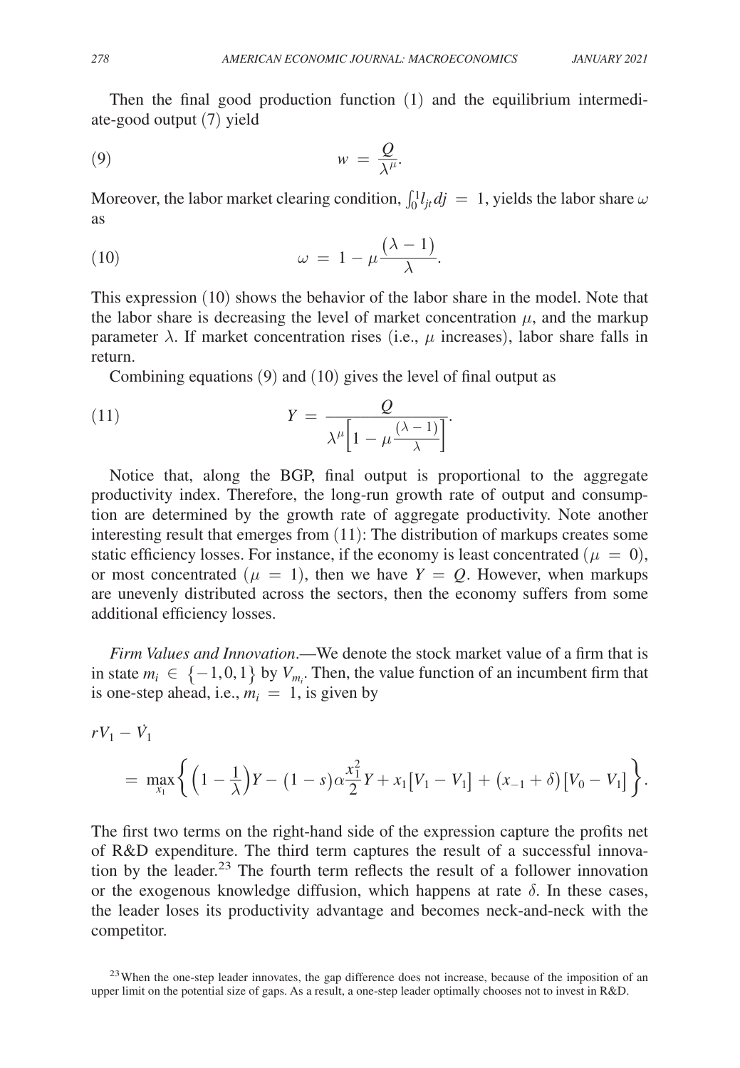Then the final good production function (1) and the equilibrium intermediate-good output (7) yield

$$w = \frac{Q}{\lambda^{\mu}}. \tag{9}$$

Moreover, the labor market clearing condition, $\int_0^1 l_{jt} dj = 1$, yields the labor share $\omega$ as

$$\omega = 1 - \mu \frac{(\lambda - 1)}{\lambda}. \tag{10}$$

This expression (10) shows the behavior of the labor share in the model. Note that the labor share is decreasing the level of market concentration $\mu$, and the markup parameter $\lambda$. If market concentration rises (i.e., $\mu$ increases), labor share falls in return.

Combining equations (9) and (10) gives the level of final output as

$$Y = \frac{Q}{\lambda^{\mu}\left[1 - \mu \frac{(\lambda - 1)}{\lambda}\right]}. \tag{11}$$

Notice that, along the BGP, final output is proportional to the aggregate productivity index. Therefore, the long-run growth rate of output and consumption are determined by the growth rate of aggregate productivity. Note another interesting result that emerges from (11): The distribution of markups creates some static efficiency losses. For instance, if the economy is least concentrated ($\mu = 0$), or most concentrated ($\mu = 1$), then we have $Y = Q$. However, when markups are unevenly distributed across the sectors, then the economy suffers from some additional efficiency losses.

*Firm Values and Innovation*.—We denote the stock market value of a firm that is in state $m_i \in \{-1, 0, 1\}$ by $V_{m_i}$. Then, the value function of an incumbent firm that is one-step ahead, i.e., $m_i = 1$, is given by

$$rV_1 - \dot{V}_1$$
$$= \max_{x_1} \left\{ \left(1 - \frac{1}{\lambda}\right) Y - (1 - s) \alpha \frac{x_1^2}{2} Y + x_1 [V_1 - V_1] + (x_{-1} + \delta) [V_0 - V_1] \right\}.$$

The first two terms on the right-hand side of the expression capture the profits net of R&D expenditure. The third term captures the result of a successful innovation by the leader.[23] The fourth term reflects the result of a follower innovation or the exogenous knowledge diffusion, which happens at rate $\delta$. In these cases, the leader loses its productivity advantage and becomes neck-and-neck with the competitor.

[23] When the one-step leader innovates, the gap difference does not increase, because of the imposition of an upper limit on the potential size of gaps. As a result, a one-step leader optimally chooses not to invest in R&D.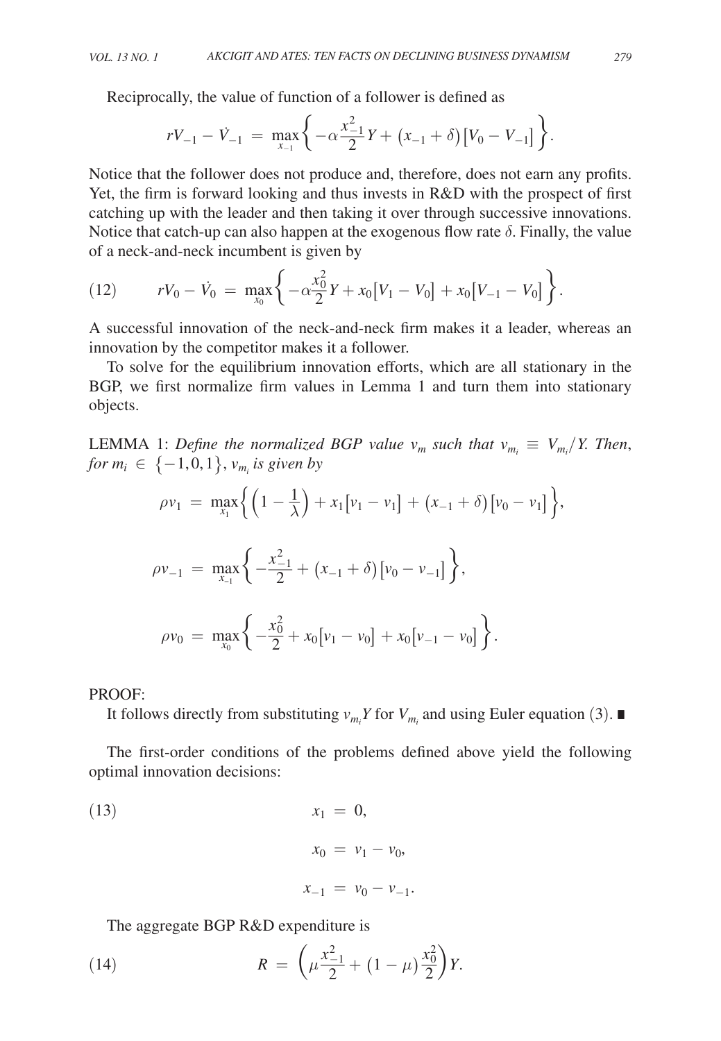Reciprocally, the value of function of a follower is defined as

$$rV_{-1} - \dot{V}_{-1} = \max_{x_{-1}} \left\{ -\alpha \frac{x_{-1}^2}{2} Y + (x_{-1} + \delta)\left[V_0 - V_{-1}\right] \right\}.$$

Notice that the follower does not produce and, therefore, does not earn any profits. Yet, the firm is forward looking and thus invests in R&D with the prospect of first catching up with the leader and then taking it over through successive innovations. Notice that catch-up can also happen at the exogenous flow rate $\delta$. Finally, the value of a neck-and-neck incumbent is given by

$$rV_0 - \dot{V}_0 = \max_{x_0} \left\{ -\alpha \frac{x_0^2}{2} Y + x_0\left[V_1 - V_0\right] + x_0\left[V_{-1} - V_0\right] \right\}. \tag{12}$$

A successful innovation of the neck-and-neck firm makes it a leader, whereas an innovation by the competitor makes it a follower.

To solve for the equilibrium innovation efforts, which are all stationary in the BGP, we first normalize firm values in Lemma 1 and turn them into stationary objects.

LEMMA 1: *Define the normalized BGP value $v_m$ such that $v_{m_i} \equiv V_{m_i}/Y$. Then, for $m_i \in \{-1, 0, 1\}$, $v_{m_i}$ is given by*

$$\rho v_1 = \max_{x_1} \left\{ \left(1 - \frac{1}{\lambda}\right) + x_1\left[v_1 - v_1\right] + (x_{-1} + \delta)\left[v_0 - v_1\right] \right\},$$

$$\rho v_{-1} = \max_{x_{-1}} \left\{ -\frac{x_{-1}^2}{2} + (x_{-1} + \delta)\left[v_0 - v_{-1}\right] \right\},$$

$$\rho v_0 = \max_{x_0} \left\{ -\frac{x_0^2}{2} + x_0\left[v_1 - v_0\right] + x_0\left[v_{-1} - v_0\right] \right\}.$$

PROOF:

It follows directly from substituting $v_{m_i} Y$ for $V_{m_i}$ and using Euler equation (3). ∎

The first-order conditions of the problems defined above yield the following optimal innovation decisions:

$$\begin{aligned} x_1 &= 0, \\ x_0 &= v_1 - v_0, \\ x_{-1} &= v_0 - v_{-1}. \end{aligned} \tag{13}$$

The aggregate BGP R&D expenditure is

$$R = \left(\mu \frac{x_{-1}^2}{2} + (1 - \mu)\frac{x_0^2}{2}\right) Y. \tag{14}$$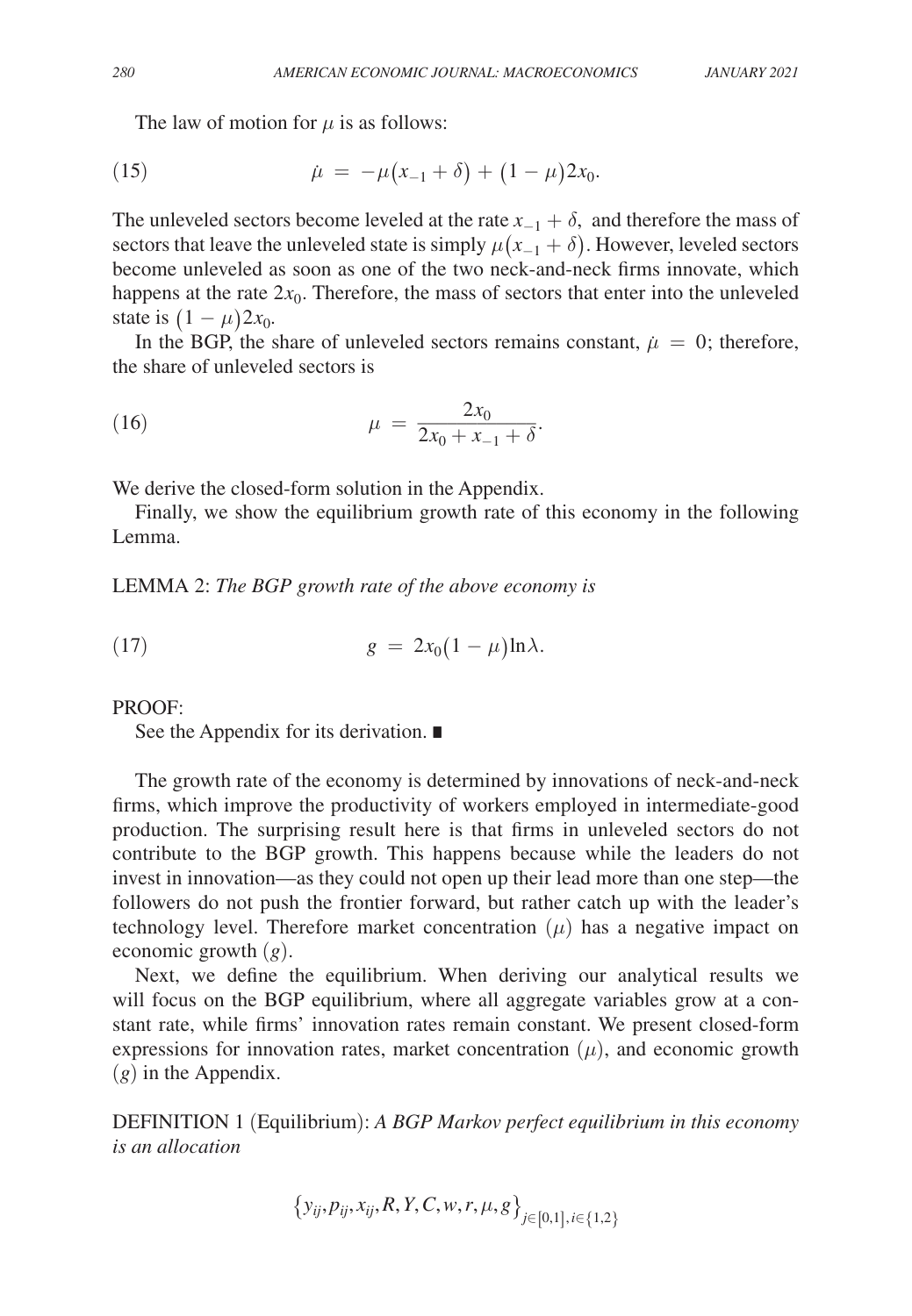The law of motion for $\mu$ is as follows:

$$\dot{\mu} = -\mu(x_{-1} + \delta) + (1 - \mu)2x_0. \tag{15}$$

The unleveled sectors become leveled at the rate $x_{-1} + \delta$, and therefore the mass of sectors that leave the unleveled state is simply $\mu(x_{-1} + \delta)$. However, leveled sectors become unleveled as soon as one of the two neck-and-neck firms innovate, which happens at the rate $2x_0$. Therefore, the mass of sectors that enter into the unleveled state is $(1 - \mu)2x_0$.

In the BGP, the share of unleveled sectors remains constant, $\dot{\mu} = 0$; therefore, the share of unleveled sectors is

$$\mu = \frac{2x_0}{2x_0 + x_{-1} + \delta}. \tag{16}$$

We derive the closed-form solution in the Appendix.

Finally, we show the equilibrium growth rate of this economy in the following Lemma.

LEMMA 2: *The BGP growth rate of the above economy is*

$$g = 2x_0(1 - \mu)\ln\lambda. \tag{17}$$

PROOF:

See the Appendix for its derivation. ∎

The growth rate of the economy is determined by innovations of neck-and-neck firms, which improve the productivity of workers employed in intermediate-good production. The surprising result here is that firms in unleveled sectors do not contribute to the BGP growth. This happens because while the leaders do not invest in innovation—as they could not open up their lead more than one step—the followers do not push the frontier forward, but rather catch up with the leader's technology level. Therefore market concentration ($\mu$) has a negative impact on economic growth ($g$).

Next, we define the equilibrium. When deriving our analytical results we will focus on the BGP equilibrium, where all aggregate variables grow at a constant rate, while firms' innovation rates remain constant. We present closed-form expressions for innovation rates, market concentration ($\mu$), and economic growth ($g$) in the Appendix.

DEFINITION 1 (Equilibrium): *A BGP Markov perfect equilibrium in this economy is an allocation*

$$\{y_{ij}, p_{ij}, x_{ij}, R, Y, C, w, r, \mu, g\}_{j \in [0,1], i \in \{1,2\}}$$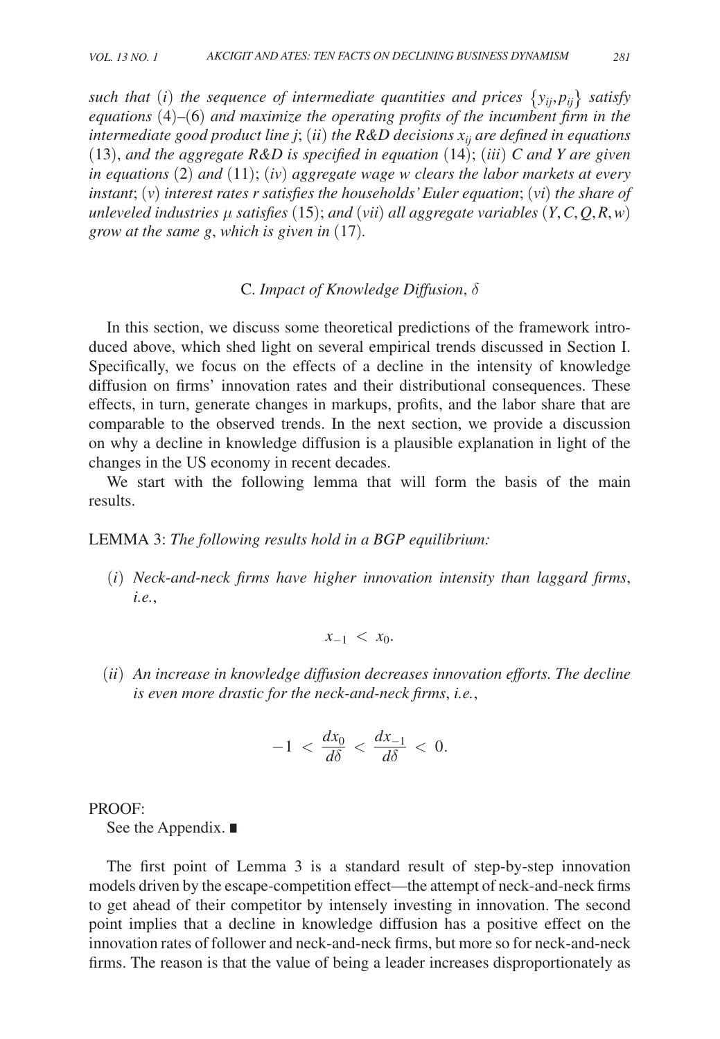*such that* $(i)$ *the sequence of intermediate quantities and prices* $\{y_{ij}, p_{ij}\}$ *satisfy equations* (4)–(6) *and maximize the operating profits of the incumbent firm in the intermediate good product line j*; $(ii)$ *the R&D decisions* $x_{ij}$ *are defined in equations* (13), *and the aggregate R&D is specified in equation* (14); $(iii)$ *C and Y are given in equations* (2) *and* (11); $(iv)$ *aggregate wage w clears the labor markets at every instant*; $(v)$ *interest rates r satisfies the households' Euler equation*; $(vi)$ *the share of unleveled industries* $\mu$ *satisfies* (15); *and* $(vii)$ *all aggregate variables* $(Y, C, Q, R, w)$ *grow at the same g*, *which is given in* (17).

### C. *Impact of Knowledge Diffusion*, $\delta$

In this section, we discuss some theoretical predictions of the framework introduced above, which shed light on several empirical trends discussed in Section I. Specifically, we focus on the effects of a decline in the intensity of knowledge diffusion on firms' innovation rates and their distributional consequences. These effects, in turn, generate changes in markups, profits, and the labor share that are comparable to the observed trends. In the next section, we provide a discussion on why a decline in knowledge diffusion is a plausible explanation in light of the changes in the US economy in recent decades.

We start with the following lemma that will form the basis of the main results.

LEMMA 3: *The following results hold in a BGP equilibrium:*

$(i)$ *Neck-and-neck firms have higher innovation intensity than laggard firms*, *i.e.*,

$$x_{-1} < x_0.$$

$(ii)$ *An increase in knowledge diffusion decreases innovation efforts. The decline is even more drastic for the neck-and-neck firms*, *i.e.*,

$$-1 < \frac{dx_0}{d\delta} < \frac{dx_{-1}}{d\delta} < 0.$$

PROOF:

See the Appendix. ∎

The first point of Lemma 3 is a standard result of step-by-step innovation models driven by the escape-competition effect—the attempt of neck-and-neck firms to get ahead of their competitor by intensely investing in innovation. The second point implies that a decline in knowledge diffusion has a positive effect on the innovation rates of follower and neck-and-neck firms, but more so for neck-and-neck firms. The reason is that the value of being a leader increases disproportionately as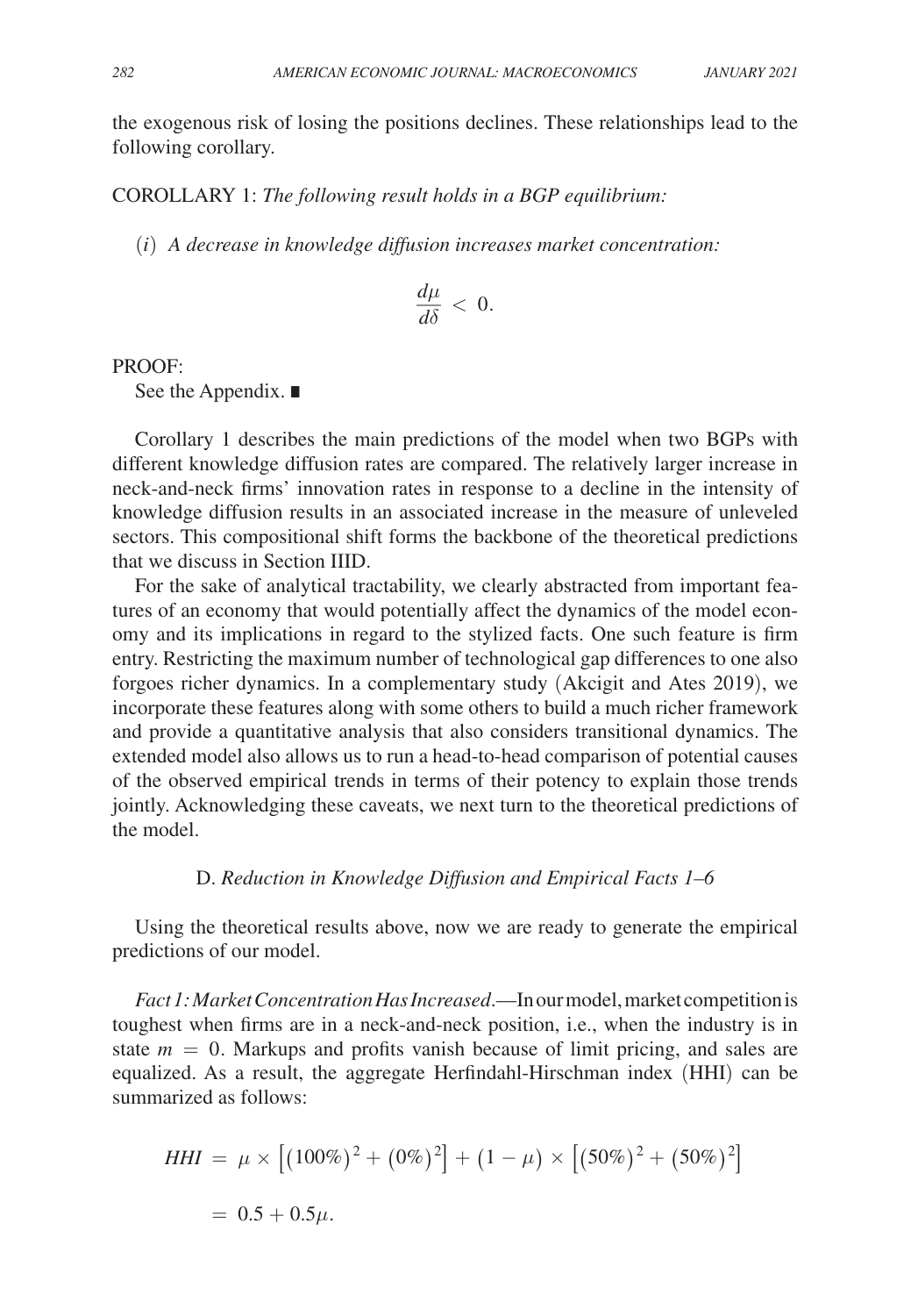the exogenous risk of losing the positions declines. These relationships lead to the following corollary.

COROLLARY 1: *The following result holds in a BGP equilibrium:*

(*i*) *A decrease in knowledge diffusion increases market concentration:*

$$\frac{d\mu}{d\delta} < 0.$$

PROOF:

See the Appendix. ∎

Corollary 1 describes the main predictions of the model when two BGPs with different knowledge diffusion rates are compared. The relatively larger increase in neck-and-neck firms' innovation rates in response to a decline in the intensity of knowledge diffusion results in an associated increase in the measure of unleveled sectors. This compositional shift forms the backbone of the theoretical predictions that we discuss in Section IIID.

For the sake of analytical tractability, we clearly abstracted from important features of an economy that would potentially affect the dynamics of the model economy and its implications in regard to the stylized facts. One such feature is firm entry. Restricting the maximum number of technological gap differences to one also forgoes richer dynamics. In a complementary study (Akcigit and Ates 2019), we incorporate these features along with some others to build a much richer framework and provide a quantitative analysis that also considers transitional dynamics. The extended model also allows us to run a head-to-head comparison of potential causes of the observed empirical trends in terms of their potency to explain those trends jointly. Acknowledging these caveats, we next turn to the theoretical predictions of the model.

### D. *Reduction in Knowledge Diffusion and Empirical Facts 1–6*

Using the theoretical results above, now we are ready to generate the empirical predictions of our model.

*Fact 1: Market Concentration Has Increased*.—In our model, market competition is toughest when firms are in a neck-and-neck position, i.e., when the industry is in state $m = 0$. Markups and profits vanish because of limit pricing, and sales are equalized. As a result, the aggregate Herfindahl-Hirschman index (HHI) can be summarized as follows:

$$\begin{aligned} HHI &= \mu \times \left[(100\%)^2 + (0\%)^2\right] + (1-\mu) \times \left[(50\%)^2 + (50\%)^2\right] \\ &= 0.5 + 0.5\mu. \end{aligned}$$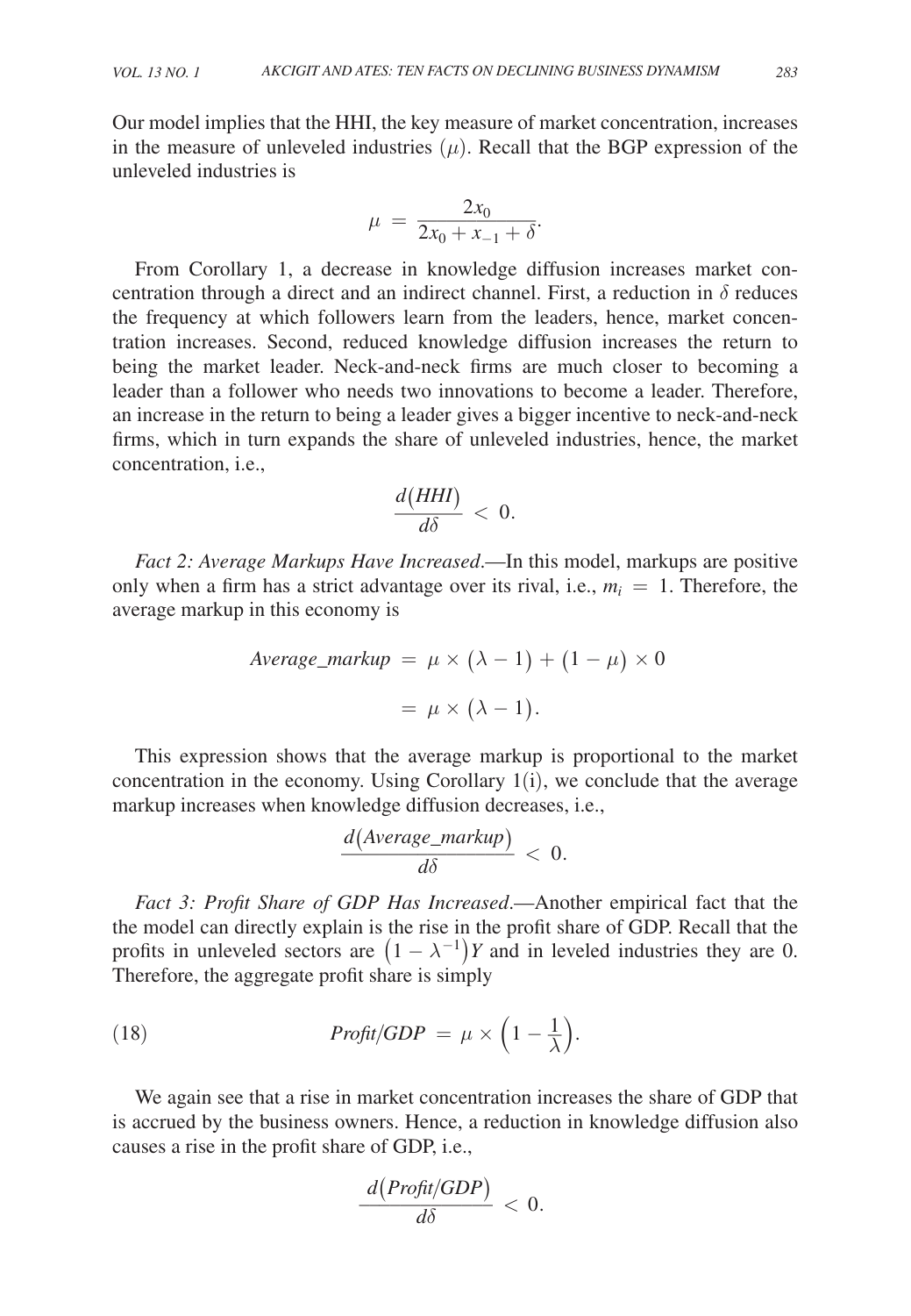Our model implies that the HHI, the key measure of market concentration, increases in the measure of unleveled industries ($\mu$). Recall that the BGP expression of the unleveled industries is

$$\mu = \frac{2x_0}{2x_0 + x_{-1} + \delta}.$$

From Corollary 1, a decrease in knowledge diffusion increases market concentration through a direct and an indirect channel. First, a reduction in $\delta$ reduces the frequency at which followers learn from the leaders, hence, market concentration increases. Second, reduced knowledge diffusion increases the return to being the market leader. Neck-and-neck firms are much closer to becoming a leader than a follower who needs two innovations to become a leader. Therefore, an increase in the return to being a leader gives a bigger incentive to neck-and-neck firms, which in turn expands the share of unleveled industries, hence, the market concentration, i.e.,

$$\frac{d(HHI)}{d\delta} < 0.$$

*Fact 2: Average Markups Have Increased*.—In this model, markups are positive only when a firm has a strict advantage over its rival, i.e., $m_i = 1$. Therefore, the average markup in this economy is

$$\begin{aligned} Average\_markup &= \mu \times (\lambda - 1) + (1 - \mu) \times 0 \\ &= \mu \times (\lambda - 1). \end{aligned}$$

This expression shows that the average markup is proportional to the market concentration in the economy. Using Corollary 1(i), we conclude that the average markup increases when knowledge diffusion decreases, i.e.,

$$\frac{d(Average\_markup)}{d\delta} < 0.$$

*Fact 3: Profit Share of GDP Has Increased*.—Another empirical fact that the the model can directly explain is the rise in the profit share of GDP. Recall that the profits in unleveled sectors are $(1 - \lambda^{-1})Y$ and in leveled industries they are 0. Therefore, the aggregate profit share is simply

$$Profit/GDP = \mu \times \left(1 - \frac{1}{\lambda}\right). \tag{18}$$

We again see that a rise in market concentration increases the share of GDP that is accrued by the business owners. Hence, a reduction in knowledge diffusion also causes a rise in the profit share of GDP, i.e.,

$$\frac{d(Profit/GDP)}{d\delta} < 0.$$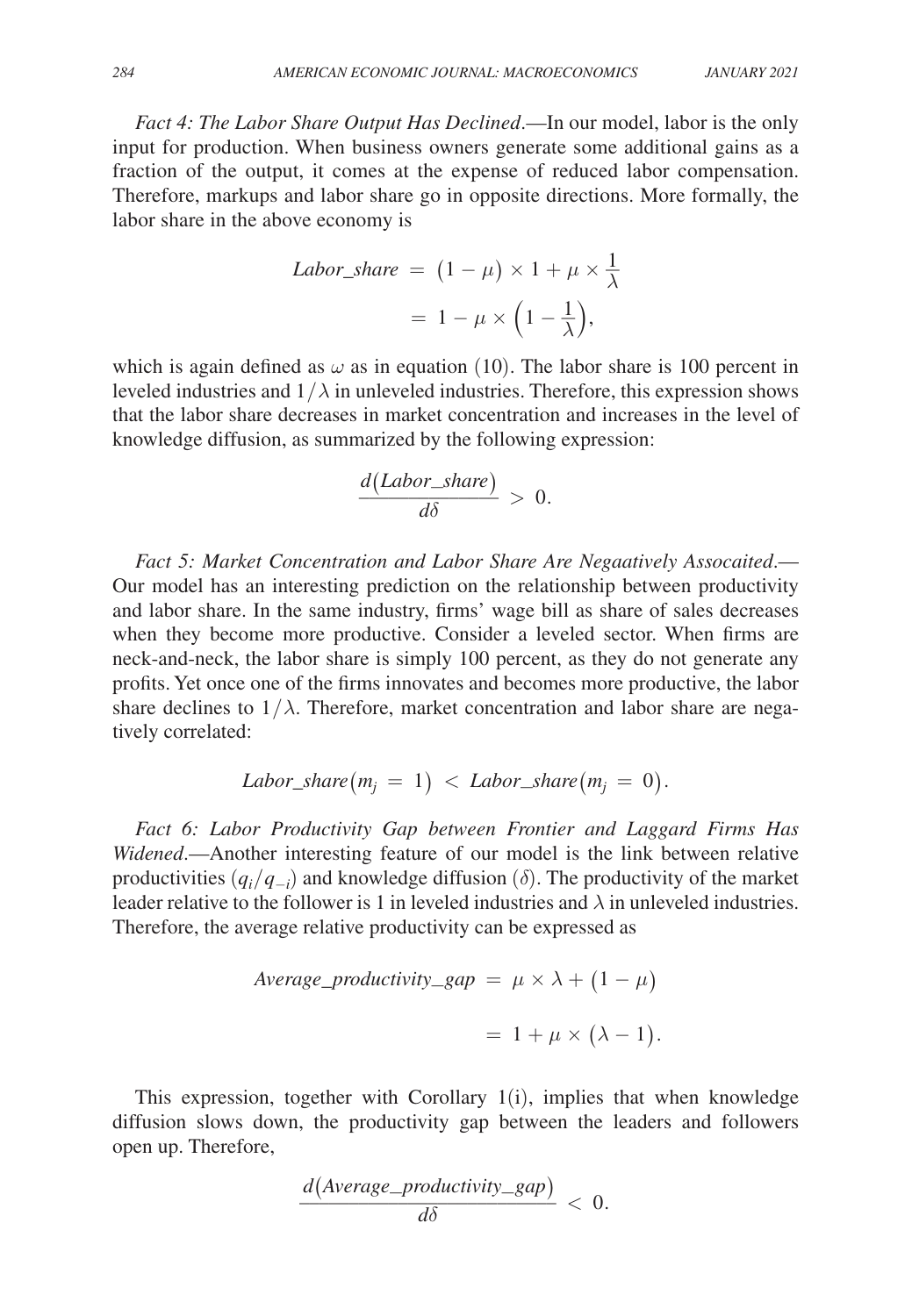*Fact 4: The Labor Share Output Has Declined*.—In our model, labor is the only input for production. When business owners generate some additional gains as a fraction of the output, it comes at the expense of reduced labor compensation. Therefore, markups and labor share go in opposite directions. More formally, the labor share in the above economy is

$$
\begin{aligned}
Labor\_share &= (1-\mu) \times 1 + \mu \times \frac{1}{\lambda} \\
&= 1 - \mu \times \left(1 - \frac{1}{\lambda}\right),
\end{aligned}
$$

which is again defined as $\omega$ as in equation (10). The labor share is 100 percent in leveled industries and $1/\lambda$ in unleveled industries. Therefore, this expression shows that the labor share decreases in market concentration and increases in the level of knowledge diffusion, as summarized by the following expression:

$$
\frac{d(Labor\_share)}{d\delta} > 0.
$$

*Fact 5: Market Concentration and Labor Share Are Negaatively Assocaited*.—Our model has an interesting prediction on the relationship between productivity and labor share. In the same industry, firms' wage bill as share of sales decreases when they become more productive. Consider a leveled sector. When firms are neck-and-neck, the labor share is simply 100 percent, as they do not generate any profits. Yet once one of the firms innovates and becomes more productive, the labor share declines to $1/\lambda$. Therefore, market concentration and labor share are negatively correlated:

$$
Labor\_share(m_j = 1) < Labor\_share(m_j = 0).
$$

*Fact 6: Labor Productivity Gap between Frontier and Laggard Firms Has Widened*.—Another interesting feature of our model is the link between relative productivities $(q_i/q_{-i})$ and knowledge diffusion $(\delta)$. The productivity of the market leader relative to the follower is 1 in leveled industries and $\lambda$ in unleveled industries. Therefore, the average relative productivity can be expressed as

$$
\begin{aligned}
Average\_productivity\_gap &= \mu \times \lambda + (1-\mu) \\
&= 1 + \mu \times (\lambda - 1).
\end{aligned}
$$

This expression, together with Corollary 1(i), implies that when knowledge diffusion slows down, the productivity gap between the leaders and followers open up. Therefore,

$$
\frac{d(Average\_productivity\_gap)}{d\delta} < 0.
$$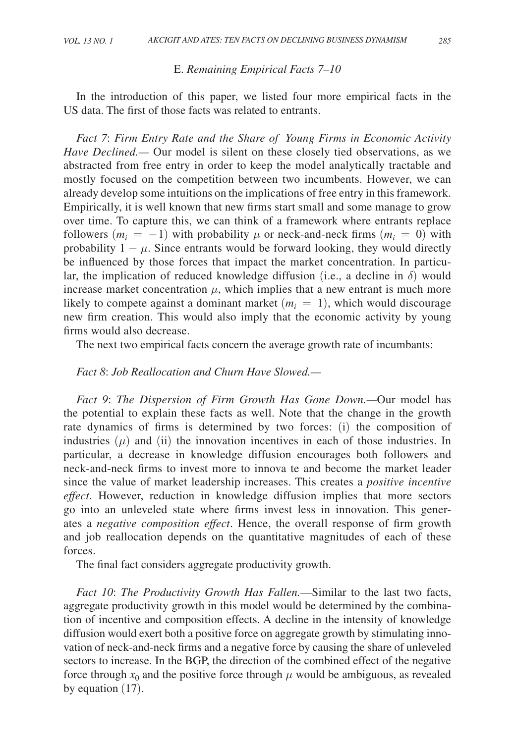### E. *Remaining Empirical Facts 7–10*

In the introduction of this paper, we listed four more empirical facts in the US data. The first of those facts was related to entrants.

*Fact 7*: *Firm Entry Rate and the Share of Young Firms in Economic Activity Have Declined.—* Our model is silent on these closely tied observations, as we abstracted from free entry in order to keep the model analytically tractable and mostly focused on the competition between two incumbents. However, we can already develop some intuitions on the implications of free entry in this framework. Empirically, it is well known that new firms start small and some manage to grow over time. To capture this, we can think of a framework where entrants replace followers ($m_i = -1$) with probability $\mu$ or neck-and-neck firms ($m_i = 0$) with probability $1 - \mu$. Since entrants would be forward looking, they would directly be influenced by those forces that impact the market concentration. In particular, the implication of reduced knowledge diffusion (i.e., a decline in $\delta$) would increase market concentration $\mu$, which implies that a new entrant is much more likely to compete against a dominant market ($m_i = 1$), which would discourage new firm creation. This would also imply that the economic activity by young firms would also decrease.

The next two empirical facts concern the average growth rate of incumbants:

*Fact 8*: *Job Reallocation and Churn Have Slowed.—*

*Fact 9*: *The Dispersion of Firm Growth Has Gone Down.—*Our model has the potential to explain these facts as well. Note that the change in the growth rate dynamics of firms is determined by two forces: (i) the composition of industries ($\mu$) and (ii) the innovation incentives in each of those industries. In particular, a decrease in knowledge diffusion encourages both followers and neck-and-neck firms to invest more to innova te and become the market leader since the value of market leadership increases. This creates a *positive incentive effect*. However, reduction in knowledge diffusion implies that more sectors go into an unleveled state where firms invest less in innovation. This generates a *negative composition effect*. Hence, the overall response of firm growth and job reallocation depends on the quantitative magnitudes of each of these forces.

The final fact considers aggregate productivity growth.

*Fact 10*: *The Productivity Growth Has Fallen.—*Similar to the last two facts, aggregate productivity growth in this model would be determined by the combination of incentive and composition effects. A decline in the intensity of knowledge diffusion would exert both a positive force on aggregate growth by stimulating innovation of neck-and-neck firms and a negative force by causing the share of unleveled sectors to increase. In the BGP, the direction of the combined effect of the negative force through $x_0$ and the positive force through $\mu$ would be ambiguous, as revealed by equation (17).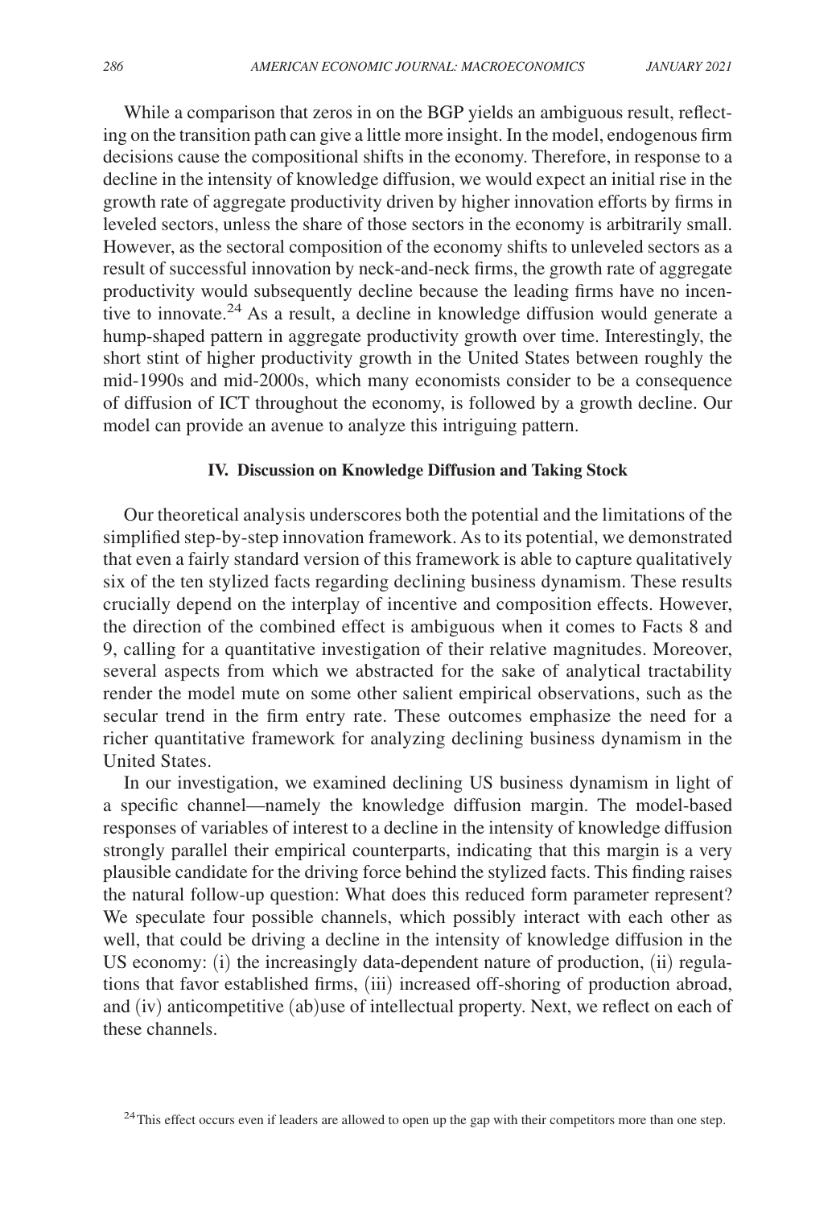While a comparison that zeros in on the BGP yields an ambiguous result, reflecting on the transition path can give a little more insight. In the model, endogenous firm decisions cause the compositional shifts in the economy. Therefore, in response to a decline in the intensity of knowledge diffusion, we would expect an initial rise in the growth rate of aggregate productivity driven by higher innovation efforts by firms in leveled sectors, unless the share of those sectors in the economy is arbitrarily small. However, as the sectoral composition of the economy shifts to unleveled sectors as a result of successful innovation by neck-and-neck firms, the growth rate of aggregate productivity would subsequently decline because the leading firms have no incentive to innovate.[24] As a result, a decline in knowledge diffusion would generate a hump-shaped pattern in aggregate productivity growth over time. Interestingly, the short stint of higher productivity growth in the United States between roughly the mid-1990s and mid-2000s, which many economists consider to be a consequence of diffusion of ICT throughout the economy, is followed by a growth decline. Our model can provide an avenue to analyze this intriguing pattern.

## IV. Discussion on Knowledge Diffusion and Taking Stock

Our theoretical analysis underscores both the potential and the limitations of the simplified step-by-step innovation framework. As to its potential, we demonstrated that even a fairly standard version of this framework is able to capture qualitatively six of the ten stylized facts regarding declining business dynamism. These results crucially depend on the interplay of incentive and composition effects. However, the direction of the combined effect is ambiguous when it comes to Facts 8 and 9, calling for a quantitative investigation of their relative magnitudes. Moreover, several aspects from which we abstracted for the sake of analytical tractability render the model mute on some other salient empirical observations, such as the secular trend in the firm entry rate. These outcomes emphasize the need for a richer quantitative framework for analyzing declining business dynamism in the United States.

In our investigation, we examined declining US business dynamism in light of a specific channel—namely the knowledge diffusion margin. The model-based responses of variables of interest to a decline in the intensity of knowledge diffusion strongly parallel their empirical counterparts, indicating that this margin is a very plausible candidate for the driving force behind the stylized facts. This finding raises the natural follow-up question: What does this reduced form parameter represent? We speculate four possible channels, which possibly interact with each other as well, that could be driving a decline in the intensity of knowledge diffusion in the US economy: (i) the increasingly data-dependent nature of production, (ii) regulations that favor established firms, (iii) increased off-shoring of production abroad, and (iv) anticompetitive (ab)use of intellectual property. Next, we reflect on each of these channels.

[24] This effect occurs even if leaders are allowed to open up the gap with their competitors more than one step.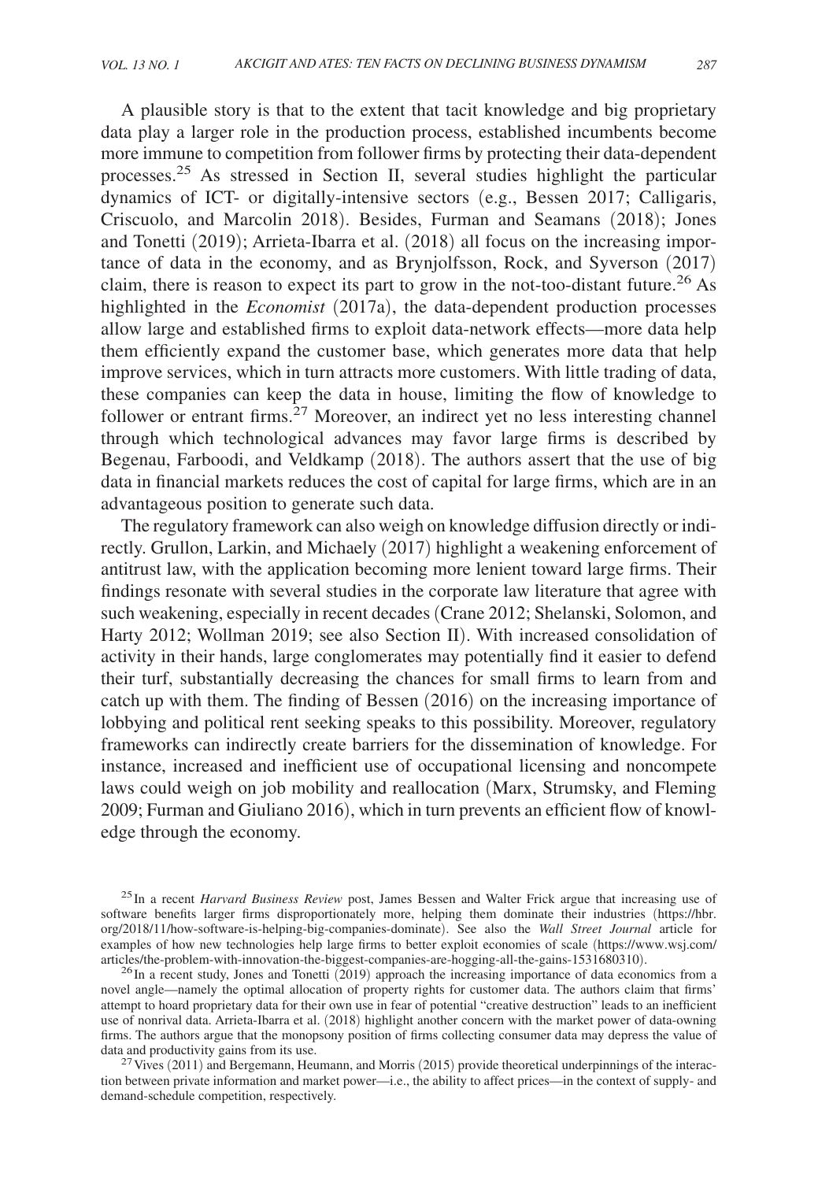A plausible story is that to the extent that tacit knowledge and big proprietary data play a larger role in the production process, established incumbents become more immune to competition from follower firms by protecting their data-dependent processes.[25] As stressed in Section II, several studies highlight the particular dynamics of ICT- or digitally-intensive sectors (e.g., Bessen 2017; Calligaris, Criscuolo, and Marcolin 2018). Besides, Furman and Seamans (2018); Jones and Tonetti (2019); Arrieta-Ibarra et al. (2018) all focus on the increasing importance of data in the economy, and as Brynjolfsson, Rock, and Syverson (2017) claim, there is reason to expect its part to grow in the not-too-distant future.[26] As highlighted in the *Economist* (2017a), the data-dependent production processes allow large and established firms to exploit data-network effects—more data help them efficiently expand the customer base, which generates more data that help improve services, which in turn attracts more customers. With little trading of data, these companies can keep the data in house, limiting the flow of knowledge to follower or entrant firms.[27] Moreover, an indirect yet no less interesting channel through which technological advances may favor large firms is described by Begenau, Farboodi, and Veldkamp (2018). The authors assert that the use of big data in financial markets reduces the cost of capital for large firms, which are in an advantageous position to generate such data.

The regulatory framework can also weigh on knowledge diffusion directly or indirectly. Grullon, Larkin, and Michaely (2017) highlight a weakening enforcement of antitrust law, with the application becoming more lenient toward large firms. Their findings resonate with several studies in the corporate law literature that agree with such weakening, especially in recent decades (Crane 2012; Shelanski, Solomon, and Harty 2012; Wollman 2019; see also Section II). With increased consolidation of activity in their hands, large conglomerates may potentially find it easier to defend their turf, substantially decreasing the chances for small firms to learn from and catch up with them. The finding of Bessen (2016) on the increasing importance of lobbying and political rent seeking speaks to this possibility. Moreover, regulatory frameworks can indirectly create barriers for the dissemination of knowledge. For instance, increased and inefficient use of occupational licensing and noncompete laws could weigh on job mobility and reallocation (Marx, Strumsky, and Fleming 2009; Furman and Giuliano 2016), which in turn prevents an efficient flow of knowledge through the economy.

[25] In a recent *Harvard Business Review* post, James Bessen and Walter Frick argue that increasing use of software benefits larger firms disproportionately more, helping them dominate their industries (https://hbr.org/2018/11/how-software-is-helping-big-companies-dominate). See also the *Wall Street Journal* article for examples of how new technologies help large firms to better exploit economies of scale (https://www.wsj.com/articles/the-problem-with-innovation-the-biggest-companies-are-hogging-all-the-gains-1531680310).

[26] In a recent study, Jones and Tonetti (2019) approach the increasing importance of data economics from a novel angle—namely the optimal allocation of property rights for customer data. The authors claim that firms' attempt to hoard proprietary data for their own use in fear of potential "creative destruction" leads to an inefficient use of nonrival data. Arrieta-Ibarra et al. (2018) highlight another concern with the market power of data-owning firms. The authors argue that the monopsony position of firms collecting consumer data may depress the value of data and productivity gains from its use.

[27] Vives (2011) and Bergemann, Heumann, and Morris (2015) provide theoretical underpinnings of the interaction between private information and market power—i.e., the ability to affect prices—in the context of supply- and demand-schedule competition, respectively.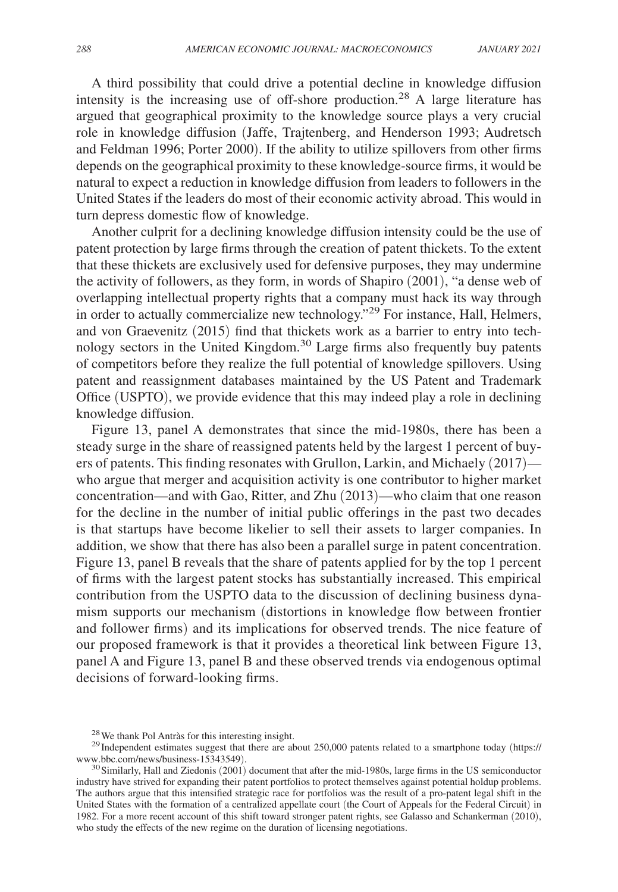A third possibility that could drive a potential decline in knowledge diffusion intensity is the increasing use of off-shore production.[28] A large literature has argued that geographical proximity to the knowledge source plays a very crucial role in knowledge diffusion (Jaffe, Trajtenberg, and Henderson 1993; Audretsch and Feldman 1996; Porter 2000). If the ability to utilize spillovers from other firms depends on the geographical proximity to these knowledge-source firms, it would be natural to expect a reduction in knowledge diffusion from leaders to followers in the United States if the leaders do most of their economic activity abroad. This would in turn depress domestic flow of knowledge.

Another culprit for a declining knowledge diffusion intensity could be the use of patent protection by large firms through the creation of patent thickets. To the extent that these thickets are exclusively used for defensive purposes, they may undermine the activity of followers, as they form, in words of Shapiro (2001), "a dense web of overlapping intellectual property rights that a company must hack its way through in order to actually commercialize new technology."[29] For instance, Hall, Helmers, and von Graevenitz (2015) find that thickets work as a barrier to entry into technology sectors in the United Kingdom.[30] Large firms also frequently buy patents of competitors before they realize the full potential of knowledge spillovers. Using patent and reassignment databases maintained by the US Patent and Trademark Office (USPTO), we provide evidence that this may indeed play a role in declining knowledge diffusion.

Figure 13, panel A demonstrates that since the mid-1980s, there has been a steady surge in the share of reassigned patents held by the largest 1 percent of buyers of patents. This finding resonates with Grullon, Larkin, and Michaely (2017)—who argue that merger and acquisition activity is one contributor to higher market concentration—and with Gao, Ritter, and Zhu (2013)—who claim that one reason for the decline in the number of initial public offerings in the past two decades is that startups have become likelier to sell their assets to larger companies. In addition, we show that there has also been a parallel surge in patent concentration. Figure 13, panel B reveals that the share of patents applied for by the top 1 percent of firms with the largest patent stocks has substantially increased. This empirical contribution from the USPTO data to the discussion of declining business dynamism supports our mechanism (distortions in knowledge flow between frontier and follower firms) and its implications for observed trends. The nice feature of our proposed framework is that it provides a theoretical link between Figure 13, panel A and Figure 13, panel B and these observed trends via endogenous optimal decisions of forward-looking firms.

[28] We thank Pol Antràs for this interesting insight.

[29] Independent estimates suggest that there are about 250,000 patents related to a smartphone today (https://www.bbc.com/news/business-15343549).

[30] Similarly, Hall and Ziedonis (2001) document that after the mid-1980s, large firms in the US semiconductor industry have strived for expanding their patent portfolios to protect themselves against potential holdup problems. The authors argue that this intensified strategic race for portfolios was the result of a pro-patent legal shift in the United States with the formation of a centralized appellate court (the Court of Appeals for the Federal Circuit) in 1982. For a more recent account of this shift toward stronger patent rights, see Galasso and Schankerman (2010), who study the effects of the new regime on the duration of licensing negotiations.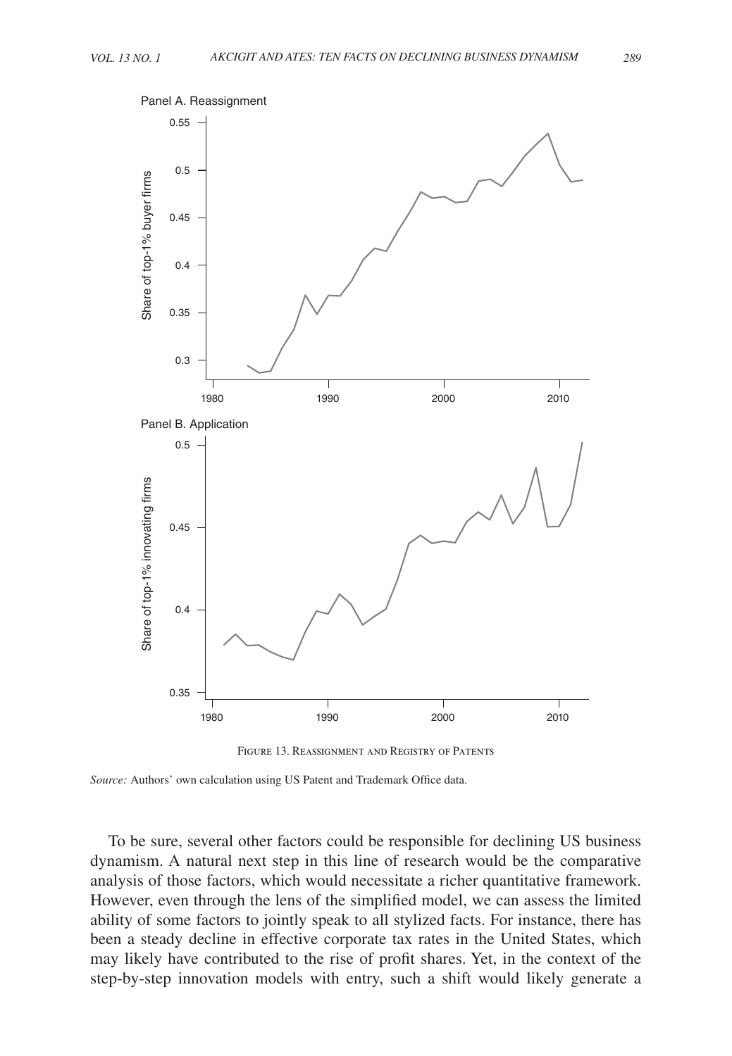Figure 13. Reassignment and Registry of Patents

*Source:* Authors' own calculation using US Patent and Trademark Office data.

To be sure, several other factors could be responsible for declining US business dynamism. A natural next step in this line of research would be the comparative analysis of those factors, which would necessitate a richer quantitative framework. However, even through the lens of the simplified model, we can assess the limited ability of some factors to jointly speak to all stylized facts. For instance, there has been a steady decline in effective corporate tax rates in the United States, which may likely have contributed to the rise of profit shares. Yet, in the context of the step-by-step innovation models with entry, such a shift would likely generate a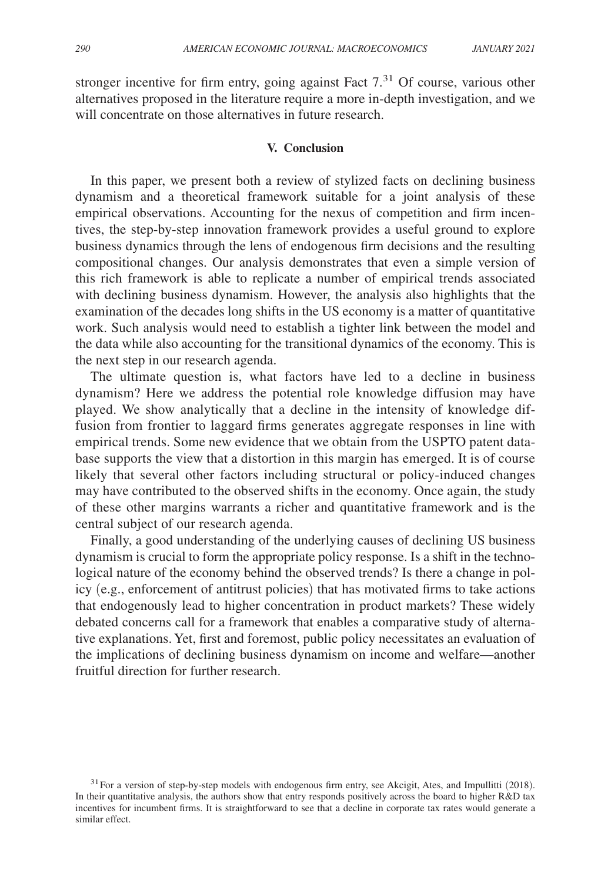stronger incentive for firm entry, going against Fact 7.[31] Of course, various other alternatives proposed in the literature require a more in-depth investigation, and we will concentrate on those alternatives in future research.

## V. Conclusion

In this paper, we present both a review of stylized facts on declining business dynamism and a theoretical framework suitable for a joint analysis of these empirical observations. Accounting for the nexus of competition and firm incentives, the step-by-step innovation framework provides a useful ground to explore business dynamics through the lens of endogenous firm decisions and the resulting compositional changes. Our analysis demonstrates that even a simple version of this rich framework is able to replicate a number of empirical trends associated with declining business dynamism. However, the analysis also highlights that the examination of the decades long shifts in the US economy is a matter of quantitative work. Such analysis would need to establish a tighter link between the model and the data while also accounting for the transitional dynamics of the economy. This is the next step in our research agenda.

The ultimate question is, what factors have led to a decline in business dynamism? Here we address the potential role knowledge diffusion may have played. We show analytically that a decline in the intensity of knowledge diffusion from frontier to laggard firms generates aggregate responses in line with empirical trends. Some new evidence that we obtain from the USPTO patent database supports the view that a distortion in this margin has emerged. It is of course likely that several other factors including structural or policy-induced changes may have contributed to the observed shifts in the economy. Once again, the study of these other margins warrants a richer and quantitative framework and is the central subject of our research agenda.

Finally, a good understanding of the underlying causes of declining US business dynamism is crucial to form the appropriate policy response. Is a shift in the technological nature of the economy behind the observed trends? Is there a change in policy (e.g., enforcement of antitrust policies) that has motivated firms to take actions that endogenously lead to higher concentration in product markets? These widely debated concerns call for a framework that enables a comparative study of alternative explanations. Yet, first and foremost, public policy necessitates an evaluation of the implications of declining business dynamism on income and welfare—another fruitful direction for further research.

[31] For a version of step-by-step models with endogenous firm entry, see Akcigit, Ates, and Impullitti (2018). In their quantitative analysis, the authors show that entry responds positively across the board to higher R&D tax incentives for incumbent firms. It is straightforward to see that a decline in corporate tax rates would generate a similar effect.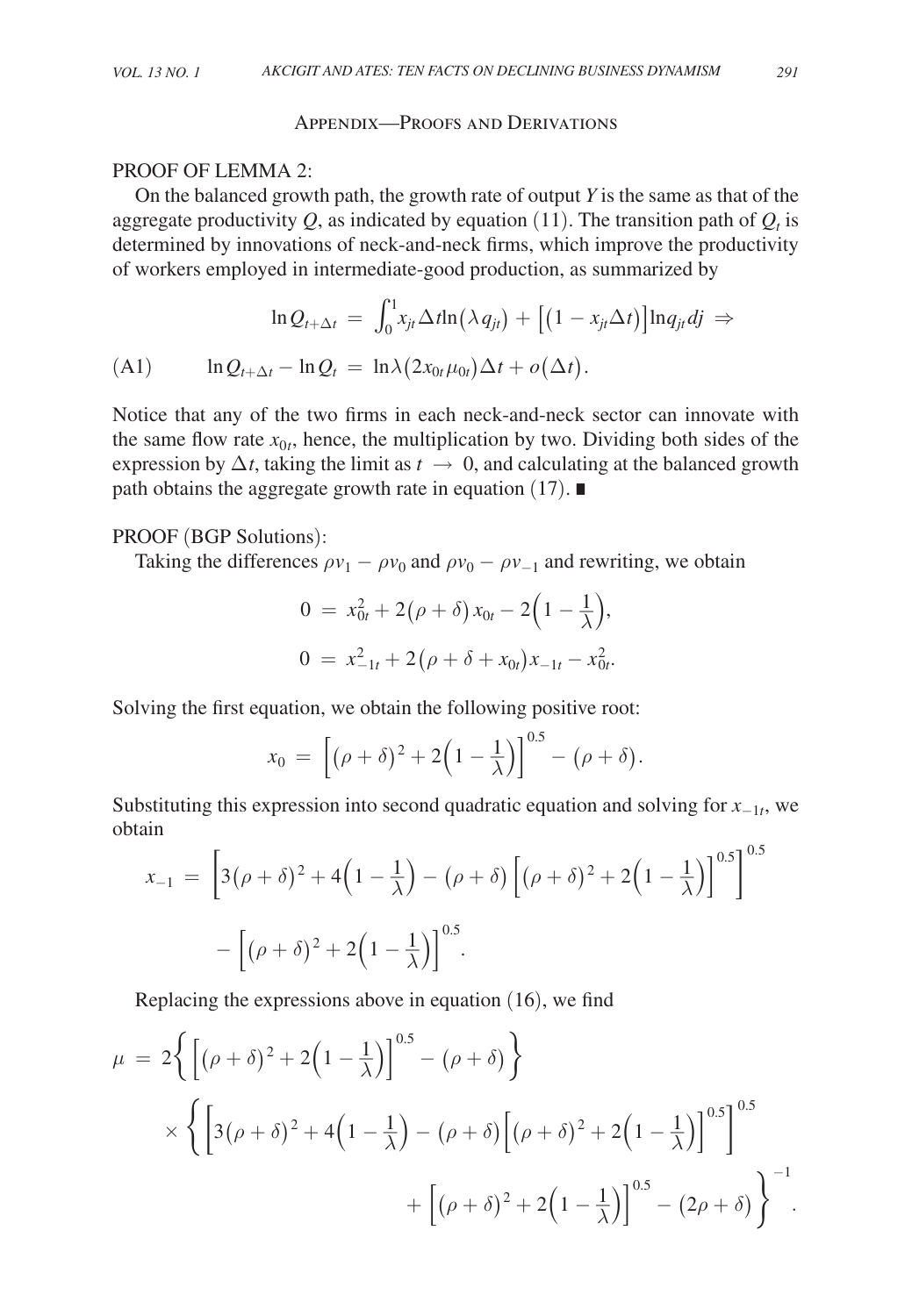## Appendix—Proofs and Derivations

PROOF OF LEMMA 2:

On the balanced growth path, the growth rate of output $Y$ is the same as that of the aggregate productivity $Q$, as indicated by equation (11). The transition path of $Q_t$ is determined by innovations of neck-and-neck firms, which improve the productivity of workers employed in intermediate-good production, as summarized by

$$\ln Q_{t+\Delta t} = \int_0^1 x_{jt} \Delta t \ln(\lambda q_{jt}) + \left[(1 - x_{jt}\Delta t)\right] \ln q_{jt} \, dj \Rightarrow$$

$$\ln Q_{t+\Delta t} - \ln Q_t = \ln \lambda (2 x_{0t} \mu_{0t}) \Delta t + o(\Delta t). \tag{A1}$$

Notice that any of the two firms in each neck-and-neck sector can innovate with the same flow rate $x_{0t}$, hence, the multiplication by two. Dividing both sides of the expression by $\Delta t$, taking the limit as $t \to 0$, and calculating at the balanced growth path obtains the aggregate growth rate in equation (17). ∎

PROOF (BGP Solutions):

Taking the differences $\rho v_1 - \rho v_0$ and $\rho v_0 - \rho v_{-1}$ and rewriting, we obtain

$$0 = x_{0t}^2 + 2(\rho + \delta) x_{0t} - 2\left(1 - \frac{1}{\lambda}\right),$$

$$0 = x_{-1t}^2 + 2(\rho + \delta + x_{0t}) x_{-1t} - x_{0t}^2.$$

Solving the first equation, we obtain the following positive root:

$$x_0 = \left[(\rho + \delta)^2 + 2\left(1 - \frac{1}{\lambda}\right)\right]^{0.5} - (\rho + \delta).$$

Substituting this expression into second quadratic equation and solving for $x_{-1t}$, we obtain

$$x_{-1} = \left[3(\rho + \delta)^2 + 4\left(1 - \frac{1}{\lambda}\right) - (\rho + \delta)\left[(\rho + \delta)^2 + 2\left(1 - \frac{1}{\lambda}\right)\right]^{0.5}\right]^{0.5} - \left[(\rho + \delta)^2 + 2\left(1 - \frac{1}{\lambda}\right)\right]^{0.5}.$$

Replacing the expressions above in equation (16), we find

$$\mu = 2\left\{\left[(\rho + \delta)^2 + 2\left(1 - \frac{1}{\lambda}\right)\right]^{0.5} - (\rho + \delta)\right\} \times \left\{\left[3(\rho + \delta)^2 + 4\left(1 - \frac{1}{\lambda}\right) - (\rho + \delta)\left[(\rho + \delta)^2 + 2\left(1 - \frac{1}{\lambda}\right)\right]^{0.5}\right]^{0.5} + \left[(\rho + \delta)^2 + 2\left(1 - \frac{1}{\lambda}\right)\right]^{0.5} - (2\rho + \delta)\right\}^{-1}.$$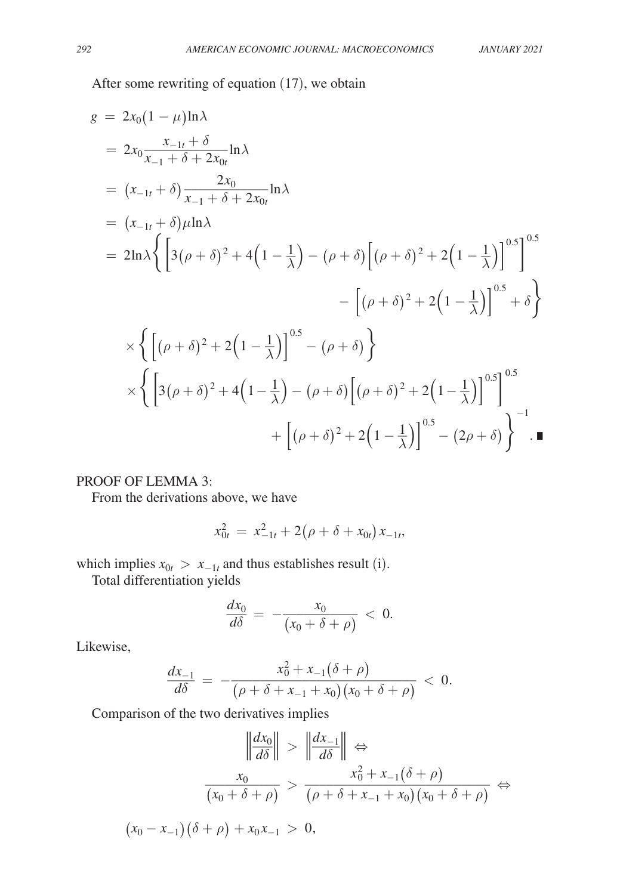After some rewriting of equation (17), we obtain

$$
\begin{aligned}
g &= 2x_0(1-\mu)\ln\lambda \\
&= 2x_0 \frac{x_{-1t}+\delta}{x_{-1}+\delta+2x_{0t}} \ln\lambda \\
&= (x_{-1t}+\delta)\frac{2x_0}{x_{-1}+\delta+2x_{0t}}\ln\lambda \\
&= (x_{-1t}+\delta)\mu\ln\lambda \\
&= 2\ln\lambda\left\{\left[3(\rho+\delta)^2+4\left(1-\frac{1}{\lambda}\right)-(\rho+\delta)\left[(\rho+\delta)^2+2\left(1-\frac{1}{\lambda}\right)\right]^{0.5}\right]^{0.5}\right. \\
&\qquad\qquad \left. -\left[(\rho+\delta)^2+2\left(1-\frac{1}{\lambda}\right)\right]^{0.5}+\delta\right\} \\
&\quad\times\left\{\left[(\rho+\delta)^2+2\left(1-\frac{1}{\lambda}\right)\right]^{0.5}-(\rho+\delta)\right\} \\
&\quad\times\left\{\left[3(\rho+\delta)^2+4\left(1-\frac{1}{\lambda}\right)-(\rho+\delta)\left[(\rho+\delta)^2+2\left(1-\frac{1}{\lambda}\right)\right]^{0.5}\right]^{0.5}\right. \\
&\qquad\qquad \left. +\left[(\rho+\delta)^2+2\left(1-\frac{1}{\lambda}\right)\right]^{0.5}-(2\rho+\delta)\right\}^{-1}. \blacksquare
\end{aligned}
$$

PROOF OF LEMMA 3:

From the derivations above, we have

$$x_{0t}^2 = x_{-1t}^2 + 2(\rho+\delta+x_{0t})x_{-1t},$$

which implies $x_{0t} > x_{-1t}$ and thus establishes result (i).

Total differentiation yields

$$\frac{dx_0}{d\delta} = -\frac{x_0}{(x_0+\delta+\rho)} < 0.$$

Likewise,

$$\frac{dx_{-1}}{d\delta} = -\frac{x_0^2 + x_{-1}(\delta+\rho)}{(\rho+\delta+x_{-1}+x_0)(x_0+\delta+\rho)} < 0.$$

Comparison of the two derivatives implies

$$
\begin{aligned}
&\left\|\frac{dx_0}{d\delta}\right\| > \left\|\frac{dx_{-1}}{d\delta}\right\| \Leftrightarrow \\
&\frac{x_0}{(x_0+\delta+\rho)} > \frac{x_0^2+x_{-1}(\delta+\rho)}{(\rho+\delta+x_{-1}+x_0)(x_0+\delta+\rho)} \Leftrightarrow \\
&(x_0-x_{-1})(\delta+\rho)+x_0x_{-1} > 0,
\end{aligned}
$$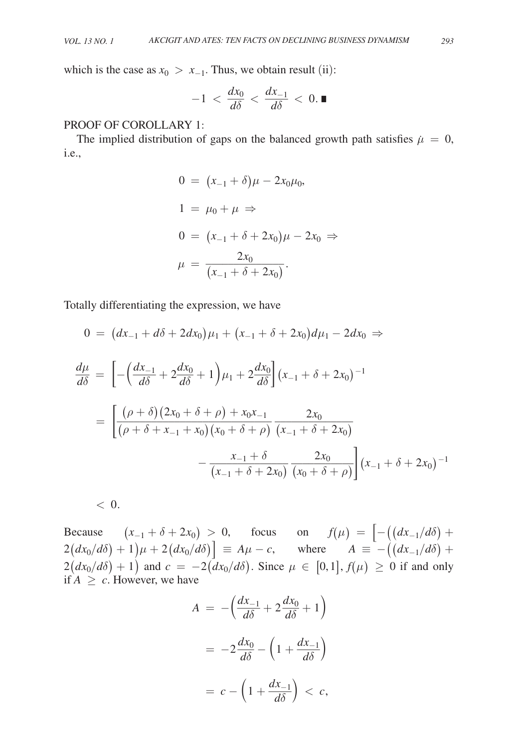which is the case as $x_0 > x_{-1}$. Thus, we obtain result (ii):

$$-1 < \frac{dx_0}{d\delta} < \frac{dx_{-1}}{d\delta} < 0. \blacksquare$$

PROOF OF COROLLARY 1:

The implied distribution of gaps on the balanced growth path satisfies $\dot{\mu} = 0$, i.e.,

$$0 = (x_{-1} + \delta)\mu - 2x_0\mu_0,$$

$$1 = \mu_0 + \mu \Rightarrow$$

$$0 = (x_{-1} + \delta + 2x_0)\mu - 2x_0 \Rightarrow$$

$$\mu = \frac{2x_0}{(x_{-1} + \delta + 2x_0)}.$$

Totally differentiating the expression, we have

$$0 = (dx_{-1} + d\delta + 2dx_0)\mu_1 + (x_{-1} + \delta + 2x_0)d\mu_1 - 2dx_0 \Rightarrow$$

$$\frac{d\mu}{d\delta} = \left[-\left(\frac{dx_{-1}}{d\delta} + 2\frac{dx_0}{d\delta} + 1\right)\mu_1 + 2\frac{dx_0}{d\delta}\right](x_{-1} + \delta + 2x_0)^{-1}$$

$$= \left[\frac{(\rho + \delta)(2x_0 + \delta + \rho) + x_0 x_{-1}}{(\rho + \delta + x_{-1} + x_0)(x_0 + \delta + \rho)} \frac{2x_0}{(x_{-1} + \delta + 2x_0)} - \frac{x_{-1} + \delta}{(x_{-1} + \delta + 2x_0)} \frac{2x_0}{(x_0 + \delta + \rho)}\right](x_{-1} + \delta + 2x_0)^{-1}$$

$$< 0.$$

Because $(x_{-1} + \delta + 2x_0) > 0$, focus on $f(\mu) = \left[-\left((dx_{-1}/d\delta) + 2(dx_0/d\delta) + 1\right)\mu + 2(dx_0/d\delta)\right] \equiv A\mu - c$, where $A \equiv -\left((dx_{-1}/d\delta) + 2(dx_0/d\delta) + 1\right)$ and $c = -2(dx_0/d\delta)$. Since $\mu \in [0,1]$, $f(\mu) \geq 0$ if and only if $A \geq c$. However, we have

$$A = -\left(\frac{dx_{-1}}{d\delta} + 2\frac{dx_0}{d\delta} + 1\right)$$

$$= -2\frac{dx_0}{d\delta} - \left(1 + \frac{dx_{-1}}{d\delta}\right)$$

$$= c - \left(1 + \frac{dx_{-1}}{d\delta}\right) < c,$$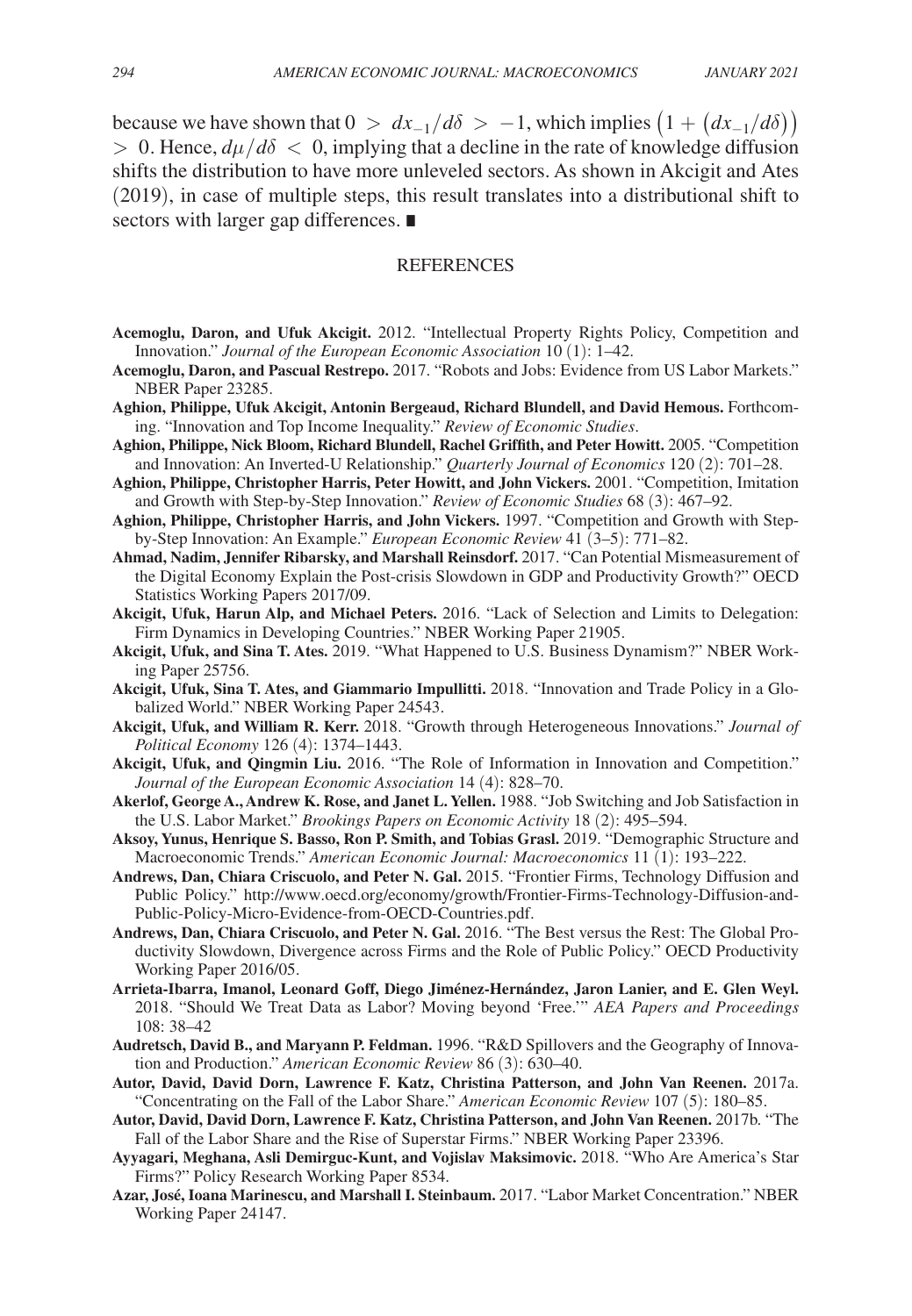because we have shown that $0 > dx_{-1}/d\delta > -1$, which implies $\left(1 + \left(dx_{-1}/d\delta\right)\right) > 0$. Hence, $d\mu/d\delta < 0$, implying that a decline in the rate of knowledge diffusion shifts the distribution to have more unleveled sectors. As shown in Akcigit and Ates (2019), in case of multiple steps, this result translates into a distributional shift to sectors with larger gap differences. ■

## REFERENCES

**Acemoglu, Daron, and Ufuk Akcigit.** 2012. "Intellectual Property Rights Policy, Competition and Innovation." *Journal of the European Economic Association* 10 (1): 1–42.

**Acemoglu, Daron, and Pascual Restrepo.** 2017. "Robots and Jobs: Evidence from US Labor Markets." NBER Paper 23285.

**Aghion, Philippe, Ufuk Akcigit, Antonin Bergeaud, Richard Blundell, and David Hemous.** Forthcoming. "Innovation and Top Income Inequality." *Review of Economic Studies*.

**Aghion, Philippe, Nick Bloom, Richard Blundell, Rachel Griffith, and Peter Howitt.** 2005. "Competition and Innovation: An Inverted-U Relationship." *Quarterly Journal of Economics* 120 (2): 701–28.

**Aghion, Philippe, Christopher Harris, Peter Howitt, and John Vickers.** 2001. "Competition, Imitation and Growth with Step-by-Step Innovation." *Review of Economic Studies* 68 (3): 467–92.

**Aghion, Philippe, Christopher Harris, and John Vickers.** 1997. "Competition and Growth with Step-by-Step Innovation: An Example." *European Economic Review* 41 (3–5): 771–82.

**Ahmad, Nadim, Jennifer Ribarsky, and Marshall Reinsdorf.** 2017. "Can Potential Mismeasurement of the Digital Economy Explain the Post-crisis Slowdown in GDP and Productivity Growth?" OECD Statistics Working Papers 2017/09.

**Akcigit, Ufuk, Harun Alp, and Michael Peters.** 2016. "Lack of Selection and Limits to Delegation: Firm Dynamics in Developing Countries." NBER Working Paper 21905.

**Akcigit, Ufuk, and Sina T. Ates.** 2019. "What Happened to U.S. Business Dynamism?" NBER Working Paper 25756.

**Akcigit, Ufuk, Sina T. Ates, and Giammario Impullitti.** 2018. "Innovation and Trade Policy in a Globalized World." NBER Working Paper 24543.

**Akcigit, Ufuk, and William R. Kerr.** 2018. "Growth through Heterogeneous Innovations." *Journal of Political Economy* 126 (4): 1374–1443.

**Akcigit, Ufuk, and Qingmin Liu.** 2016. "The Role of Information in Innovation and Competition." *Journal of the European Economic Association* 14 (4): 828–70.

**Akerlof, George A., Andrew K. Rose, and Janet L. Yellen.** 1988. "Job Switching and Job Satisfaction in the U.S. Labor Market." *Brookings Papers on Economic Activity* 18 (2): 495–594.

**Aksoy, Yunus, Henrique S. Basso, Ron P. Smith, and Tobias Grasl.** 2019. "Demographic Structure and Macroeconomic Trends." *American Economic Journal: Macroeconomics* 11 (1): 193–222.

**Andrews, Dan, Chiara Criscuolo, and Peter N. Gal.** 2015. "Frontier Firms, Technology Diffusion and Public Policy." http://www.oecd.org/economy/growth/Frontier-Firms-Technology-Diffusion-and-Public-Policy-Micro-Evidence-from-OECD-Countries.pdf.

**Andrews, Dan, Chiara Criscuolo, and Peter N. Gal.** 2016. "The Best versus the Rest: The Global Productivity Slowdown, Divergence across Firms and the Role of Public Policy." OECD Productivity Working Paper 2016/05.

**Arrieta-Ibarra, Imanol, Leonard Goff, Diego Jiménez-Hernández, Jaron Lanier, and E. Glen Weyl.** 2018. "Should We Treat Data as Labor? Moving beyond 'Free.'" *AEA Papers and Proceedings* 108: 38–42

**Audretsch, David B., and Maryann P. Feldman.** 1996. "R&D Spillovers and the Geography of Innovation and Production." *American Economic Review* 86 (3): 630–40.

**Autor, David, David Dorn, Lawrence F. Katz, Christina Patterson, and John Van Reenen.** 2017a. "Concentrating on the Fall of the Labor Share." *American Economic Review* 107 (5): 180–85.

**Autor, David, David Dorn, Lawrence F. Katz, Christina Patterson, and John Van Reenen.** 2017b. "The Fall of the Labor Share and the Rise of Superstar Firms." NBER Working Paper 23396.

**Ayyagari, Meghana, Asli Demirguc-Kunt, and Vojislav Maksimovic.** 2018. "Who Are America's Star Firms?" Policy Research Working Paper 8534.

**Azar, José, Ioana Marinescu, and Marshall I. Steinbaum.** 2017. "Labor Market Concentration." NBER Working Paper 24147.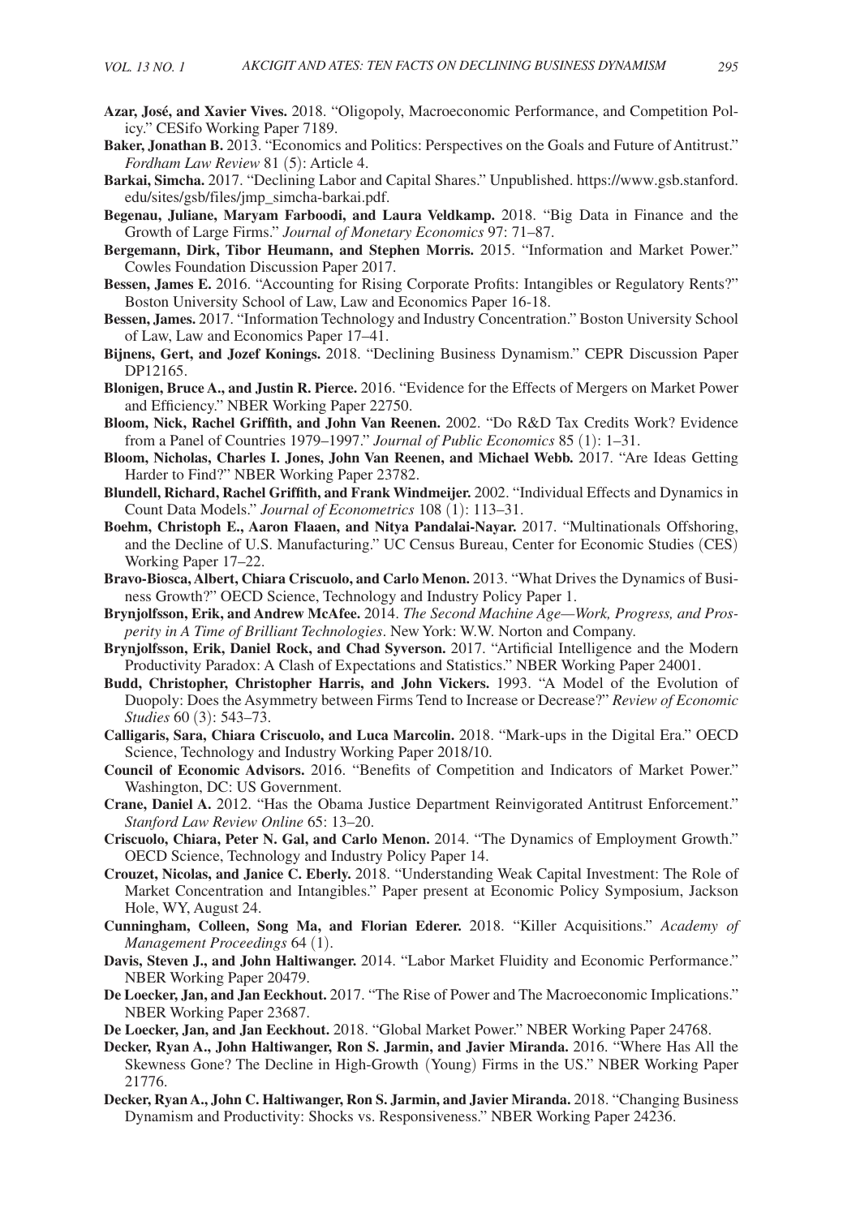**Azar, José, and Xavier Vives.** 2018. "Oligopoly, Macroeconomic Performance, and Competition Policy." CESifo Working Paper 7189.

**Baker, Jonathan B.** 2013. "Economics and Politics: Perspectives on the Goals and Future of Antitrust." *Fordham Law Review* 81 (5): Article 4.

**Barkai, Simcha.** 2017. "Declining Labor and Capital Shares." Unpublished. https://www.gsb.stanford.edu/sites/gsb/files/jmp_simcha-barkai.pdf.

**Begenau, Juliane, Maryam Farboodi, and Laura Veldkamp.** 2018. "Big Data in Finance and the Growth of Large Firms." *Journal of Monetary Economics* 97: 71–87.

**Bergemann, Dirk, Tibor Heumann, and Stephen Morris.** 2015. "Information and Market Power." Cowles Foundation Discussion Paper 2017.

**Bessen, James E.** 2016. "Accounting for Rising Corporate Profits: Intangibles or Regulatory Rents?" Boston University School of Law, Law and Economics Paper 16-18.

**Bessen, James.** 2017. "Information Technology and Industry Concentration." Boston University School of Law, Law and Economics Paper 17–41.

**Bijnens, Gert, and Jozef Konings.** 2018. "Declining Business Dynamism." CEPR Discussion Paper DP12165.

**Blonigen, Bruce A., and Justin R. Pierce.** 2016. "Evidence for the Effects of Mergers on Market Power and Efficiency." NBER Working Paper 22750.

**Bloom, Nick, Rachel Griffith, and John Van Reenen.** 2002. "Do R&D Tax Credits Work? Evidence from a Panel of Countries 1979–1997." *Journal of Public Economics* 85 (1): 1–31.

**Bloom, Nicholas, Charles I. Jones, John Van Reenen, and Michael Webb.** 2017. "Are Ideas Getting Harder to Find?" NBER Working Paper 23782.

**Blundell, Richard, Rachel Griffith, and Frank Windmeijer.** 2002. "Individual Effects and Dynamics in Count Data Models." *Journal of Econometrics* 108 (1): 113–31.

**Boehm, Christoph E., Aaron Flaaen, and Nitya Pandalai-Nayar.** 2017. "Multinationals Offshoring, and the Decline of U.S. Manufacturing." UC Census Bureau, Center for Economic Studies (CES) Working Paper 17–22.

**Bravo-Biosca, Albert, Chiara Criscuolo, and Carlo Menon.** 2013. "What Drives the Dynamics of Business Growth?" OECD Science, Technology and Industry Policy Paper 1.

**Brynjolfsson, Erik, and Andrew McAfee.** 2014. *The Second Machine Age—Work, Progress, and Prosperity in A Time of Brilliant Technologies*. New York: W.W. Norton and Company.

**Brynjolfsson, Erik, Daniel Rock, and Chad Syverson.** 2017. "Artificial Intelligence and the Modern Productivity Paradox: A Clash of Expectations and Statistics." NBER Working Paper 24001.

**Budd, Christopher, Christopher Harris, and John Vickers.** 1993. "A Model of the Evolution of Duopoly: Does the Asymmetry between Firms Tend to Increase or Decrease?" *Review of Economic Studies* 60 (3): 543–73.

**Calligaris, Sara, Chiara Criscuolo, and Luca Marcolin.** 2018. "Mark-ups in the Digital Era." OECD Science, Technology and Industry Working Paper 2018/10.

**Council of Economic Advisors.** 2016. "Benefits of Competition and Indicators of Market Power." Washington, DC: US Government.

**Crane, Daniel A.** 2012. "Has the Obama Justice Department Reinvigorated Antitrust Enforcement." *Stanford Law Review Online* 65: 13–20.

**Criscuolo, Chiara, Peter N. Gal, and Carlo Menon.** 2014. "The Dynamics of Employment Growth." OECD Science, Technology and Industry Policy Paper 14.

**Crouzet, Nicolas, and Janice C. Eberly.** 2018. "Understanding Weak Capital Investment: The Role of Market Concentration and Intangibles." Paper present at Economic Policy Symposium, Jackson Hole, WY, August 24.

**Cunningham, Colleen, Song Ma, and Florian Ederer.** 2018. "Killer Acquisitions." *Academy of Management Proceedings* 64 (1).

**Davis, Steven J., and John Haltiwanger.** 2014. "Labor Market Fluidity and Economic Performance." NBER Working Paper 20479.

**De Loecker, Jan, and Jan Eeckhout.** 2017. "The Rise of Power and The Macroeconomic Implications." NBER Working Paper 23687.

**De Loecker, Jan, and Jan Eeckhout.** 2018. "Global Market Power." NBER Working Paper 24768.

**Decker, Ryan A., John Haltiwanger, Ron S. Jarmin, and Javier Miranda.** 2016. "Where Has All the Skewness Gone? The Decline in High-Growth (Young) Firms in the US." NBER Working Paper 21776.

**Decker, Ryan A., John C. Haltiwanger, Ron S. Jarmin, and Javier Miranda.** 2018. "Changing Business Dynamism and Productivity: Shocks vs. Responsiveness." NBER Working Paper 24236.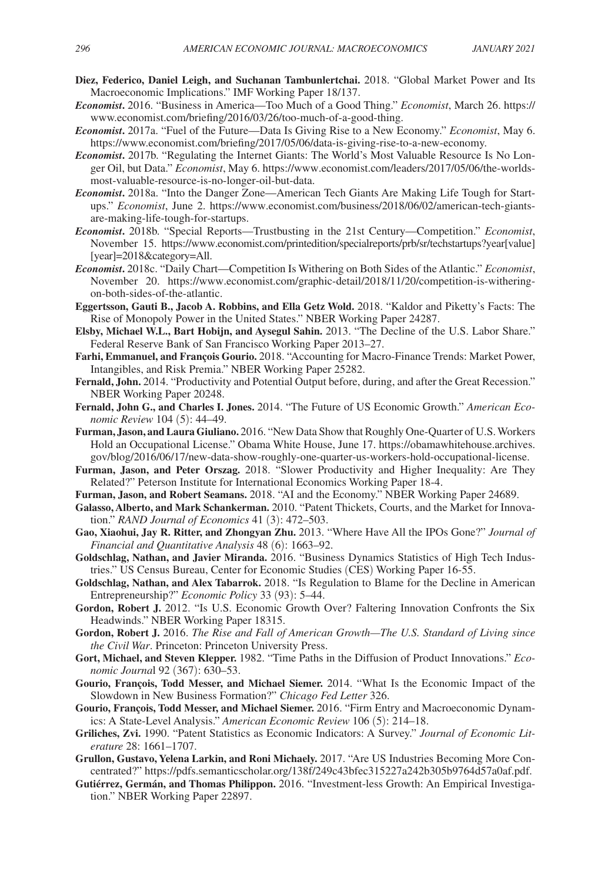**Diez, Federico, Daniel Leigh, and Suchanan Tambunlertchai.** 2018. "Global Market Power and Its Macroeconomic Implications." IMF Working Paper 18/137.

***Economist*.** 2016. "Business in America—Too Much of a Good Thing." *Economist*, March 26. https://www.economist.com/briefing/2016/03/26/too-much-of-a-good-thing.

***Economist*.** 2017a. "Fuel of the Future—Data Is Giving Rise to a New Economy." *Economist*, May 6. https://www.economist.com/briefing/2017/05/06/data-is-giving-rise-to-a-new-economy.

***Economist*.** 2017b. "Regulating the Internet Giants: The World's Most Valuable Resource Is No Longer Oil, but Data." *Economist*, May 6. https://www.economist.com/leaders/2017/05/06/the-worlds-most-valuable-resource-is-no-longer-oil-but-data.

***Economist*.** 2018a. "Into the Danger Zone—American Tech Giants Are Making Life Tough for Startups." *Economist*, June 2. https://www.economist.com/business/2018/06/02/american-tech-giants-are-making-life-tough-for-startups.

***Economist*.** 2018b. "Special Reports—Trustbusting in the 21st Century—Competition." *Economist*, November 15. https://www.economist.com/printedition/specialreports/prb/sr/techstartups?year[value][year]=2018&category=All.

***Economist*.** 2018c. "Daily Chart—Competition Is Withering on Both Sides of the Atlantic." *Economist*, November 20. https://www.economist.com/graphic-detail/2018/11/20/competition-is-withering-on-both-sides-of-the-atlantic.

**Eggertsson, Gauti B., Jacob A. Robbins, and Ella Getz Wold.** 2018. "Kaldor and Piketty's Facts: The Rise of Monopoly Power in the United States." NBER Working Paper 24287.

**Elsby, Michael W.L., Bart Hobijn, and Aysegul Sahin.** 2013. "The Decline of the U.S. Labor Share." Federal Reserve Bank of San Francisco Working Paper 2013–27.

**Farhi, Emmanuel, and François Gourio.** 2018. "Accounting for Macro-Finance Trends: Market Power, Intangibles, and Risk Premia." NBER Working Paper 25282.

**Fernald, John.** 2014. "Productivity and Potential Output before, during, and after the Great Recession." NBER Working Paper 20248.

**Fernald, John G., and Charles I. Jones.** 2014. "The Future of US Economic Growth." *American Economic Review* 104 (5): 44–49.

**Furman, Jason, and Laura Giuliano.** 2016. "New Data Show that Roughly One-Quarter of U.S. Workers Hold an Occupational License." Obama White House, June 17. https://obamawhitehouse.archives.gov/blog/2016/06/17/new-data-show-roughly-one-quarter-us-workers-hold-occupational-license.

**Furman, Jason, and Peter Orszag.** 2018. "Slower Productivity and Higher Inequality: Are They Related?" Peterson Institute for International Economics Working Paper 18-4.

**Furman, Jason, and Robert Seamans.** 2018. "AI and the Economy." NBER Working Paper 24689.

**Galasso, Alberto, and Mark Schankerman.** 2010. "Patent Thickets, Courts, and the Market for Innovation." *RAND Journal of Economics* 41 (3): 472–503.

**Gao, Xiaohui, Jay R. Ritter, and Zhongyan Zhu.** 2013. "Where Have All the IPOs Gone?" *Journal of Financial and Quantitative Analysis* 48 (6): 1663–92.

**Goldschlag, Nathan, and Javier Miranda.** 2016. "Business Dynamics Statistics of High Tech Industries." US Census Bureau, Center for Economic Studies (CES) Working Paper 16-55.

**Goldschlag, Nathan, and Alex Tabarrok.** 2018. "Is Regulation to Blame for the Decline in American Entrepreneurship?" *Economic Policy* 33 (93): 5–44.

**Gordon, Robert J.** 2012. "Is U.S. Economic Growth Over? Faltering Innovation Confronts the Six Headwinds." NBER Working Paper 18315.

**Gordon, Robert J.** 2016. *The Rise and Fall of American Growth—The U.S. Standard of Living since the Civil War*. Princeton: Princeton University Press.

**Gort, Michael, and Steven Klepper.** 1982. "Time Paths in the Diffusion of Product Innovations." *Economic Journa*l 92 (367): 630–53.

**Gourio, François, Todd Messer, and Michael Siemer.** 2014. "What Is the Economic Impact of the Slowdown in New Business Formation?" *Chicago Fed Letter* 326.

**Gourio, François, Todd Messer, and Michael Siemer.** 2016. "Firm Entry and Macroeconomic Dynamics: A State-Level Analysis." *American Economic Review* 106 (5): 214–18.

**Griliches, Zvi.** 1990. "Patent Statistics as Economic Indicators: A Survey." *Journal of Economic Literature* 28: 1661–1707.

**Grullon, Gustavo, Yelena Larkin, and Roni Michaely.** 2017. "Are US Industries Becoming More Concentrated?" https://pdfs.semanticscholar.org/138f/249c43bfec315227a242b305b9764d57a0af.pdf.

**Gutiérrez, Germán, and Thomas Philippon.** 2016. "Investment-less Growth: An Empirical Investigation." NBER Working Paper 22897.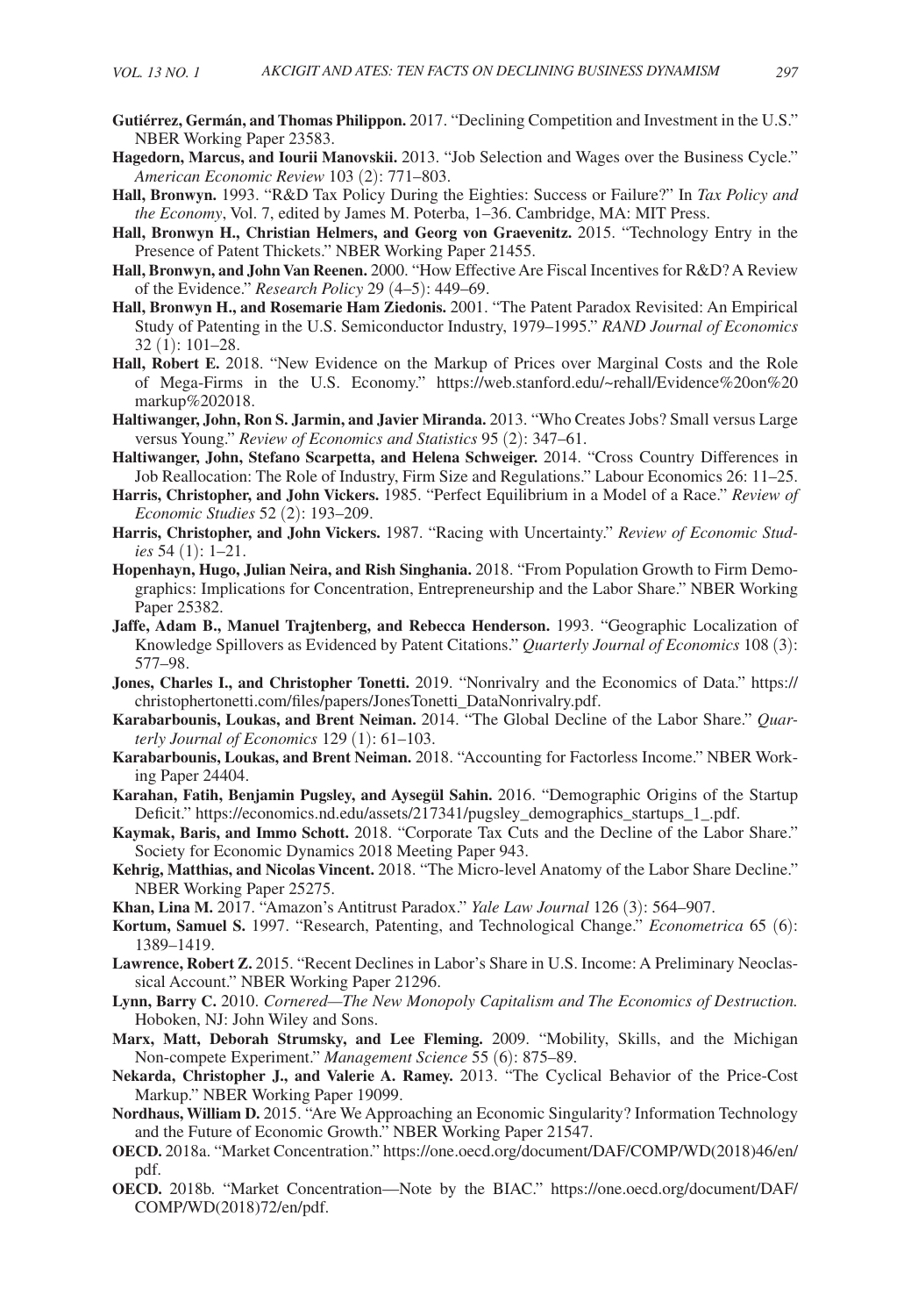**Gutiérrez, Germán, and Thomas Philippon.** 2017. "Declining Competition and Investment in the U.S." NBER Working Paper 23583.

**Hagedorn, Marcus, and Iourii Manovskii.** 2013. "Job Selection and Wages over the Business Cycle." *American Economic Review* 103 (2): 771–803.

**Hall, Bronwyn.** 1993. "R&D Tax Policy During the Eighties: Success or Failure?" In *Tax Policy and the Economy*, Vol. 7, edited by James M. Poterba, 1–36. Cambridge, MA: MIT Press.

**Hall, Bronwyn H., Christian Helmers, and Georg von Graevenitz.** 2015. "Technology Entry in the Presence of Patent Thickets." NBER Working Paper 21455.

**Hall, Bronwyn, and John Van Reenen.** 2000. "How Effective Are Fiscal Incentives for R&D? A Review of the Evidence." *Research Policy* 29 (4–5): 449–69.

**Hall, Bronwyn H., and Rosemarie Ham Ziedonis.** 2001. "The Patent Paradox Revisited: An Empirical Study of Patenting in the U.S. Semiconductor Industry, 1979–1995." *RAND Journal of Economics* 32 (1): 101–28.

**Hall, Robert E.** 2018. "New Evidence on the Markup of Prices over Marginal Costs and the Role of Mega-Firms in the U.S. Economy." https://web.stanford.edu/~rehall/Evidence%20on%20markup%202018.

**Haltiwanger, John, Ron S. Jarmin, and Javier Miranda.** 2013. "Who Creates Jobs? Small versus Large versus Young." *Review of Economics and Statistics* 95 (2): 347–61.

**Haltiwanger, John, Stefano Scarpetta, and Helena Schweiger.** 2014. "Cross Country Differences in Job Reallocation: The Role of Industry, Firm Size and Regulations." Labour Economics 26: 11–25.

**Harris, Christopher, and John Vickers.** 1985. "Perfect Equilibrium in a Model of a Race." *Review of Economic Studies* 52 (2): 193–209.

**Harris, Christopher, and John Vickers.** 1987. "Racing with Uncertainty." *Review of Economic Studies* 54 (1): 1–21.

**Hopenhayn, Hugo, Julian Neira, and Rish Singhania.** 2018. "From Population Growth to Firm Demographics: Implications for Concentration, Entrepreneurship and the Labor Share." NBER Working Paper 25382.

**Jaffe, Adam B., Manuel Trajtenberg, and Rebecca Henderson.** 1993. "Geographic Localization of Knowledge Spillovers as Evidenced by Patent Citations." *Quarterly Journal of Economics* 108 (3): 577–98.

**Jones, Charles I., and Christopher Tonetti.** 2019. "Nonrivalry and the Economics of Data." https://christophertonetti.com/files/papers/JonesTonetti_DataNonrivalry.pdf.

**Karabarbounis, Loukas, and Brent Neiman.** 2014. "The Global Decline of the Labor Share." *Quarterly Journal of Economics* 129 (1): 61–103.

**Karabarbounis, Loukas, and Brent Neiman.** 2018. "Accounting for Factorless Income." NBER Working Paper 24404.

**Karahan, Fatih, Benjamin Pugsley, and Aysegül Sahin.** 2016. "Demographic Origins of the Startup Deficit." https://economics.nd.edu/assets/217341/pugsley_demographics_startups_1_.pdf.

**Kaymak, Baris, and Immo Schott.** 2018. "Corporate Tax Cuts and the Decline of the Labor Share." Society for Economic Dynamics 2018 Meeting Paper 943.

**Kehrig, Matthias, and Nicolas Vincent.** 2018. "The Micro-level Anatomy of the Labor Share Decline." NBER Working Paper 25275.

**Khan, Lina M.** 2017. "Amazon's Antitrust Paradox." *Yale Law Journal* 126 (3): 564–907.

**Kortum, Samuel S.** 1997. "Research, Patenting, and Technological Change." *Econometrica* 65 (6): 1389–1419.

**Lawrence, Robert Z.** 2015. "Recent Declines in Labor's Share in U.S. Income: A Preliminary Neoclassical Account." NBER Working Paper 21296.

**Lynn, Barry C.** 2010. *Cornered—The New Monopoly Capitalism and The Economics of Destruction.* Hoboken, NJ: John Wiley and Sons.

**Marx, Matt, Deborah Strumsky, and Lee Fleming.** 2009. "Mobility, Skills, and the Michigan Non-compete Experiment." *Management Science* 55 (6): 875–89.

**Nekarda, Christopher J., and Valerie A. Ramey.** 2013. "The Cyclical Behavior of the Price-Cost Markup." NBER Working Paper 19099.

**Nordhaus, William D.** 2015. "Are We Approaching an Economic Singularity? Information Technology and the Future of Economic Growth." NBER Working Paper 21547.

**OECD.** 2018a. "Market Concentration." https://one.oecd.org/document/DAF/COMP/WD(2018)46/en/pdf.

**OECD.** 2018b. "Market Concentration—Note by the BIAC." https://one.oecd.org/document/DAF/COMP/WD(2018)72/en/pdf.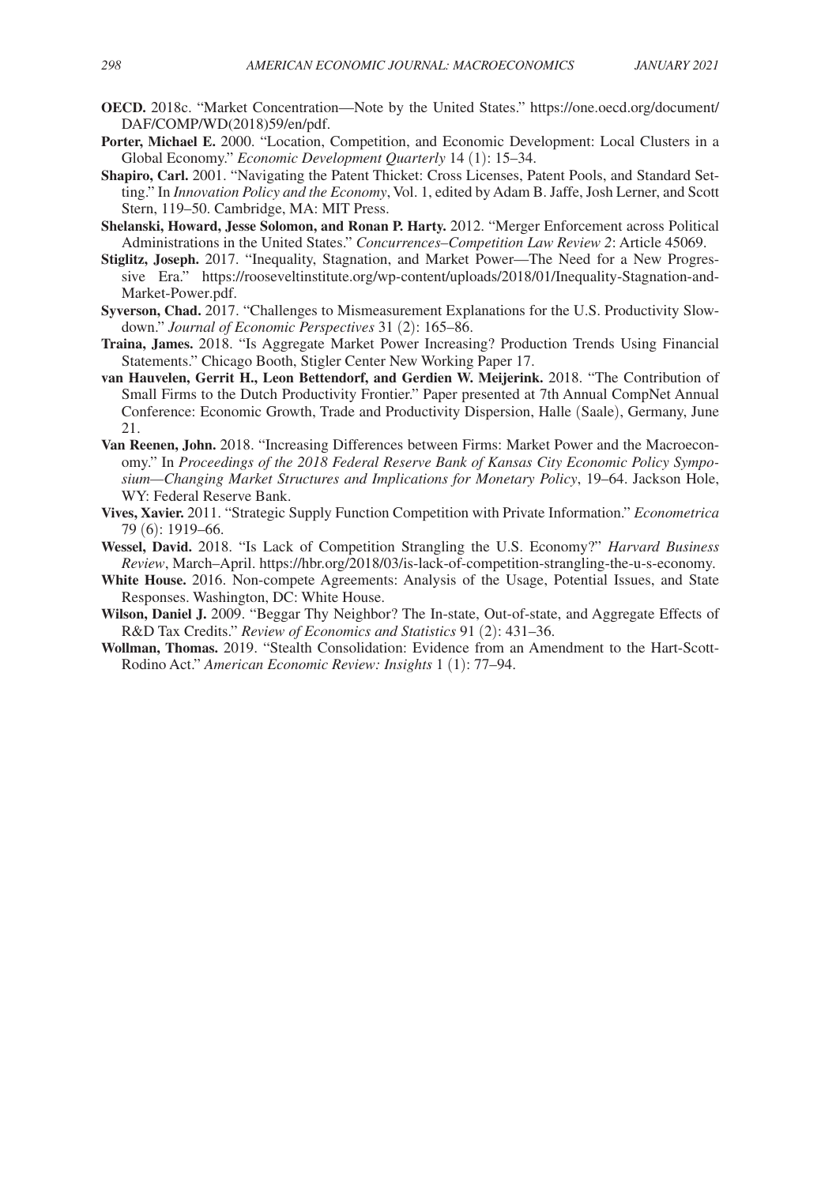**OECD.** 2018c. "Market Concentration—Note by the United States." https://one.oecd.org/document/DAF/COMP/WD(2018)59/en/pdf.

**Porter, Michael E.** 2000. "Location, Competition, and Economic Development: Local Clusters in a Global Economy." *Economic Development Quarterly* 14 (1): 15–34.

**Shapiro, Carl.** 2001. "Navigating the Patent Thicket: Cross Licenses, Patent Pools, and Standard Setting." In *Innovation Policy and the Economy*, Vol. 1, edited by Adam B. Jaffe, Josh Lerner, and Scott Stern, 119–50. Cambridge, MA: MIT Press.

**Shelanski, Howard, Jesse Solomon, and Ronan P. Harty.** 2012. "Merger Enforcement across Political Administrations in the United States." *Concurrences–Competition Law Review 2*: Article 45069.

**Stiglitz, Joseph.** 2017. "Inequality, Stagnation, and Market Power—The Need for a New Progressive Era." https://rooseveltinstitute.org/wp-content/uploads/2018/01/Inequality-Stagnation-and-Market-Power.pdf.

**Syverson, Chad.** 2017. "Challenges to Mismeasurement Explanations for the U.S. Productivity Slowdown." *Journal of Economic Perspectives* 31 (2): 165–86.

**Traina, James.** 2018. "Is Aggregate Market Power Increasing? Production Trends Using Financial Statements." Chicago Booth, Stigler Center New Working Paper 17.

**van Hauvelen, Gerrit H., Leon Bettendorf, and Gerdien W. Meijerink.** 2018. "The Contribution of Small Firms to the Dutch Productivity Frontier." Paper presented at 7th Annual CompNet Annual Conference: Economic Growth, Trade and Productivity Dispersion, Halle (Saale), Germany, June 21.

**Van Reenen, John.** 2018. "Increasing Differences between Firms: Market Power and the Macroeconomy." In *Proceedings of the 2018 Federal Reserve Bank of Kansas City Economic Policy Symposium—Changing Market Structures and Implications for Monetary Policy*, 19–64. Jackson Hole, WY: Federal Reserve Bank.

**Vives, Xavier.** 2011. "Strategic Supply Function Competition with Private Information." *Econometrica* 79 (6): 1919–66.

**Wessel, David.** 2018. "Is Lack of Competition Strangling the U.S. Economy?" *Harvard Business Review*, March–April. https://hbr.org/2018/03/is-lack-of-competition-strangling-the-u-s-economy.

**White House.** 2016. Non-compete Agreements: Analysis of the Usage, Potential Issues, and State Responses. Washington, DC: White House.

**Wilson, Daniel J.** 2009. "Beggar Thy Neighbor? The In-state, Out-of-state, and Aggregate Effects of R&D Tax Credits." *Review of Economics and Statistics* 91 (2): 431–36.

**Wollman, Thomas.** 2019. "Stealth Consolidation: Evidence from an Amendment to the Hart-Scott-Rodino Act." *American Economic Review: Insights* 1 (1): 77–94.